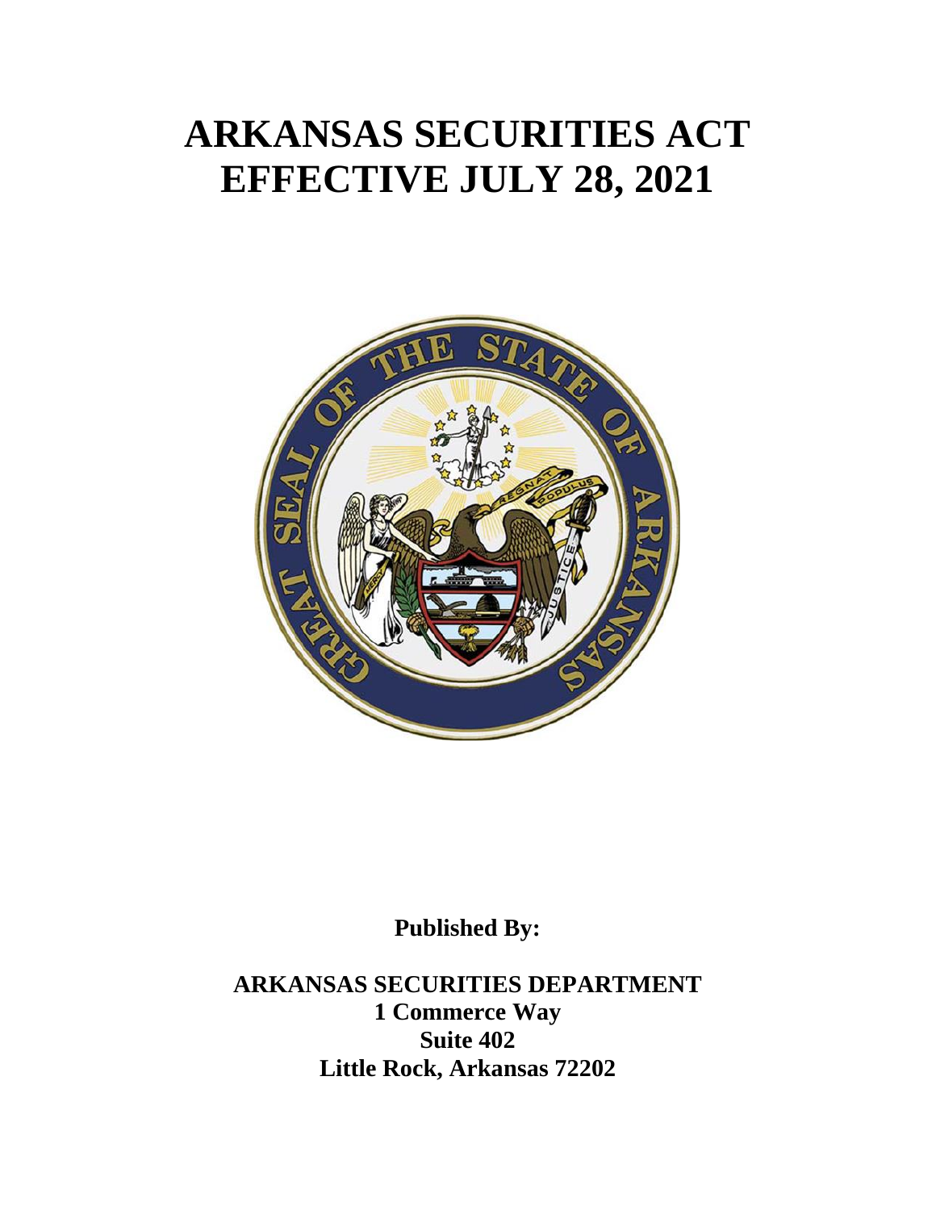# ARKANSAS SECURITIES ACT
# EFFECTIVE JULY 28, 2021

**Published By:**

**ARKANSAS SECURITIES DEPARTMENT**
**1 Commerce Way**
**Suite 402**
**Little Rock, Arkansas 72202**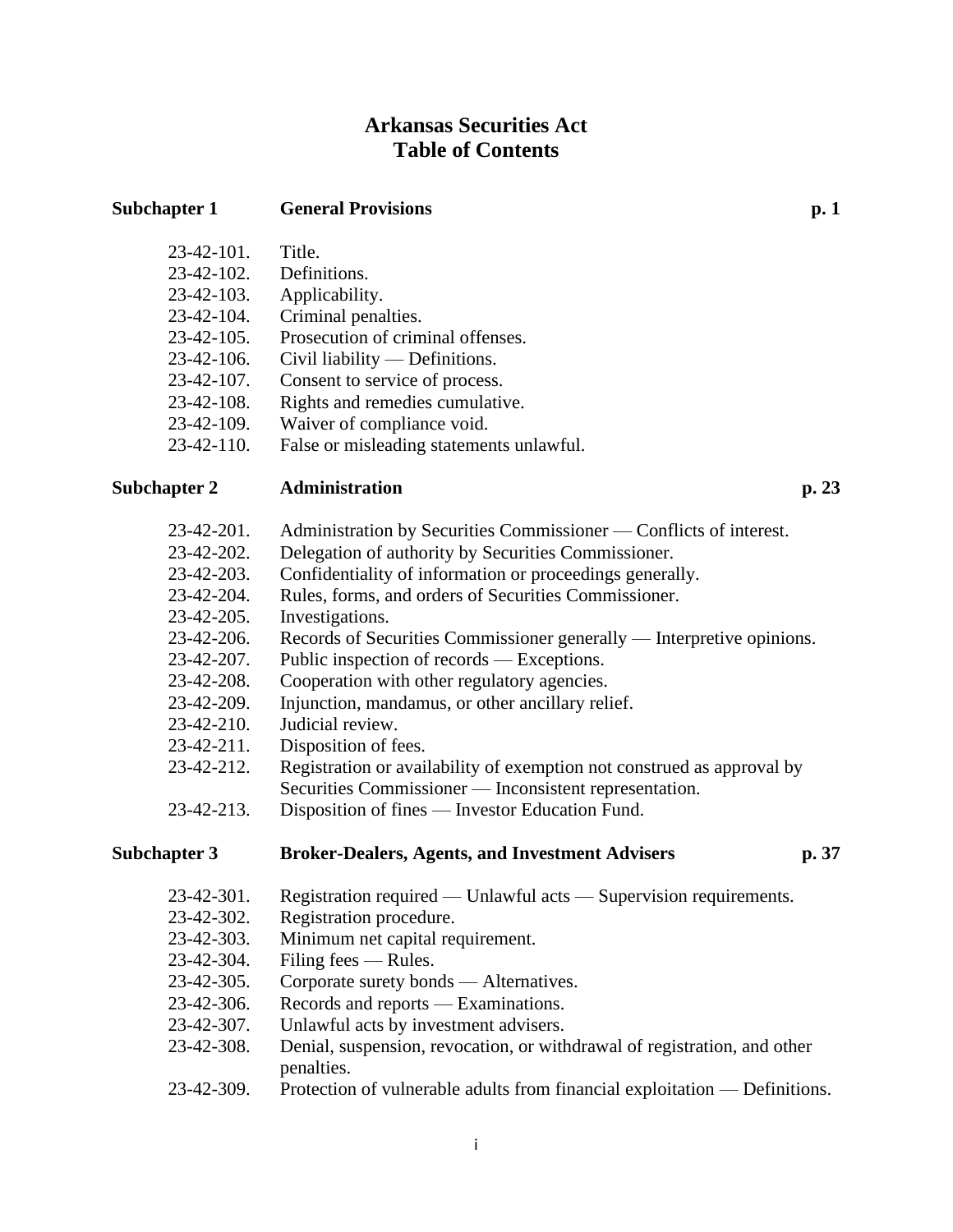# Arkansas Securities Act
# Table of Contents

## Subchapter 1 General Provisions — p. 1

| | |
|---|---|
| 23-42-101. | Title. |
| 23-42-102. | Definitions. |
| 23-42-103. | Applicability. |
| 23-42-104. | Criminal penalties. |
| 23-42-105. | Prosecution of criminal offenses. |
| 23-42-106. | Civil liability — Definitions. |
| 23-42-107. | Consent to service of process. |
| 23-42-108. | Rights and remedies cumulative. |
| 23-42-109. | Waiver of compliance void. |
| 23-42-110. | False or misleading statements unlawful. |

## Subchapter 2 Administration — p. 23

| | |
|---|---|
| 23-42-201. | Administration by Securities Commissioner — Conflicts of interest. |
| 23-42-202. | Delegation of authority by Securities Commissioner. |
| 23-42-203. | Confidentiality of information or proceedings generally. |
| 23-42-204. | Rules, forms, and orders of Securities Commissioner. |
| 23-42-205. | Investigations. |
| 23-42-206. | Records of Securities Commissioner generally — Interpretive opinions. |
| 23-42-207. | Public inspection of records — Exceptions. |
| 23-42-208. | Cooperation with other regulatory agencies. |
| 23-42-209. | Injunction, mandamus, or other ancillary relief. |
| 23-42-210. | Judicial review. |
| 23-42-211. | Disposition of fees. |
| 23-42-212. | Registration or availability of exemption not construed as approval by Securities Commissioner — Inconsistent representation. |
| 23-42-213. | Disposition of fines — Investor Education Fund. |

## Subchapter 3 Broker-Dealers, Agents, and Investment Advisers — p. 37

| | |
|---|---|
| 23-42-301. | Registration required — Unlawful acts — Supervision requirements. |
| 23-42-302. | Registration procedure. |
| 23-42-303. | Minimum net capital requirement. |
| 23-42-304. | Filing fees — Rules. |
| 23-42-305. | Corporate surety bonds — Alternatives. |
| 23-42-306. | Records and reports — Examinations. |
| 23-42-307. | Unlawful acts by investment advisers. |
| 23-42-308. | Denial, suspension, revocation, or withdrawal of registration, and other penalties. |
| 23-42-309. | Protection of vulnerable adults from financial exploitation — Definitions. |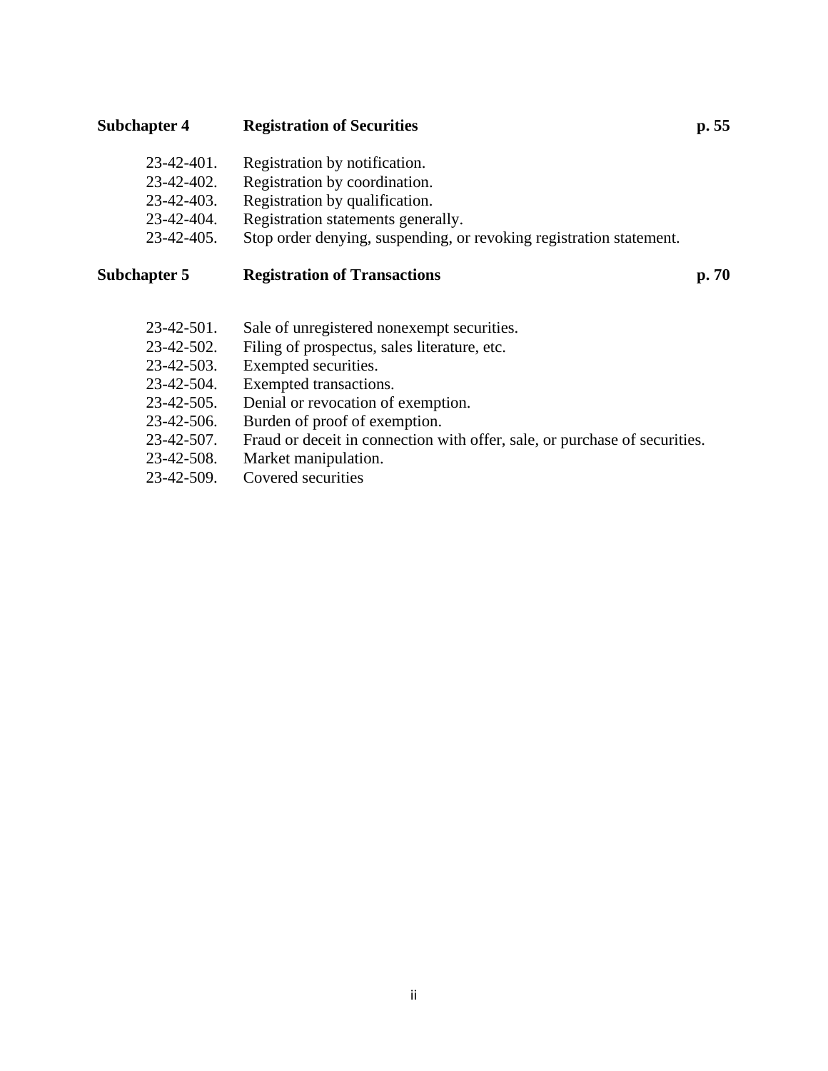**Subchapter 4 Registration of Securities p. 55**

| | |
|---|---|
| 23-42-401. | Registration by notification. |
| 23-42-402. | Registration by coordination. |
| 23-42-403. | Registration by qualification. |
| 23-42-404. | Registration statements generally. |
| 23-42-405. | Stop order denying, suspending, or revoking registration statement. |

**Subchapter 5 Registration of Transactions p. 70**

| | |
|---|---|
| 23-42-501. | Sale of unregistered nonexempt securities. |
| 23-42-502. | Filing of prospectus, sales literature, etc. |
| 23-42-503. | Exempted securities. |
| 23-42-504. | Exempted transactions. |
| 23-42-505. | Denial or revocation of exemption. |
| 23-42-506. | Burden of proof of exemption. |
| 23-42-507. | Fraud or deceit in connection with offer, sale, or purchase of securities. |
| 23-42-508. | Market manipulation. |
| 23-42-509. | Covered securities |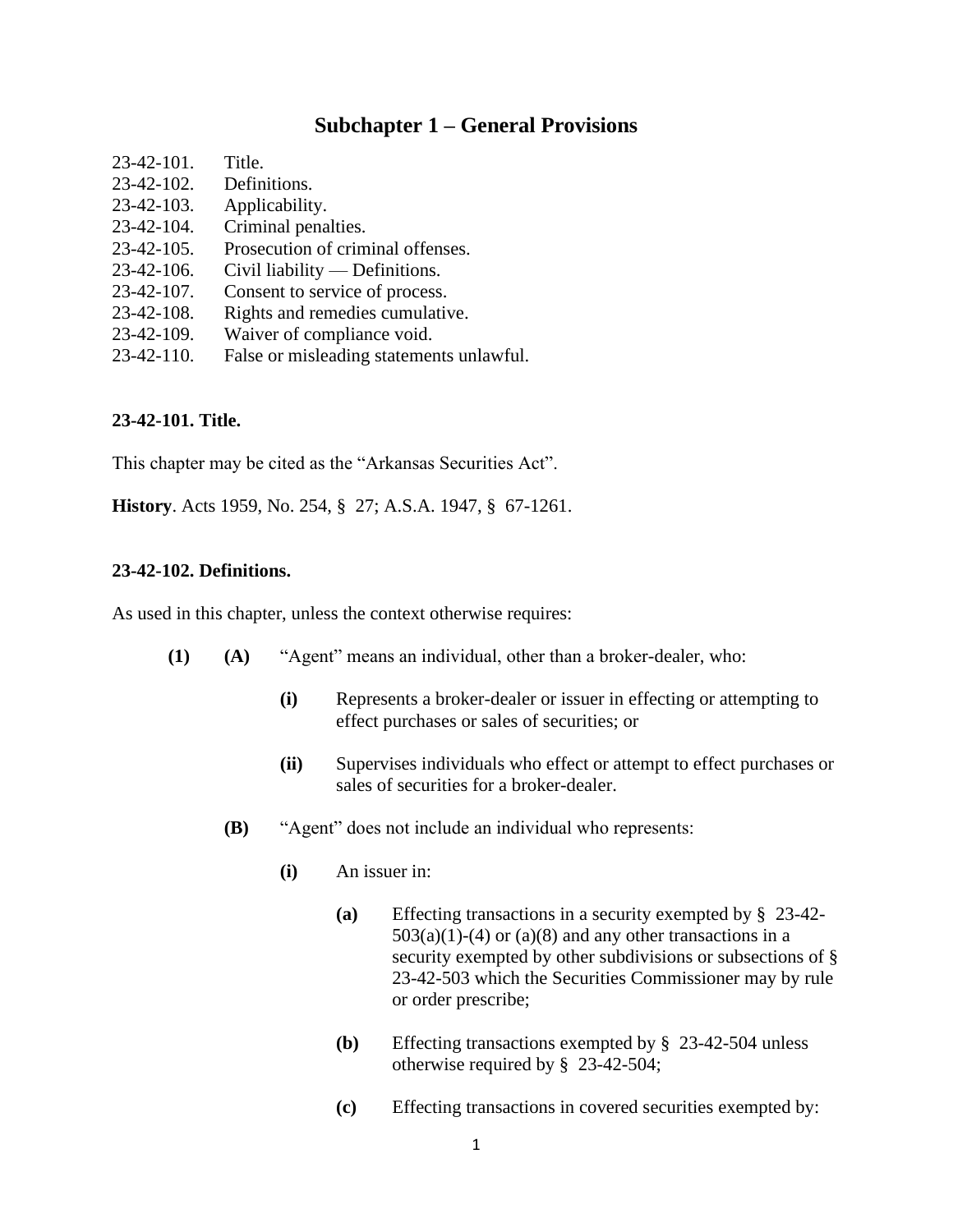## Subchapter 1 – General Provisions

23-42-101. Title.
23-42-102. Definitions.
23-42-103. Applicability.
23-42-104. Criminal penalties.
23-42-105. Prosecution of criminal offenses.
23-42-106. Civil liability — Definitions.
23-42-107. Consent to service of process.
23-42-108. Rights and remedies cumulative.
23-42-109. Waiver of compliance void.
23-42-110. False or misleading statements unlawful.

**23-42-101. Title.**

This chapter may be cited as the "Arkansas Securities Act".

**History**. Acts 1959, No. 254, § 27; A.S.A. 1947, § 67-1261.

**23-42-102. Definitions.**

As used in this chapter, unless the context otherwise requires:

**(1)** **(A)** "Agent" means an individual, other than a broker-dealer, who:

**(i)** Represents a broker-dealer or issuer in effecting or attempting to effect purchases or sales of securities; or

**(ii)** Supervises individuals who effect or attempt to effect purchases or sales of securities for a broker-dealer.

**(B)** "Agent" does not include an individual who represents:

**(i)** An issuer in:

**(a)** Effecting transactions in a security exempted by § 23-42-503(a)(1)-(4) or (a)(8) and any other transactions in a security exempted by other subdivisions or subsections of § 23-42-503 which the Securities Commissioner may by rule or order prescribe;

**(b)** Effecting transactions exempted by § 23-42-504 unless otherwise required by § 23-42-504;

**(c)** Effecting transactions in covered securities exempted by: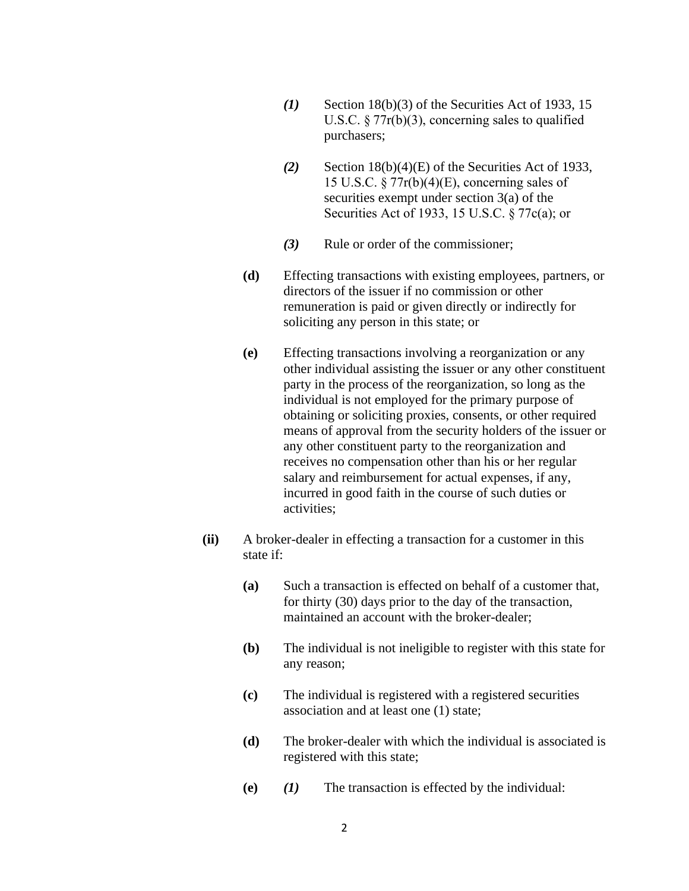*(1)* Section 18(b)(3) of the Securities Act of 1933, 15 U.S.C. § 77r(b)(3), concerning sales to qualified purchasers;

*(2)* Section 18(b)(4)(E) of the Securities Act of 1933, 15 U.S.C. § 77r(b)(4)(E), concerning sales of securities exempt under section 3(a) of the Securities Act of 1933, 15 U.S.C. § 77c(a); or

*(3)* Rule or order of the commissioner;

**(d)** Effecting transactions with existing employees, partners, or directors of the issuer if no commission or other remuneration is paid or given directly or indirectly for soliciting any person in this state; or

**(e)** Effecting transactions involving a reorganization or any other individual assisting the issuer or any other constituent party in the process of the reorganization, so long as the individual is not employed for the primary purpose of obtaining or soliciting proxies, consents, or other required means of approval from the security holders of the issuer or any other constituent party to the reorganization and receives no compensation other than his or her regular salary and reimbursement for actual expenses, if any, incurred in good faith in the course of such duties or activities;

**(ii)** A broker-dealer in effecting a transaction for a customer in this state if:

**(a)** Such a transaction is effected on behalf of a customer that, for thirty (30) days prior to the day of the transaction, maintained an account with the broker-dealer;

**(b)** The individual is not ineligible to register with this state for any reason;

**(c)** The individual is registered with a registered securities association and at least one (1) state;

**(d)** The broker-dealer with which the individual is associated is registered with this state;

**(e)** *(1)* The transaction is effected by the individual: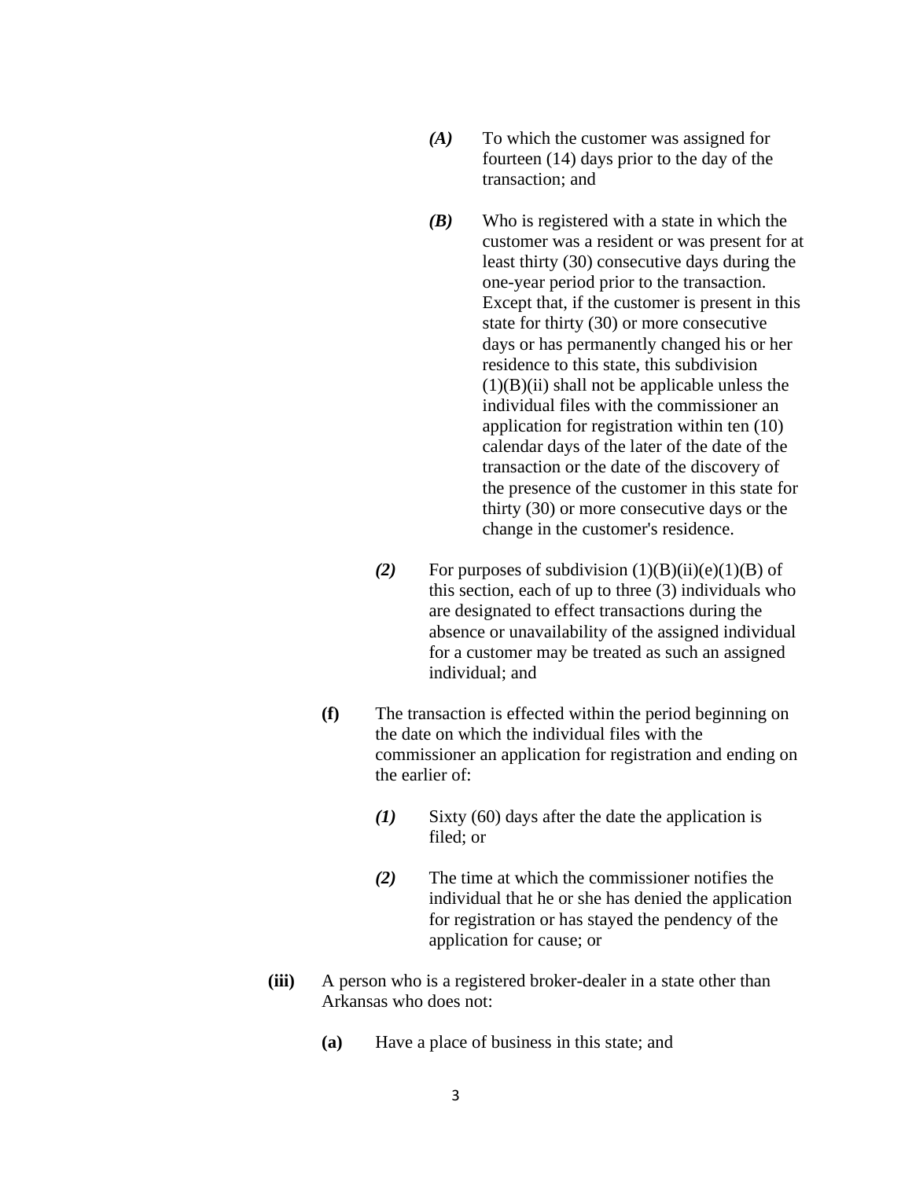*(A)* To which the customer was assigned for fourteen (14) days prior to the day of the transaction; and

*(B)* Who is registered with a state in which the customer was a resident or was present for at least thirty (30) consecutive days during the one-year period prior to the transaction. Except that, if the customer is present in this state for thirty (30) or more consecutive days or has permanently changed his or her residence to this state, this subdivision (1)(B)(ii) shall not be applicable unless the individual files with the commissioner an application for registration within ten (10) calendar days of the later of the date of the transaction or the date of the discovery of the presence of the customer in this state for thirty (30) or more consecutive days or the change in the customer's residence.

*(2)* For purposes of subdivision (1)(B)(ii)(e)(1)(B) of this section, each of up to three (3) individuals who are designated to effect transactions during the absence or unavailability of the assigned individual for a customer may be treated as such an assigned individual; and

**(f)** The transaction is effected within the period beginning on the date on which the individual files with the commissioner an application for registration and ending on the earlier of:

*(1)* Sixty (60) days after the date the application is filed; or

*(2)* The time at which the commissioner notifies the individual that he or she has denied the application for registration or has stayed the pendency of the application for cause; or

**(iii)** A person who is a registered broker-dealer in a state other than Arkansas who does not:

**(a)** Have a place of business in this state; and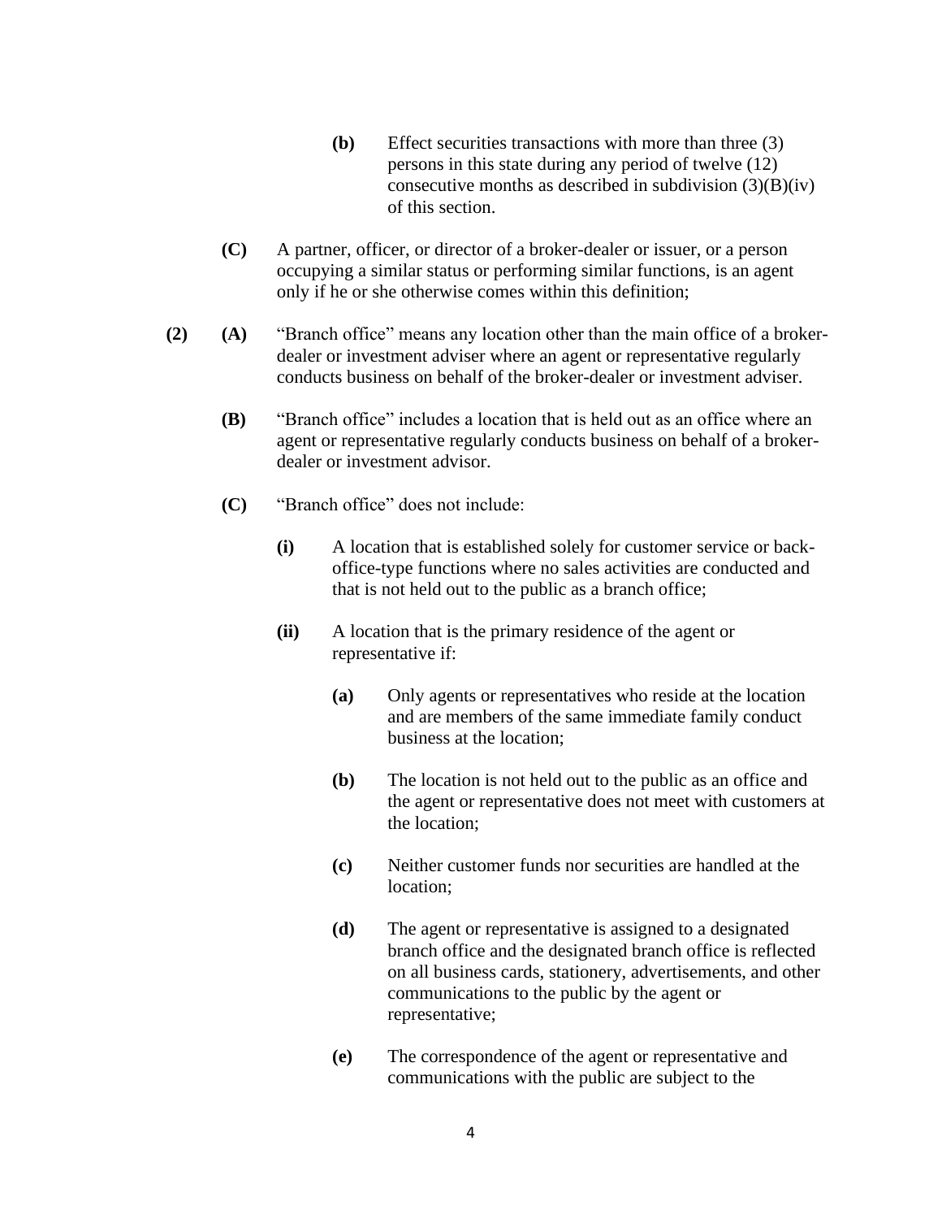**(b)** Effect securities transactions with more than three (3) persons in this state during any period of twelve (12) consecutive months as described in subdivision (3)(B)(iv) of this section.

**(C)** A partner, officer, or director of a broker-dealer or issuer, or a person occupying a similar status or performing similar functions, is an agent only if he or she otherwise comes within this definition;

**(2)** **(A)** "Branch office" means any location other than the main office of a broker-dealer or investment adviser where an agent or representative regularly conducts business on behalf of the broker-dealer or investment adviser.

**(B)** "Branch office" includes a location that is held out as an office where an agent or representative regularly conducts business on behalf of a broker-dealer or investment advisor.

**(C)** "Branch office" does not include:

**(i)** A location that is established solely for customer service or back-office-type functions where no sales activities are conducted and that is not held out to the public as a branch office;

**(ii)** A location that is the primary residence of the agent or representative if:

**(a)** Only agents or representatives who reside at the location and are members of the same immediate family conduct business at the location;

**(b)** The location is not held out to the public as an office and the agent or representative does not meet with customers at the location;

**(c)** Neither customer funds nor securities are handled at the location;

**(d)** The agent or representative is assigned to a designated branch office and the designated branch office is reflected on all business cards, stationery, advertisements, and other communications to the public by the agent or representative;

**(e)** The correspondence of the agent or representative and communications with the public are subject to the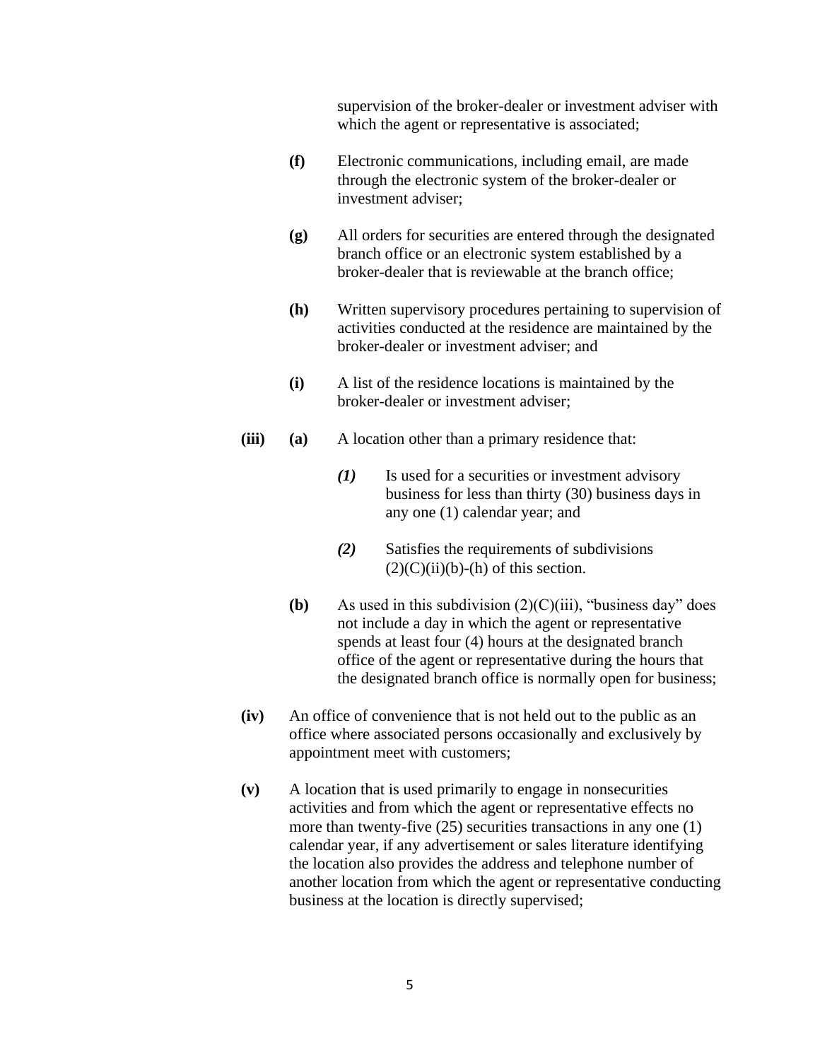supervision of the broker-dealer or investment adviser with which the agent or representative is associated;

**(f)** Electronic communications, including email, are made through the electronic system of the broker-dealer or investment adviser;

**(g)** All orders for securities are entered through the designated branch office or an electronic system established by a broker-dealer that is reviewable at the branch office;

**(h)** Written supervisory procedures pertaining to supervision of activities conducted at the residence are maintained by the broker-dealer or investment adviser; and

**(i)** A list of the residence locations is maintained by the broker-dealer or investment adviser;

**(iii)** **(a)** A location other than a primary residence that:

***(1)*** Is used for a securities or investment advisory business for less than thirty (30) business days in any one (1) calendar year; and

***(2)*** Satisfies the requirements of subdivisions (2)(C)(ii)(b)-(h) of this section.

**(b)** As used in this subdivision (2)(C)(iii), "business day" does not include a day in which the agent or representative spends at least four (4) hours at the designated branch office of the agent or representative during the hours that the designated branch office is normally open for business;

**(iv)** An office of convenience that is not held out to the public as an office where associated persons occasionally and exclusively by appointment meet with customers;

**(v)** A location that is used primarily to engage in nonsecurities activities and from which the agent or representative effects no more than twenty-five (25) securities transactions in any one (1) calendar year, if any advertisement or sales literature identifying the location also provides the address and telephone number of another location from which the agent or representative conducting business at the location is directly supervised;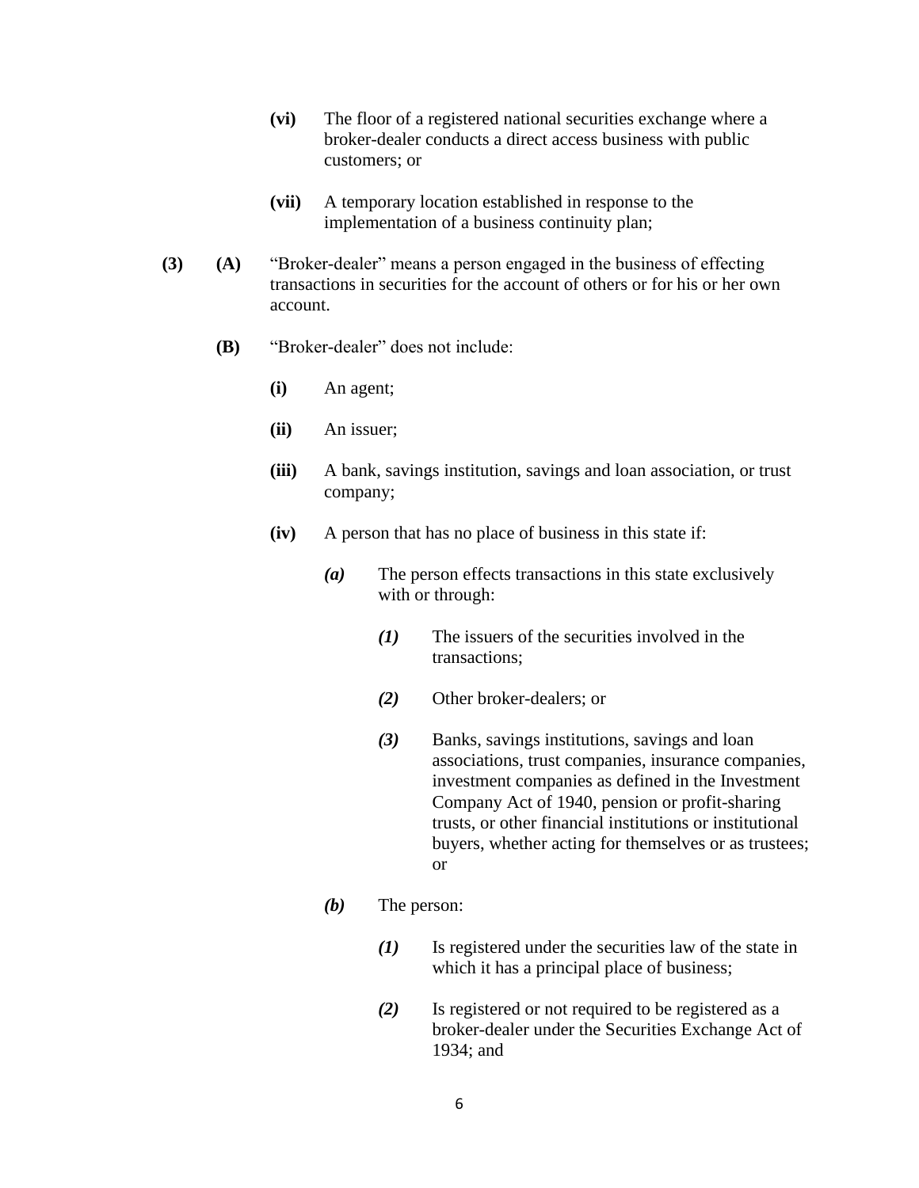**(vi)** The floor of a registered national securities exchange where a broker-dealer conducts a direct access business with public customers; or

**(vii)** A temporary location established in response to the implementation of a business continuity plan;

**(3)** **(A)** "Broker-dealer" means a person engaged in the business of effecting transactions in securities for the account of others or for his or her own account.

**(B)** "Broker-dealer" does not include:

**(i)** An agent;

**(ii)** An issuer;

**(iii)** A bank, savings institution, savings and loan association, or trust company;

**(iv)** A person that has no place of business in this state if:

***(a)*** The person effects transactions in this state exclusively with or through:

***(1)*** The issuers of the securities involved in the transactions;

***(2)*** Other broker-dealers; or

***(3)*** Banks, savings institutions, savings and loan associations, trust companies, insurance companies, investment companies as defined in the Investment Company Act of 1940, pension or profit-sharing trusts, or other financial institutions or institutional buyers, whether acting for themselves or as trustees; or

***(b)*** The person:

***(1)*** Is registered under the securities law of the state in which it has a principal place of business;

***(2)*** Is registered or not required to be registered as a broker-dealer under the Securities Exchange Act of 1934; and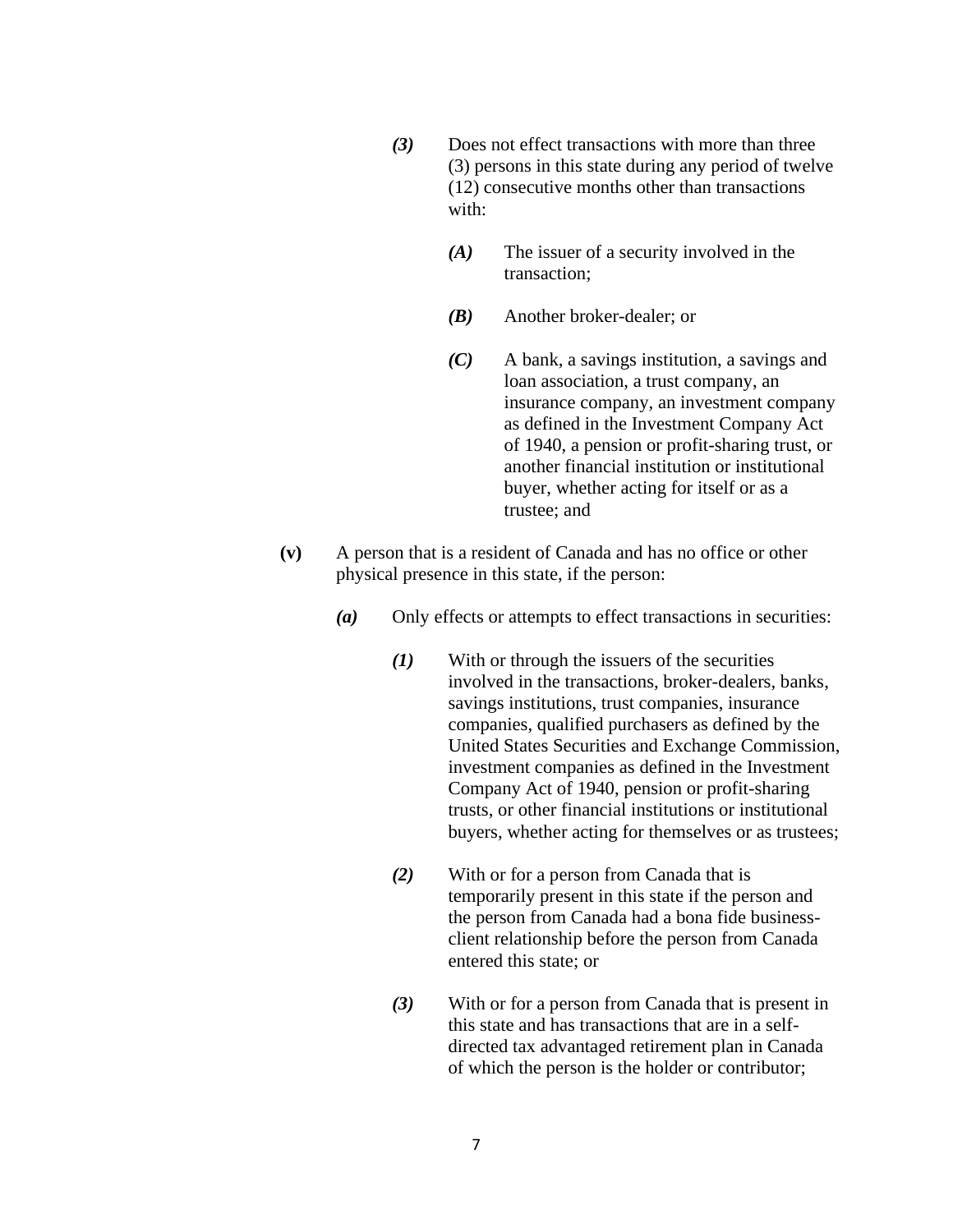*(3)* Does not effect transactions with more than three (3) persons in this state during any period of twelve (12) consecutive months other than transactions with:

*(A)* The issuer of a security involved in the transaction;

*(B)* Another broker-dealer; or

*(C)* A bank, a savings institution, a savings and loan association, a trust company, an insurance company, an investment company as defined in the Investment Company Act of 1940, a pension or profit-sharing trust, or another financial institution or institutional buyer, whether acting for itself or as a trustee; and

**(v)** A person that is a resident of Canada and has no office or other physical presence in this state, if the person:

*(a)* Only effects or attempts to effect transactions in securities:

*(1)* With or through the issuers of the securities involved in the transactions, broker-dealers, banks, savings institutions, trust companies, insurance companies, qualified purchasers as defined by the United States Securities and Exchange Commission, investment companies as defined in the Investment Company Act of 1940, pension or profit-sharing trusts, or other financial institutions or institutional buyers, whether acting for themselves or as trustees;

*(2)* With or for a person from Canada that is temporarily present in this state if the person and the person from Canada had a bona fide business-client relationship before the person from Canada entered this state; or

*(3)* With or for a person from Canada that is present in this state and has transactions that are in a self-directed tax advantaged retirement plan in Canada of which the person is the holder or contributor;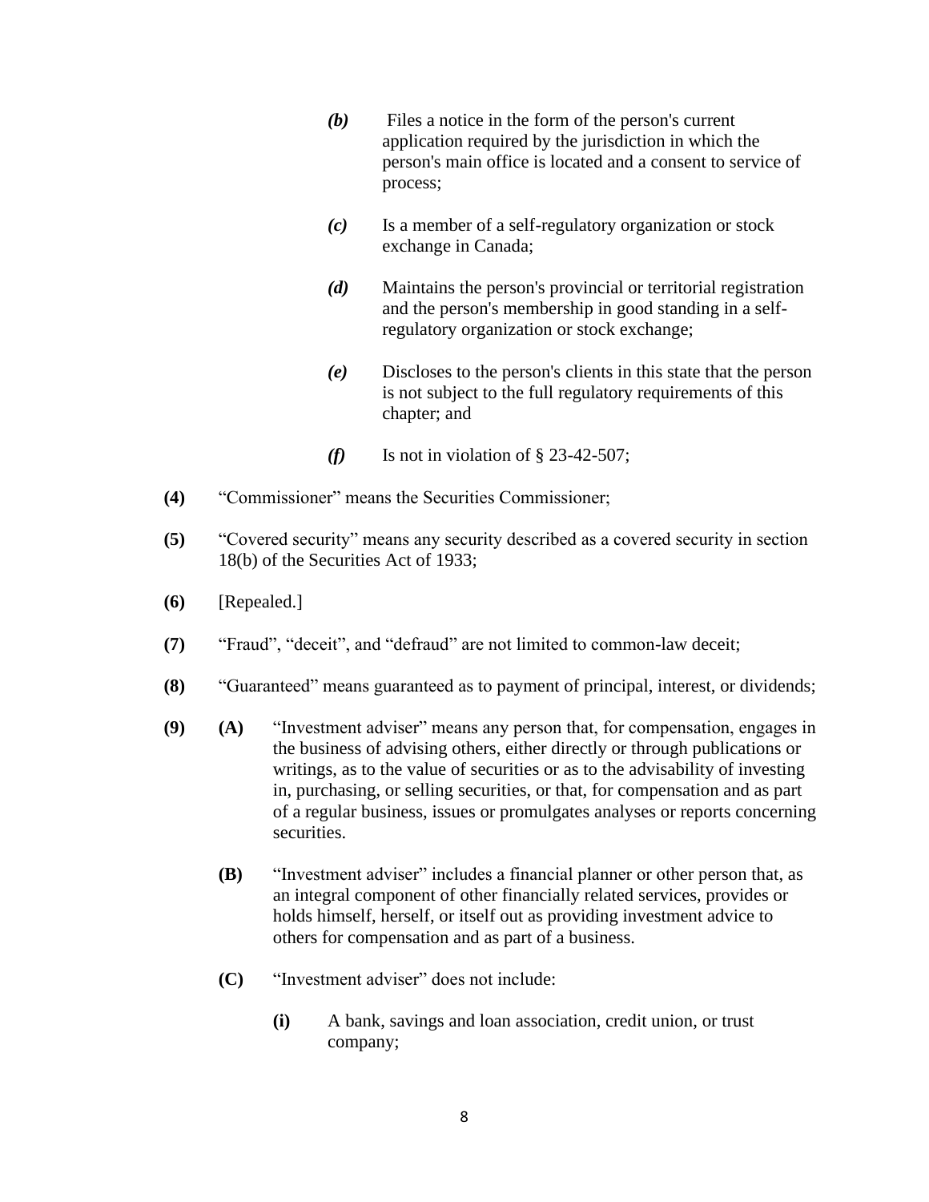*(b)* Files a notice in the form of the person's current application required by the jurisdiction in which the person's main office is located and a consent to service of process;

*(c)* Is a member of a self-regulatory organization or stock exchange in Canada;

*(d)* Maintains the person's provincial or territorial registration and the person's membership in good standing in a self-regulatory organization or stock exchange;

*(e)* Discloses to the person's clients in this state that the person is not subject to the full regulatory requirements of this chapter; and

*(f)* Is not in violation of § 23-42-507;

**(4)** "Commissioner" means the Securities Commissioner;

**(5)** "Covered security" means any security described as a covered security in section 18(b) of the Securities Act of 1933;

**(6)** [Repealed.]

**(7)** "Fraud", "deceit", and "defraud" are not limited to common-law deceit;

**(8)** "Guaranteed" means guaranteed as to payment of principal, interest, or dividends;

**(9)** **(A)** "Investment adviser" means any person that, for compensation, engages in the business of advising others, either directly or through publications or writings, as to the value of securities or as to the advisability of investing in, purchasing, or selling securities, or that, for compensation and as part of a regular business, issues or promulgates analyses or reports concerning securities.

**(B)** "Investment adviser" includes a financial planner or other person that, as an integral component of other financially related services, provides or holds himself, herself, or itself out as providing investment advice to others for compensation and as part of a business.

**(C)** "Investment adviser" does not include:

**(i)** A bank, savings and loan association, credit union, or trust company;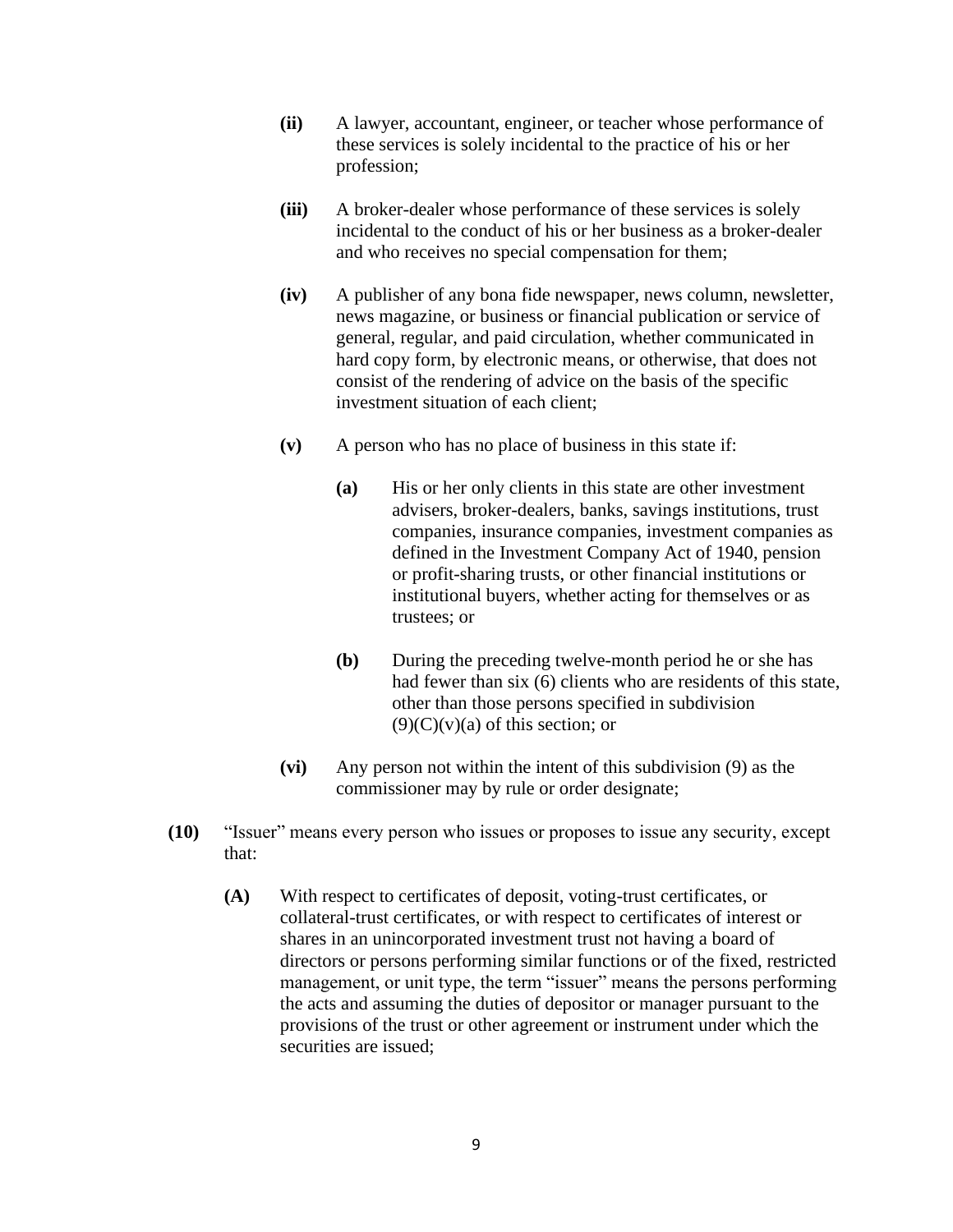**(ii)** A lawyer, accountant, engineer, or teacher whose performance of these services is solely incidental to the practice of his or her profession;

**(iii)** A broker-dealer whose performance of these services is solely incidental to the conduct of his or her business as a broker-dealer and who receives no special compensation for them;

**(iv)** A publisher of any bona fide newspaper, news column, newsletter, news magazine, or business or financial publication or service of general, regular, and paid circulation, whether communicated in hard copy form, by electronic means, or otherwise, that does not consist of the rendering of advice on the basis of the specific investment situation of each client;

**(v)** A person who has no place of business in this state if:

**(a)** His or her only clients in this state are other investment advisers, broker-dealers, banks, savings institutions, trust companies, insurance companies, investment companies as defined in the Investment Company Act of 1940, pension or profit-sharing trusts, or other financial institutions or institutional buyers, whether acting for themselves or as trustees; or

**(b)** During the preceding twelve-month period he or she has had fewer than six (6) clients who are residents of this state, other than those persons specified in subdivision (9)(C)(v)(a) of this section; or

**(vi)** Any person not within the intent of this subdivision (9) as the commissioner may by rule or order designate;

**(10)** "Issuer" means every person who issues or proposes to issue any security, except that:

**(A)** With respect to certificates of deposit, voting-trust certificates, or collateral-trust certificates, or with respect to certificates of interest or shares in an unincorporated investment trust not having a board of directors or persons performing similar functions or of the fixed, restricted management, or unit type, the term "issuer" means the persons performing the acts and assuming the duties of depositor or manager pursuant to the provisions of the trust or other agreement or instrument under which the securities are issued;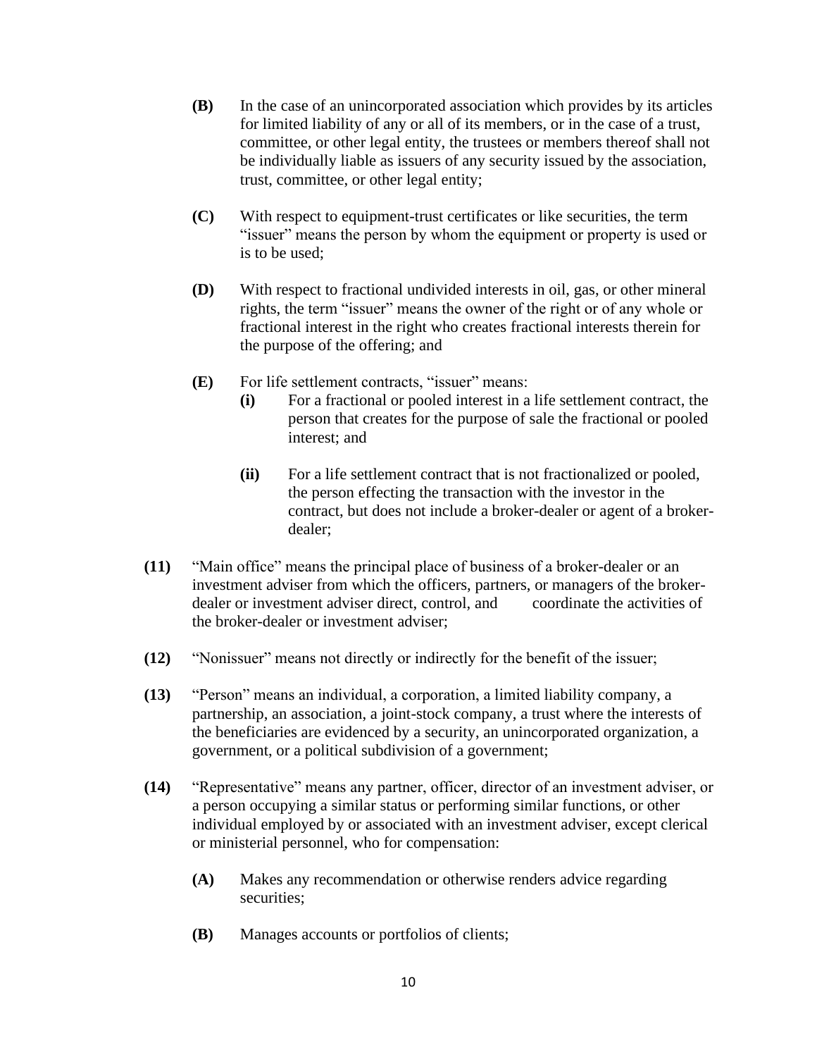**(B)** In the case of an unincorporated association which provides by its articles for limited liability of any or all of its members, or in the case of a trust, committee, or other legal entity, the trustees or members thereof shall not be individually liable as issuers of any security issued by the association, trust, committee, or other legal entity;

**(C)** With respect to equipment-trust certificates or like securities, the term "issuer" means the person by whom the equipment or property is used or is to be used;

**(D)** With respect to fractional undivided interests in oil, gas, or other mineral rights, the term "issuer" means the owner of the right or of any whole or fractional interest in the right who creates fractional interests therein for the purpose of the offering; and

**(E)** For life settlement contracts, "issuer" means:

**(i)** For a fractional or pooled interest in a life settlement contract, the person that creates for the purpose of sale the fractional or pooled interest; and

**(ii)** For a life settlement contract that is not fractionalized or pooled, the person effecting the transaction with the investor in the contract, but does not include a broker-dealer or agent of a broker-dealer;

**(11)** "Main office" means the principal place of business of a broker-dealer or an investment adviser from which the officers, partners, or managers of the broker-dealer or investment adviser direct, control, and coordinate the activities of the broker-dealer or investment adviser;

**(12)** "Nonissuer" means not directly or indirectly for the benefit of the issuer;

**(13)** "Person" means an individual, a corporation, a limited liability company, a partnership, an association, a joint-stock company, a trust where the interests of the beneficiaries are evidenced by a security, an unincorporated organization, a government, or a political subdivision of a government;

**(14)** "Representative" means any partner, officer, director of an investment adviser, or a person occupying a similar status or performing similar functions, or other individual employed by or associated with an investment adviser, except clerical or ministerial personnel, who for compensation:

**(A)** Makes any recommendation or otherwise renders advice regarding securities;

**(B)** Manages accounts or portfolios of clients;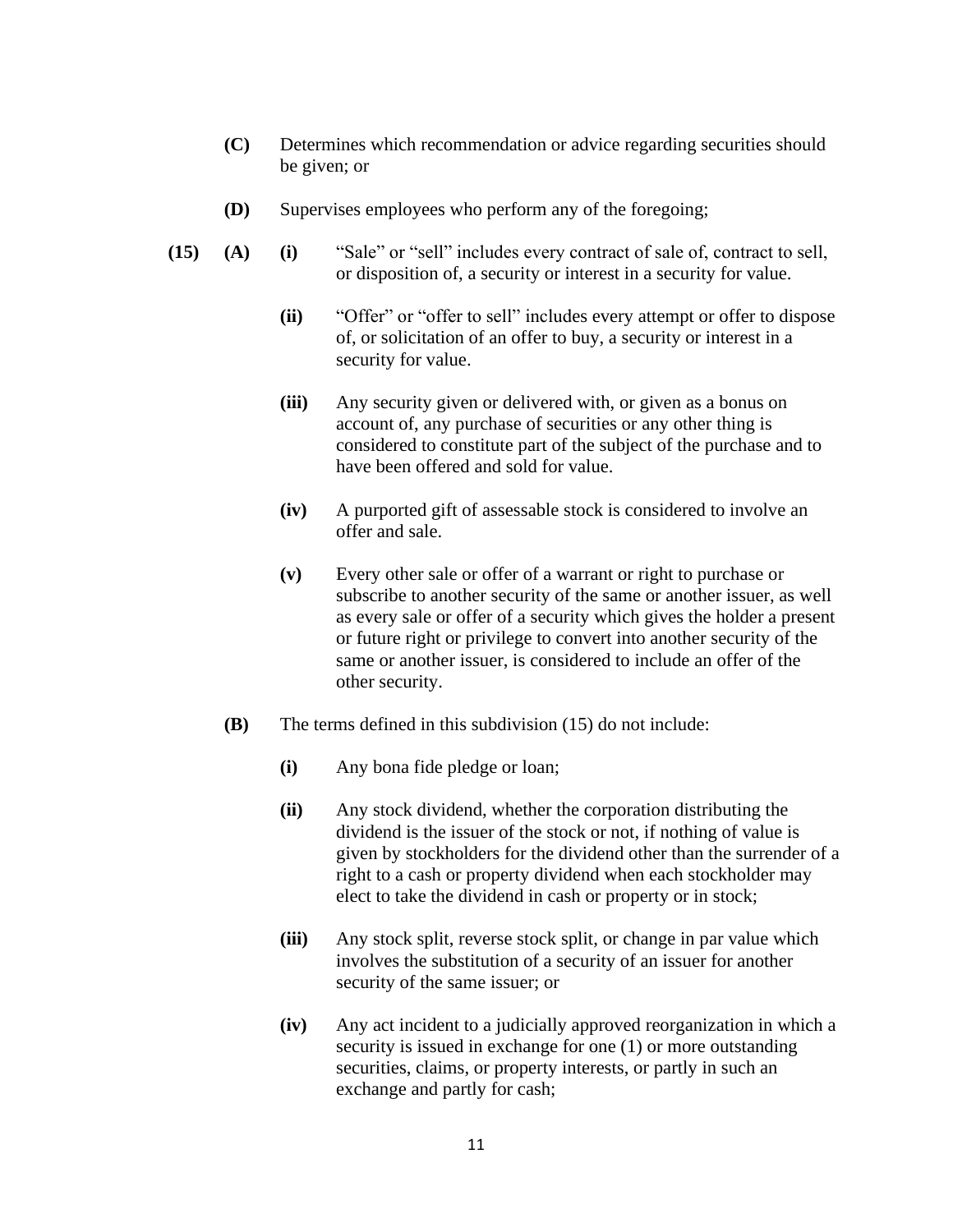**(C)** Determines which recommendation or advice regarding securities should be given; or

**(D)** Supervises employees who perform any of the foregoing;

**(15)** **(A)** **(i)** "Sale" or "sell" includes every contract of sale of, contract to sell, or disposition of, a security or interest in a security for value.

**(ii)** "Offer" or "offer to sell" includes every attempt or offer to dispose of, or solicitation of an offer to buy, a security or interest in a security for value.

**(iii)** Any security given or delivered with, or given as a bonus on account of, any purchase of securities or any other thing is considered to constitute part of the subject of the purchase and to have been offered and sold for value.

**(iv)** A purported gift of assessable stock is considered to involve an offer and sale.

**(v)** Every other sale or offer of a warrant or right to purchase or subscribe to another security of the same or another issuer, as well as every sale or offer of a security which gives the holder a present or future right or privilege to convert into another security of the same or another issuer, is considered to include an offer of the other security.

**(B)** The terms defined in this subdivision (15) do not include:

**(i)** Any bona fide pledge or loan;

**(ii)** Any stock dividend, whether the corporation distributing the dividend is the issuer of the stock or not, if nothing of value is given by stockholders for the dividend other than the surrender of a right to a cash or property dividend when each stockholder may elect to take the dividend in cash or property or in stock;

**(iii)** Any stock split, reverse stock split, or change in par value which involves the substitution of a security of an issuer for another security of the same issuer; or

**(iv)** Any act incident to a judicially approved reorganization in which a security is issued in exchange for one (1) or more outstanding securities, claims, or property interests, or partly in such an exchange and partly for cash;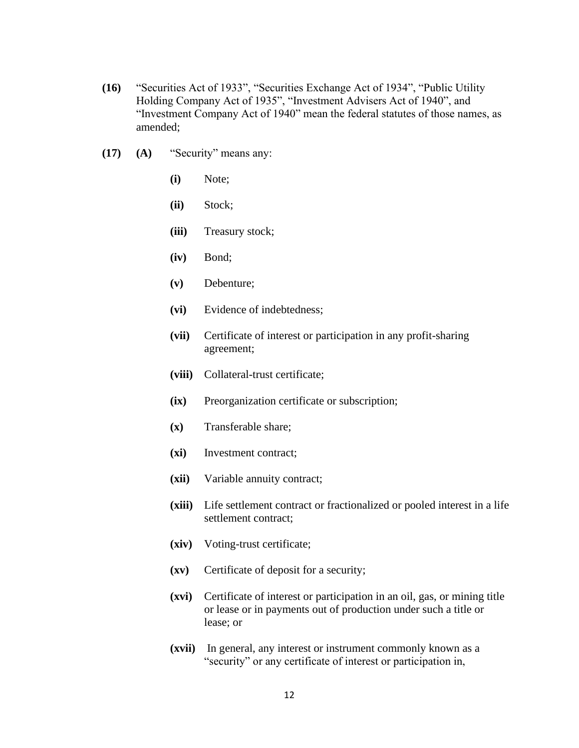**(16)** "Securities Act of 1933", "Securities Exchange Act of 1934", "Public Utility Holding Company Act of 1935", "Investment Advisers Act of 1940", and "Investment Company Act of 1940" mean the federal statutes of those names, as amended;

**(17)** **(A)** "Security" means any:

**(i)** Note;

**(ii)** Stock;

**(iii)** Treasury stock;

**(iv)** Bond;

**(v)** Debenture;

**(vi)** Evidence of indebtedness;

**(vii)** Certificate of interest or participation in any profit-sharing agreement;

**(viii)** Collateral-trust certificate;

**(ix)** Preorganization certificate or subscription;

**(x)** Transferable share;

**(xi)** Investment contract;

**(xii)** Variable annuity contract;

**(xiii)** Life settlement contract or fractionalized or pooled interest in a life settlement contract;

**(xiv)** Voting-trust certificate;

**(xv)** Certificate of deposit for a security;

**(xvi)** Certificate of interest or participation in an oil, gas, or mining title or lease or in payments out of production under such a title or lease; or

**(xvii)** In general, any interest or instrument commonly known as a "security" or any certificate of interest or participation in,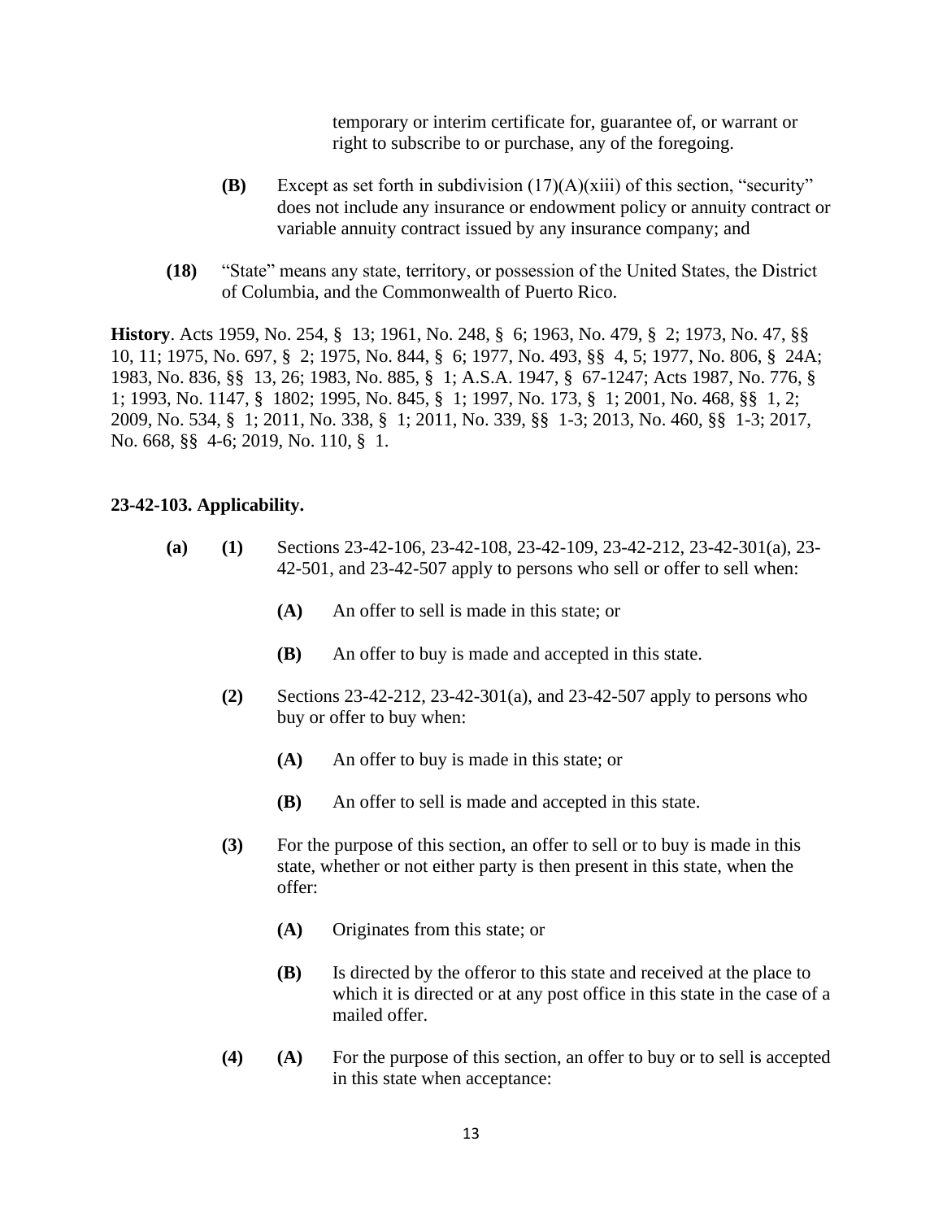temporary or interim certificate for, guarantee of, or warrant or right to subscribe to or purchase, any of the foregoing.

**(B)** Except as set forth in subdivision (17)(A)(xiii) of this section, "security" does not include any insurance or endowment policy or annuity contract or variable annuity contract issued by any insurance company; and

**(18)** "State" means any state, territory, or possession of the United States, the District of Columbia, and the Commonwealth of Puerto Rico.

**History**. Acts 1959, No. 254, § 13; 1961, No. 248, § 6; 1963, No. 479, § 2; 1973, No. 47, §§ 10, 11; 1975, No. 697, § 2; 1975, No. 844, § 6; 1977, No. 493, §§ 4, 5; 1977, No. 806, § 24A; 1983, No. 836, §§ 13, 26; 1983, No. 885, § 1; A.S.A. 1947, § 67-1247; Acts 1987, No. 776, § 1; 1993, No. 1147, § 1802; 1995, No. 845, § 1; 1997, No. 173, § 1; 2001, No. 468, §§ 1, 2; 2009, No. 534, § 1; 2011, No. 338, § 1; 2011, No. 339, §§ 1-3; 2013, No. 460, §§ 1-3; 2017, No. 668, §§ 4-6; 2019, No. 110, § 1.

### 23-42-103. Applicability.

**(a)** **(1)** Sections 23-42-106, 23-42-108, 23-42-109, 23-42-212, 23-42-301(a), 23-42-501, and 23-42-507 apply to persons who sell or offer to sell when:

**(A)** An offer to sell is made in this state; or

**(B)** An offer to buy is made and accepted in this state.

**(2)** Sections 23-42-212, 23-42-301(a), and 23-42-507 apply to persons who buy or offer to buy when:

**(A)** An offer to buy is made in this state; or

**(B)** An offer to sell is made and accepted in this state.

**(3)** For the purpose of this section, an offer to sell or to buy is made in this state, whether or not either party is then present in this state, when the offer:

**(A)** Originates from this state; or

**(B)** Is directed by the offeror to this state and received at the place to which it is directed or at any post office in this state in the case of a mailed offer.

**(4)** **(A)** For the purpose of this section, an offer to buy or to sell is accepted in this state when acceptance: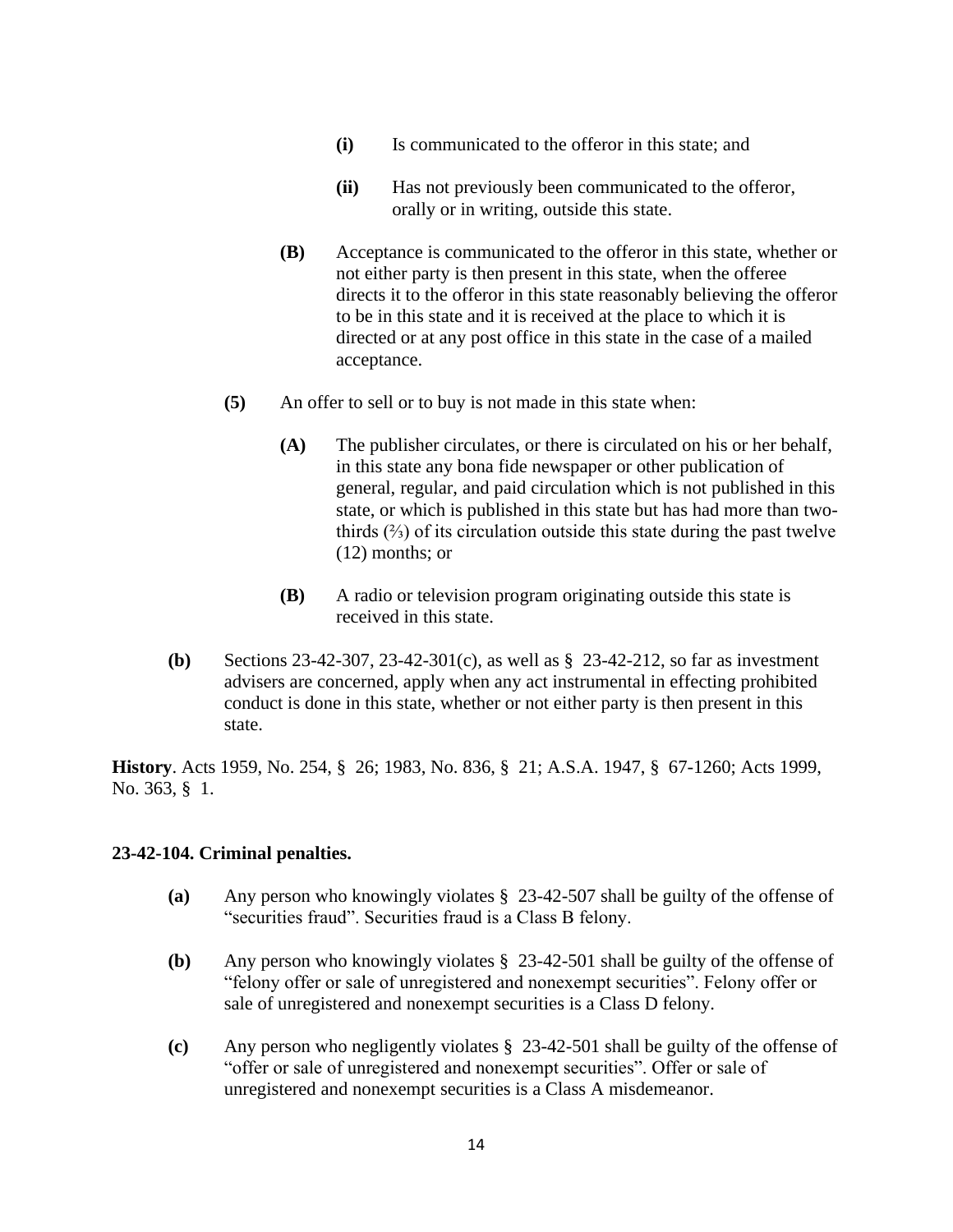- **(i)** Is communicated to the offeror in this state; and

- **(ii)** Has not previously been communicated to the offeror, orally or in writing, outside this state.

- **(B)** Acceptance is communicated to the offeror in this state, whether or not either party is then present in this state, when the offeree directs it to the offeror in this state reasonably believing the offeror to be in this state and it is received at the place to which it is directed or at any post office in this state in the case of a mailed acceptance.

- **(5)** An offer to sell or to buy is not made in this state when:

  - **(A)** The publisher circulates, or there is circulated on his or her behalf, in this state any bona fide newspaper or other publication of general, regular, and paid circulation which is not published in this state, or which is published in this state but has had more than two-thirds (⅔) of its circulation outside this state during the past twelve (12) months; or

  - **(B)** A radio or television program originating outside this state is received in this state.

**(b)** Sections 23-42-307, 23-42-301(c), as well as § 23-42-212, so far as investment advisers are concerned, apply when any act instrumental in effecting prohibited conduct is done in this state, whether or not either party is then present in this state.

**History**. Acts 1959, No. 254, § 26; 1983, No. 836, § 21; A.S.A. 1947, § 67-1260; Acts 1999, No. 363, § 1.

**23-42-104. Criminal penalties.**

**(a)** Any person who knowingly violates § 23-42-507 shall be guilty of the offense of "securities fraud". Securities fraud is a Class B felony.

**(b)** Any person who knowingly violates § 23-42-501 shall be guilty of the offense of "felony offer or sale of unregistered and nonexempt securities". Felony offer or sale of unregistered and nonexempt securities is a Class D felony.

**(c)** Any person who negligently violates § 23-42-501 shall be guilty of the offense of "offer or sale of unregistered and nonexempt securities". Offer or sale of unregistered and nonexempt securities is a Class A misdemeanor.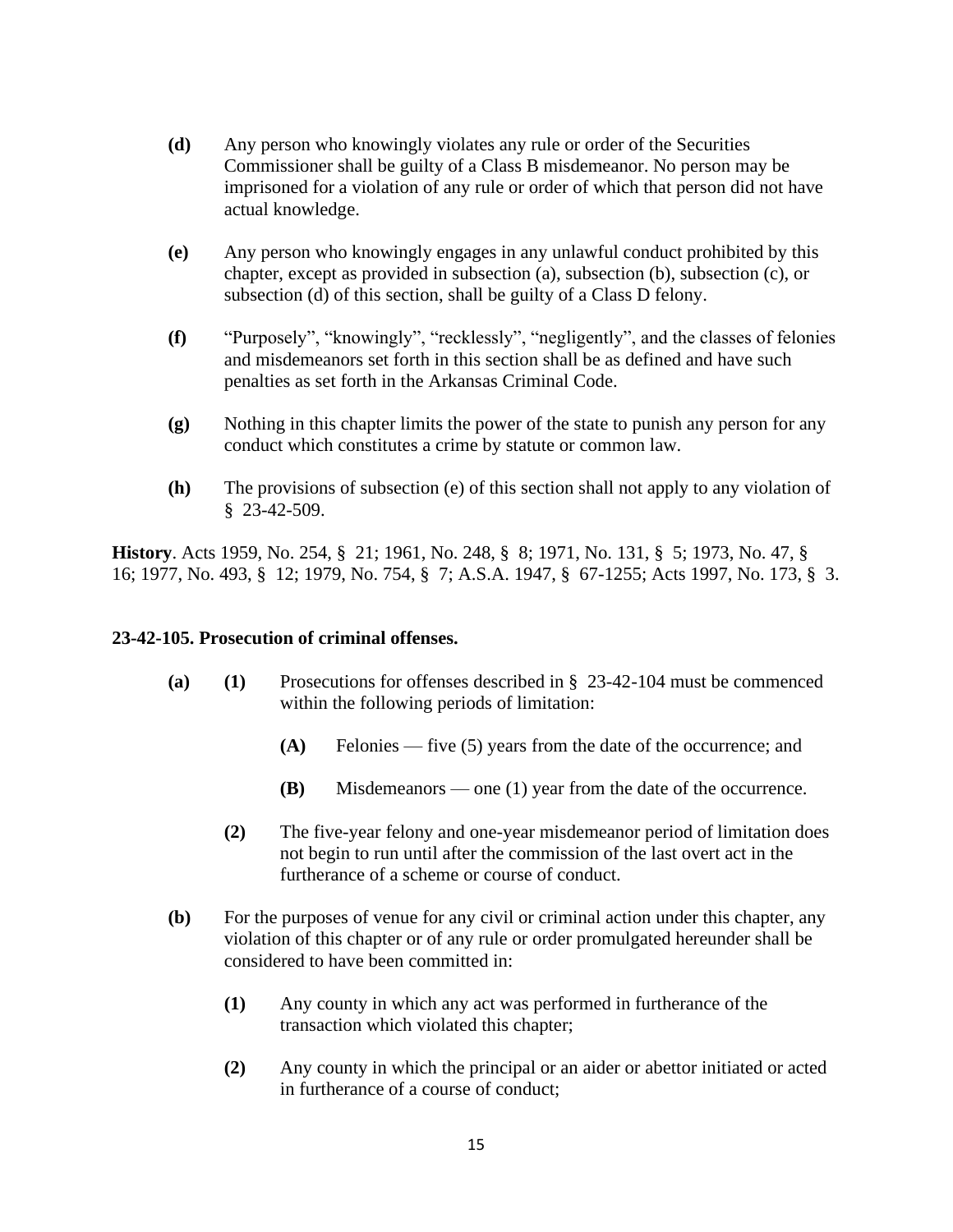**(d)** Any person who knowingly violates any rule or order of the Securities Commissioner shall be guilty of a Class B misdemeanor. No person may be imprisoned for a violation of any rule or order of which that person did not have actual knowledge.

**(e)** Any person who knowingly engages in any unlawful conduct prohibited by this chapter, except as provided in subsection (a), subsection (b), subsection (c), or subsection (d) of this section, shall be guilty of a Class D felony.

**(f)** "Purposely", "knowingly", "recklessly", "negligently", and the classes of felonies and misdemeanors set forth in this section shall be as defined and have such penalties as set forth in the Arkansas Criminal Code.

**(g)** Nothing in this chapter limits the power of the state to punish any person for any conduct which constitutes a crime by statute or common law.

**(h)** The provisions of subsection (e) of this section shall not apply to any violation of § 23-42-509.

**History**. Acts 1959, No. 254, § 21; 1961, No. 248, § 8; 1971, No. 131, § 5; 1973, No. 47, § 16; 1977, No. 493, § 12; 1979, No. 754, § 7; A.S.A. 1947, § 67-1255; Acts 1997, No. 173, § 3.

**23-42-105. Prosecution of criminal offenses.**

**(a)** **(1)** Prosecutions for offenses described in § 23-42-104 must be commenced within the following periods of limitation:

**(A)** Felonies — five (5) years from the date of the occurrence; and

**(B)** Misdemeanors — one (1) year from the date of the occurrence.

**(2)** The five-year felony and one-year misdemeanor period of limitation does not begin to run until after the commission of the last overt act in the furtherance of a scheme or course of conduct.

**(b)** For the purposes of venue for any civil or criminal action under this chapter, any violation of this chapter or of any rule or order promulgated hereunder shall be considered to have been committed in:

**(1)** Any county in which any act was performed in furtherance of the transaction which violated this chapter;

**(2)** Any county in which the principal or an aider or abettor initiated or acted in furtherance of a course of conduct;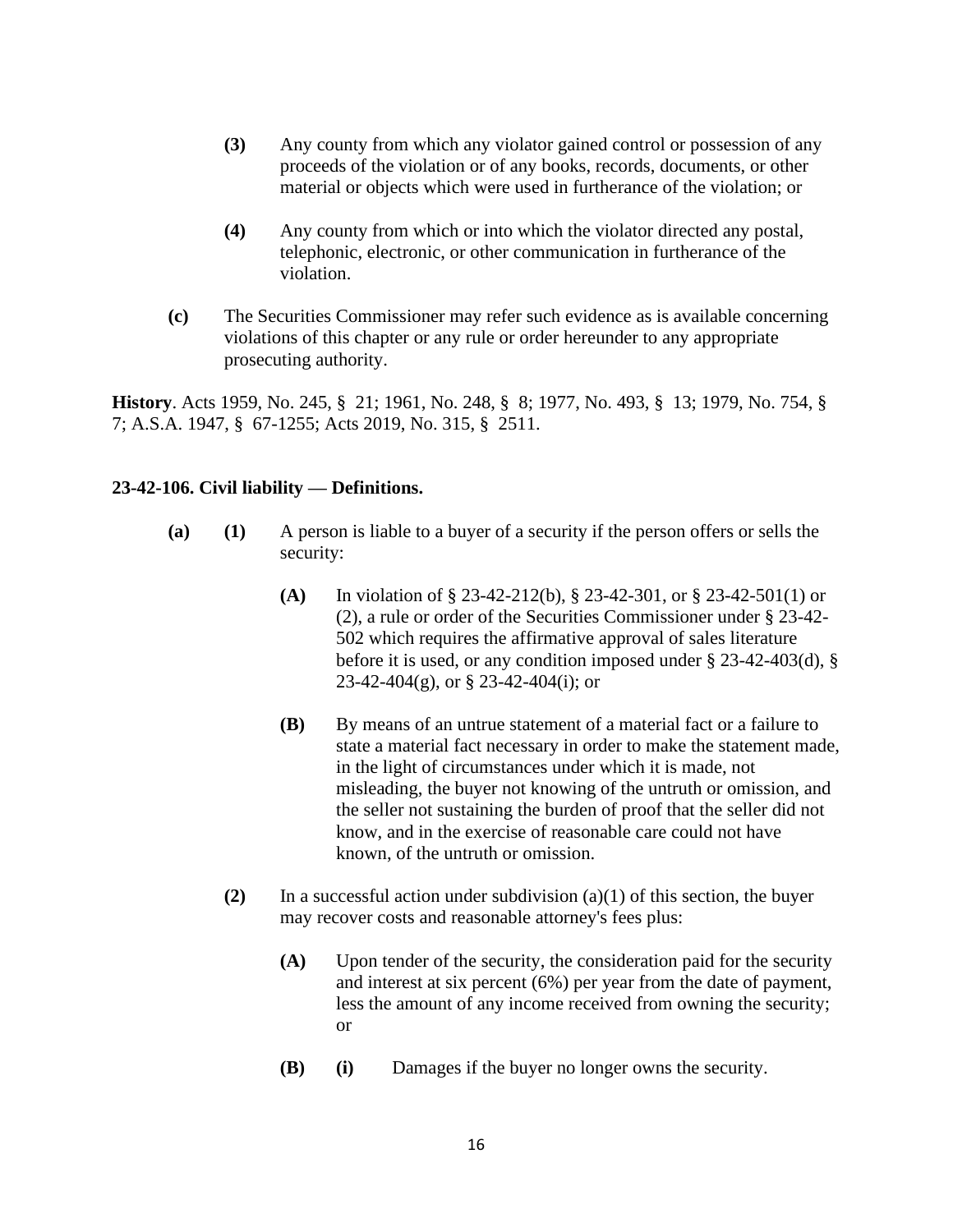**(3)** Any county from which any violator gained control or possession of any proceeds of the violation or of any books, records, documents, or other material or objects which were used in furtherance of the violation; or

**(4)** Any county from which or into which the violator directed any postal, telephonic, electronic, or other communication in furtherance of the violation.

**(c)** The Securities Commissioner may refer such evidence as is available concerning violations of this chapter or any rule or order hereunder to any appropriate prosecuting authority.

**History**. Acts 1959, No. 245, § 21; 1961, No. 248, § 8; 1977, No. 493, § 13; 1979, No. 754, § 7; A.S.A. 1947, § 67-1255; Acts 2019, No. 315, § 2511.

### 23-42-106. Civil liability — Definitions.

**(a)** **(1)** A person is liable to a buyer of a security if the person offers or sells the security:

**(A)** In violation of § 23-42-212(b), § 23-42-301, or § 23-42-501(1) or (2), a rule or order of the Securities Commissioner under § 23-42-502 which requires the affirmative approval of sales literature before it is used, or any condition imposed under § 23-42-403(d), § 23-42-404(g), or § 23-42-404(i); or

**(B)** By means of an untrue statement of a material fact or a failure to state a material fact necessary in order to make the statement made, in the light of circumstances under which it is made, not misleading, the buyer not knowing of the untruth or omission, and the seller not sustaining the burden of proof that the seller did not know, and in the exercise of reasonable care could not have known, of the untruth or omission.

**(2)** In a successful action under subdivision (a)(1) of this section, the buyer may recover costs and reasonable attorney's fees plus:

**(A)** Upon tender of the security, the consideration paid for the security and interest at six percent (6%) per year from the date of payment, less the amount of any income received from owning the security; or

**(B)** **(i)** Damages if the buyer no longer owns the security.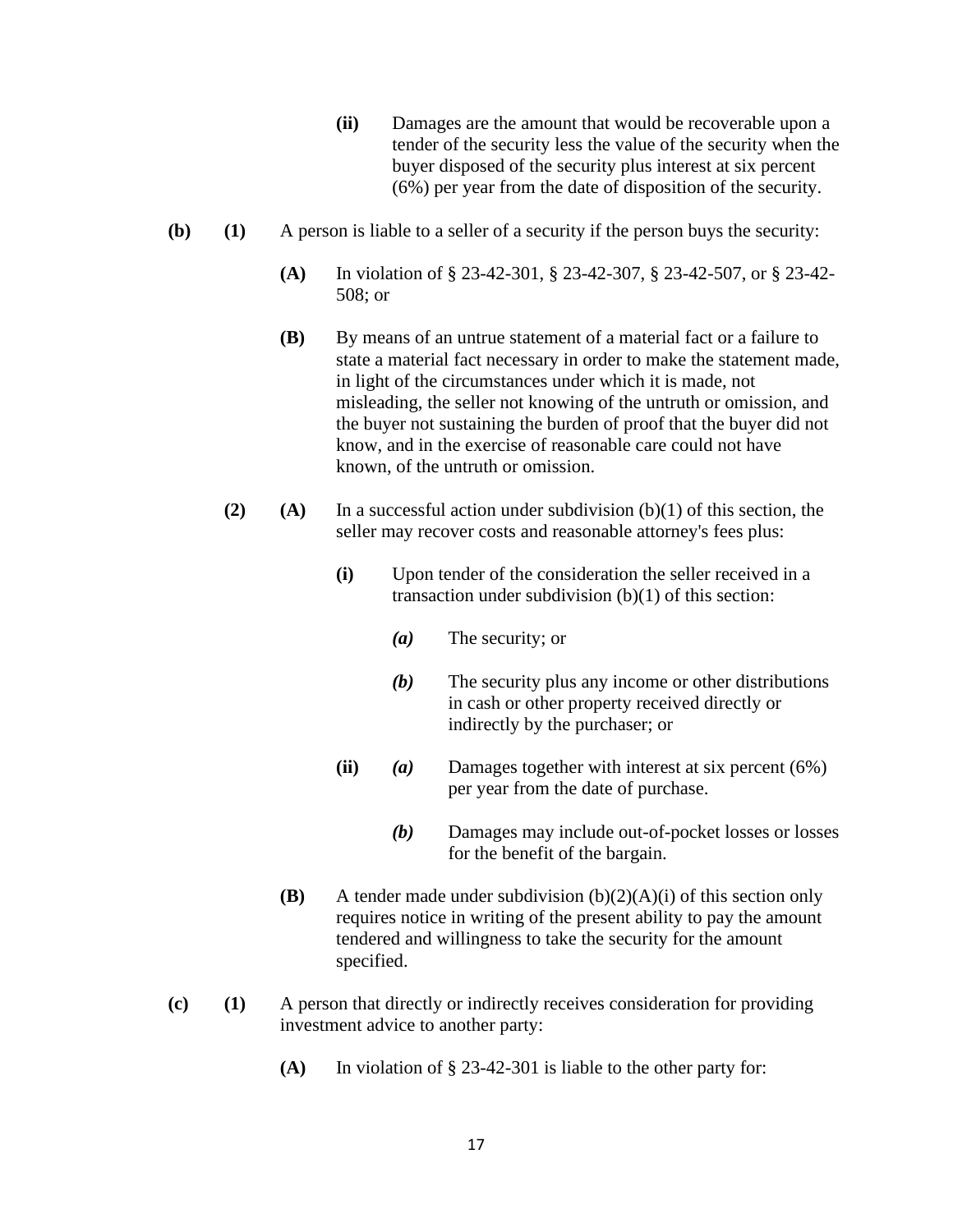**(ii)** Damages are the amount that would be recoverable upon a tender of the security less the value of the security when the buyer disposed of the security plus interest at six percent (6%) per year from the date of disposition of the security.

**(b)** **(1)** A person is liable to a seller of a security if the person buys the security:

**(A)** In violation of § 23-42-301, § 23-42-307, § 23-42-507, or § 23-42-508; or

**(B)** By means of an untrue statement of a material fact or a failure to state a material fact necessary in order to make the statement made, in light of the circumstances under which it is made, not misleading, the seller not knowing of the untruth or omission, and the buyer not sustaining the burden of proof that the buyer did not know, and in the exercise of reasonable care could not have known, of the untruth or omission.

**(2)** **(A)** In a successful action under subdivision (b)(1) of this section, the seller may recover costs and reasonable attorney's fees plus:

**(i)** Upon tender of the consideration the seller received in a transaction under subdivision (b)(1) of this section:

***(a)*** The security; or

***(b)*** The security plus any income or other distributions in cash or other property received directly or indirectly by the purchaser; or

**(ii)** ***(a)*** Damages together with interest at six percent (6%) per year from the date of purchase.

***(b)*** Damages may include out-of-pocket losses or losses for the benefit of the bargain.

**(B)** A tender made under subdivision (b)(2)(A)(i) of this section only requires notice in writing of the present ability to pay the amount tendered and willingness to take the security for the amount specified.

**(c)** **(1)** A person that directly or indirectly receives consideration for providing investment advice to another party:

**(A)** In violation of § 23-42-301 is liable to the other party for: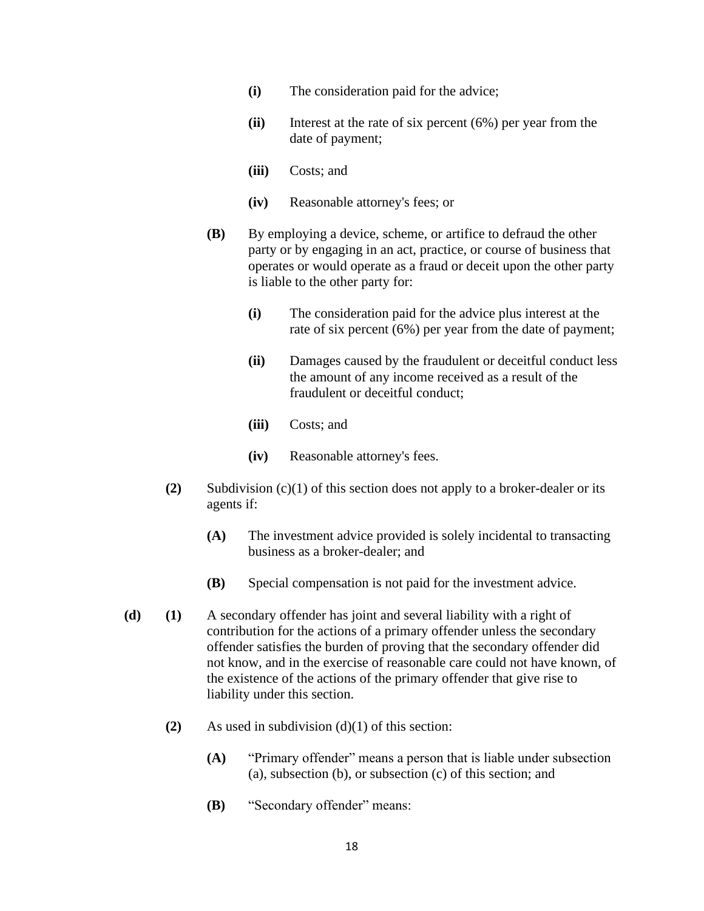**(i)** The consideration paid for the advice;

**(ii)** Interest at the rate of six percent (6%) per year from the date of payment;

**(iii)** Costs; and

**(iv)** Reasonable attorney's fees; or

**(B)** By employing a device, scheme, or artifice to defraud the other party or by engaging in an act, practice, or course of business that operates or would operate as a fraud or deceit upon the other party is liable to the other party for:

**(i)** The consideration paid for the advice plus interest at the rate of six percent (6%) per year from the date of payment;

**(ii)** Damages caused by the fraudulent or deceitful conduct less the amount of any income received as a result of the fraudulent or deceitful conduct;

**(iii)** Costs; and

**(iv)** Reasonable attorney's fees.

**(2)** Subdivision (c)(1) of this section does not apply to a broker-dealer or its agents if:

**(A)** The investment advice provided is solely incidental to transacting business as a broker-dealer; and

**(B)** Special compensation is not paid for the investment advice.

**(d)** **(1)** A secondary offender has joint and several liability with a right of contribution for the actions of a primary offender unless the secondary offender satisfies the burden of proving that the secondary offender did not know, and in the exercise of reasonable care could not have known, of the existence of the actions of the primary offender that give rise to liability under this section.

**(2)** As used in subdivision (d)(1) of this section:

**(A)** "Primary offender" means a person that is liable under subsection (a), subsection (b), or subsection (c) of this section; and

**(B)** "Secondary offender" means: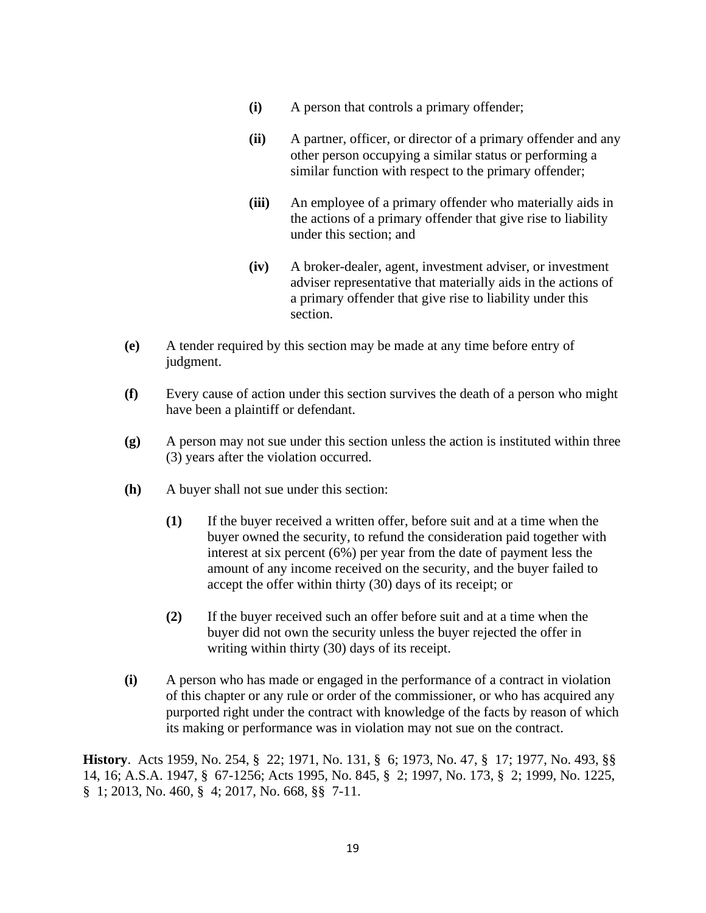- **(i)** A person that controls a primary offender;

- **(ii)** A partner, officer, or director of a primary offender and any other person occupying a similar status or performing a similar function with respect to the primary offender;

- **(iii)** An employee of a primary offender who materially aids in the actions of a primary offender that give rise to liability under this section; and

- **(iv)** A broker-dealer, agent, investment adviser, or investment adviser representative that materially aids in the actions of a primary offender that give rise to liability under this section.

**(e)** A tender required by this section may be made at any time before entry of judgment.

**(f)** Every cause of action under this section survives the death of a person who might have been a plaintiff or defendant.

**(g)** A person may not sue under this section unless the action is instituted within three (3) years after the violation occurred.

**(h)** A buyer shall not sue under this section:

- **(1)** If the buyer received a written offer, before suit and at a time when the buyer owned the security, to refund the consideration paid together with interest at six percent (6%) per year from the date of payment less the amount of any income received on the security, and the buyer failed to accept the offer within thirty (30) days of its receipt; or

- **(2)** If the buyer received such an offer before suit and at a time when the buyer did not own the security unless the buyer rejected the offer in writing within thirty (30) days of its receipt.

**(i)** A person who has made or engaged in the performance of a contract in violation of this chapter or any rule or order of the commissioner, or who has acquired any purported right under the contract with knowledge of the facts by reason of which its making or performance was in violation may not sue on the contract.

**History**. Acts 1959, No. 254, § 22; 1971, No. 131, § 6; 1973, No. 47, § 17; 1977, No. 493, §§ 14, 16; A.S.A. 1947, § 67-1256; Acts 1995, No. 845, § 2; 1997, No. 173, § 2; 1999, No. 1225, § 1; 2013, No. 460, § 4; 2017, No. 668, §§ 7-11.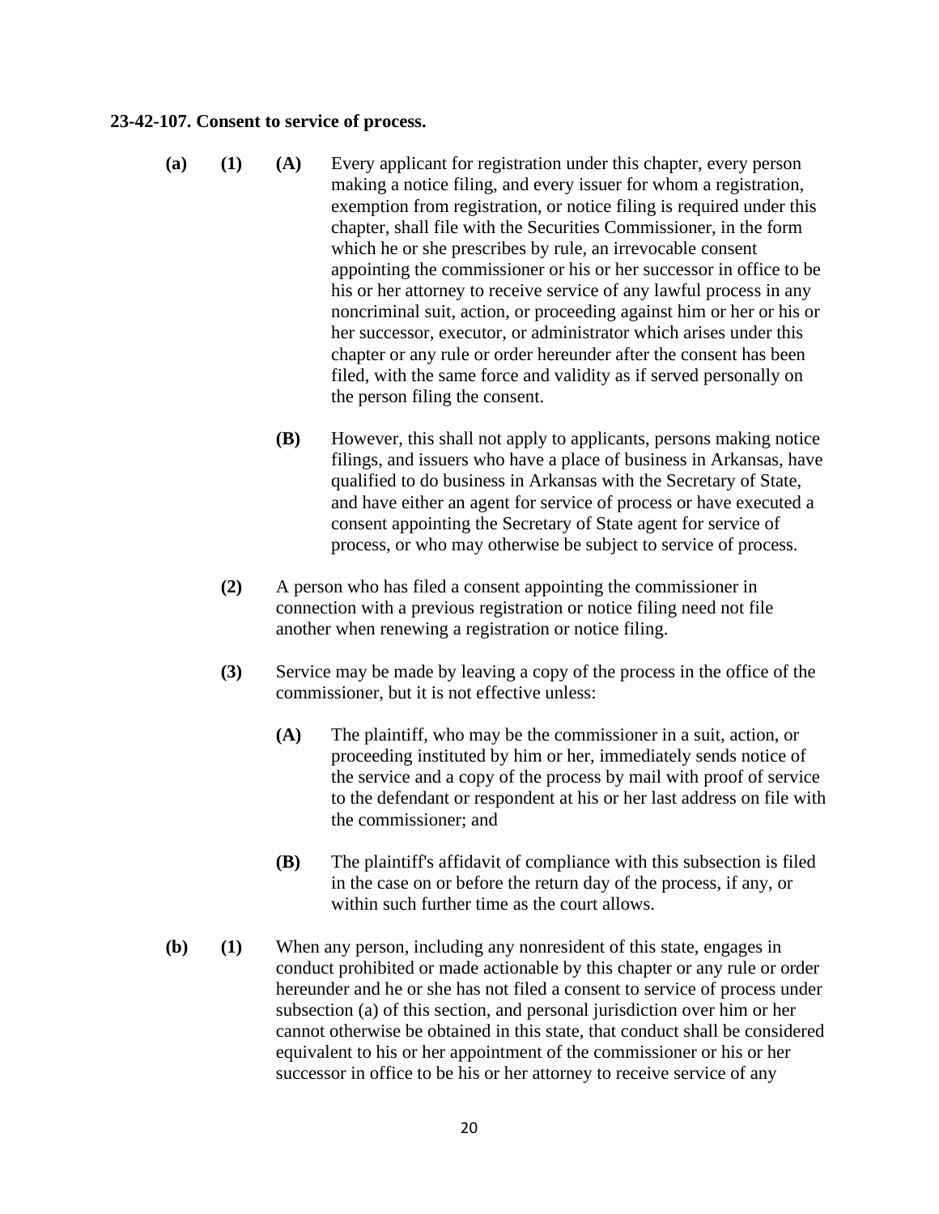**23-42-107. Consent to service of process.**

**(a)** **(1)** **(A)** Every applicant for registration under this chapter, every person making a notice filing, and every issuer for whom a registration, exemption from registration, or notice filing is required under this chapter, shall file with the Securities Commissioner, in the form which he or she prescribes by rule, an irrevocable consent appointing the commissioner or his or her successor in office to be his or her attorney to receive service of any lawful process in any noncriminal suit, action, or proceeding against him or her or his or her successor, executor, or administrator which arises under this chapter or any rule or order hereunder after the consent has been filed, with the same force and validity as if served personally on the person filing the consent.

**(B)** However, this shall not apply to applicants, persons making notice filings, and issuers who have a place of business in Arkansas, have qualified to do business in Arkansas with the Secretary of State, and have either an agent for service of process or have executed a consent appointing the Secretary of State agent for service of process, or who may otherwise be subject to service of process.

**(2)** A person who has filed a consent appointing the commissioner in connection with a previous registration or notice filing need not file another when renewing a registration or notice filing.

**(3)** Service may be made by leaving a copy of the process in the office of the commissioner, but it is not effective unless:

**(A)** The plaintiff, who may be the commissioner in a suit, action, or proceeding instituted by him or her, immediately sends notice of the service and a copy of the process by mail with proof of service to the defendant or respondent at his or her last address on file with the commissioner; and

**(B)** The plaintiff's affidavit of compliance with this subsection is filed in the case on or before the return day of the process, if any, or within such further time as the court allows.

**(b)** **(1)** When any person, including any nonresident of this state, engages in conduct prohibited or made actionable by this chapter or any rule or order hereunder and he or she has not filed a consent to service of process under subsection (a) of this section, and personal jurisdiction over him or her cannot otherwise be obtained in this state, that conduct shall be considered equivalent to his or her appointment of the commissioner or his or her successor in office to be his or her attorney to receive service of any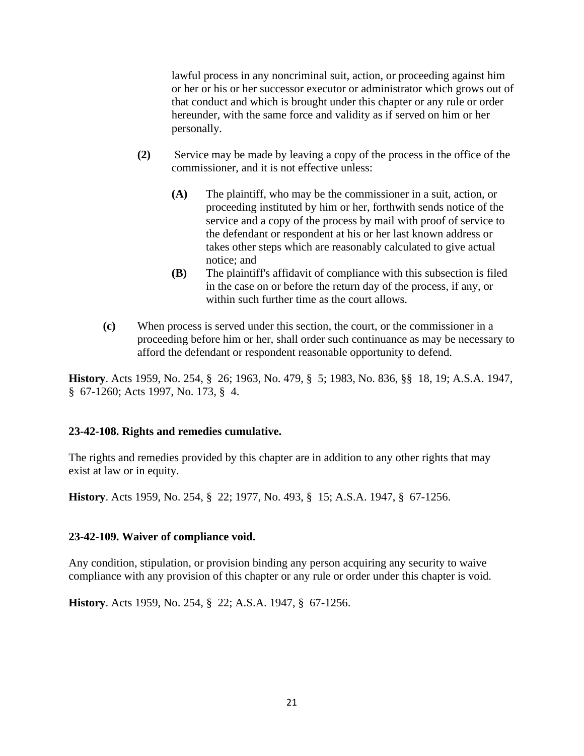lawful process in any noncriminal suit, action, or proceeding against him or her or his or her successor executor or administrator which grows out of that conduct and which is brought under this chapter or any rule or order hereunder, with the same force and validity as if served on him or her personally.

**(2)** Service may be made by leaving a copy of the process in the office of the commissioner, and it is not effective unless:

**(A)** The plaintiff, who may be the commissioner in a suit, action, or proceeding instituted by him or her, forthwith sends notice of the service and a copy of the process by mail with proof of service to the defendant or respondent at his or her last known address or takes other steps which are reasonably calculated to give actual notice; and

**(B)** The plaintiff's affidavit of compliance with this subsection is filed in the case on or before the return day of the process, if any, or within such further time as the court allows.

**(c)** When process is served under this section, the court, or the commissioner in a proceeding before him or her, shall order such continuance as may be necessary to afford the defendant or respondent reasonable opportunity to defend.

**History**. Acts 1959, No. 254, § 26; 1963, No. 479, § 5; 1983, No. 836, §§ 18, 19; A.S.A. 1947, § 67-1260; Acts 1997, No. 173, § 4.

### 23-42-108. Rights and remedies cumulative.

The rights and remedies provided by this chapter are in addition to any other rights that may exist at law or in equity.

**History**. Acts 1959, No. 254, § 22; 1977, No. 493, § 15; A.S.A. 1947, § 67-1256.

### 23-42-109. Waiver of compliance void.

Any condition, stipulation, or provision binding any person acquiring any security to waive compliance with any provision of this chapter or any rule or order under this chapter is void.

**History**. Acts 1959, No. 254, § 22; A.S.A. 1947, § 67-1256.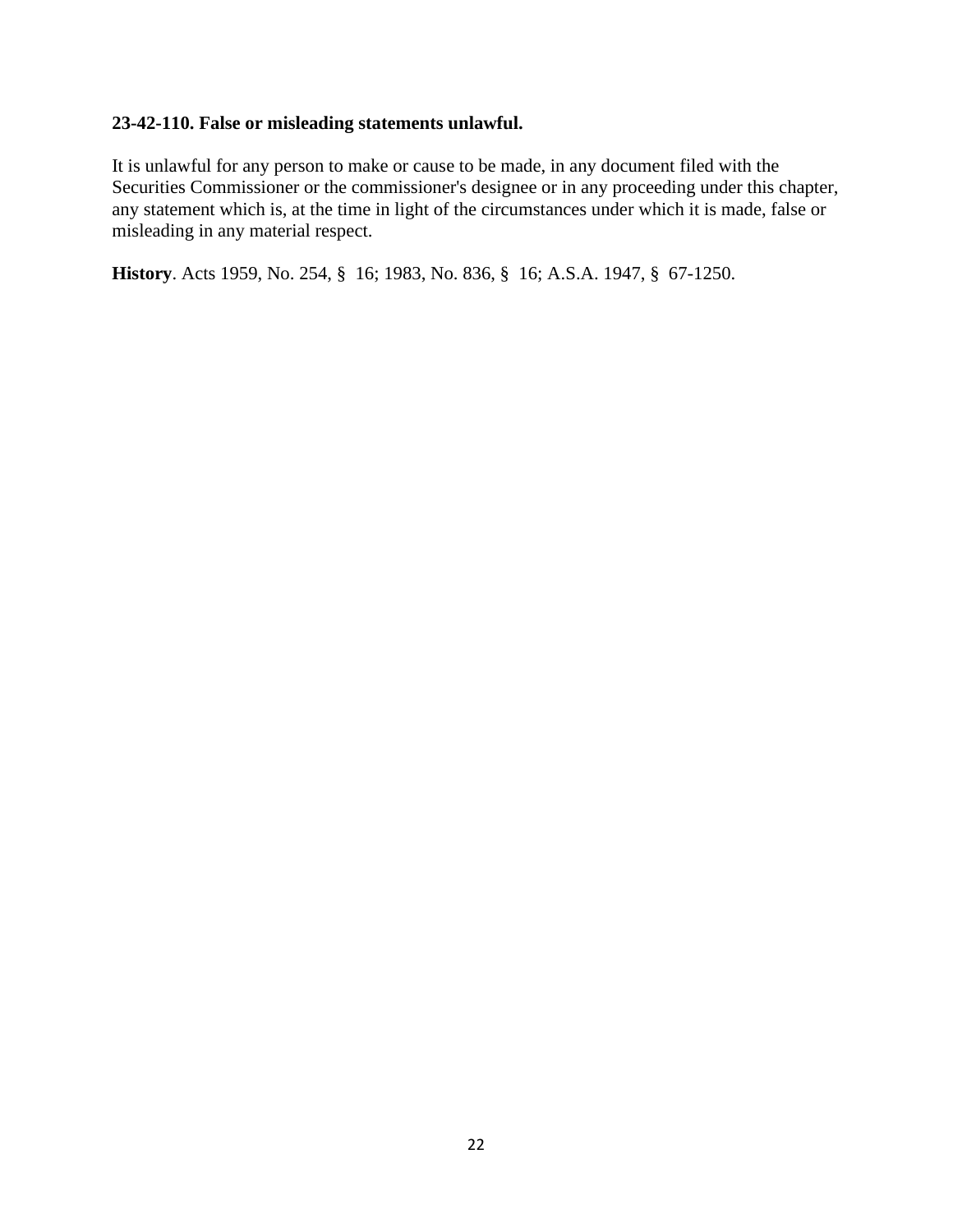**23-42-110. False or misleading statements unlawful.**

It is unlawful for any person to make or cause to be made, in any document filed with the Securities Commissioner or the commissioner's designee or in any proceeding under this chapter, any statement which is, at the time in light of the circumstances under which it is made, false or misleading in any material respect.

**History**. Acts 1959, No. 254, § 16; 1983, No. 836, § 16; A.S.A. 1947, § 67-1250.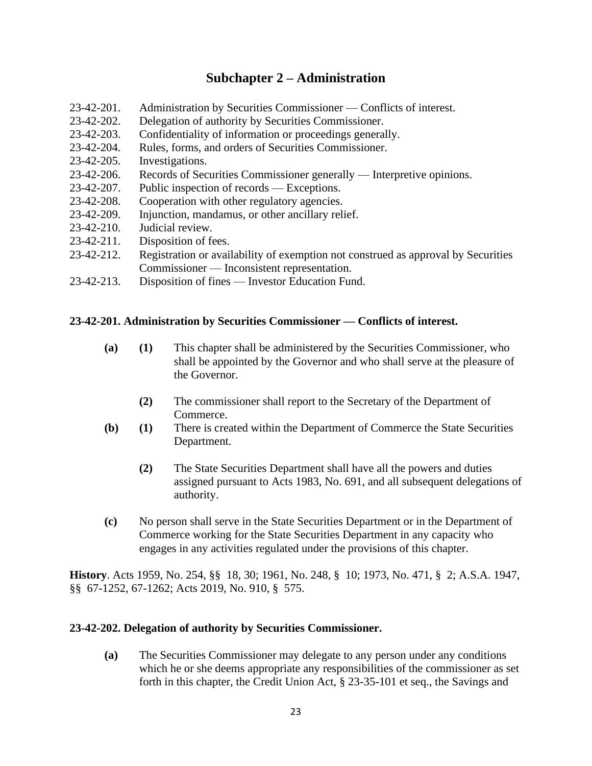## Subchapter 2 – Administration

23-42-201. Administration by Securities Commissioner — Conflicts of interest.
23-42-202. Delegation of authority by Securities Commissioner.
23-42-203. Confidentiality of information or proceedings generally.
23-42-204. Rules, forms, and orders of Securities Commissioner.
23-42-205. Investigations.
23-42-206. Records of Securities Commissioner generally — Interpretive opinions.
23-42-207. Public inspection of records — Exceptions.
23-42-208. Cooperation with other regulatory agencies.
23-42-209. Injunction, mandamus, or other ancillary relief.
23-42-210. Judicial review.
23-42-211. Disposition of fees.
23-42-212. Registration or availability of exemption not construed as approval by Securities Commissioner — Inconsistent representation.
23-42-213. Disposition of fines — Investor Education Fund.

**23-42-201. Administration by Securities Commissioner — Conflicts of interest.**

**(a)** **(1)** This chapter shall be administered by the Securities Commissioner, who shall be appointed by the Governor and who shall serve at the pleasure of the Governor.

**(2)** The commissioner shall report to the Secretary of the Department of Commerce.

**(b)** **(1)** There is created within the Department of Commerce the State Securities Department.

**(2)** The State Securities Department shall have all the powers and duties assigned pursuant to Acts 1983, No. 691, and all subsequent delegations of authority.

**(c)** No person shall serve in the State Securities Department or in the Department of Commerce working for the State Securities Department in any capacity who engages in any activities regulated under the provisions of this chapter.

**History**. Acts 1959, No. 254, §§ 18, 30; 1961, No. 248, § 10; 1973, No. 471, § 2; A.S.A. 1947, §§ 67-1252, 67-1262; Acts 2019, No. 910, § 575.

**23-42-202. Delegation of authority by Securities Commissioner.**

**(a)** The Securities Commissioner may delegate to any person under any conditions which he or she deems appropriate any responsibilities of the commissioner as set forth in this chapter, the Credit Union Act, § 23-35-101 et seq., the Savings and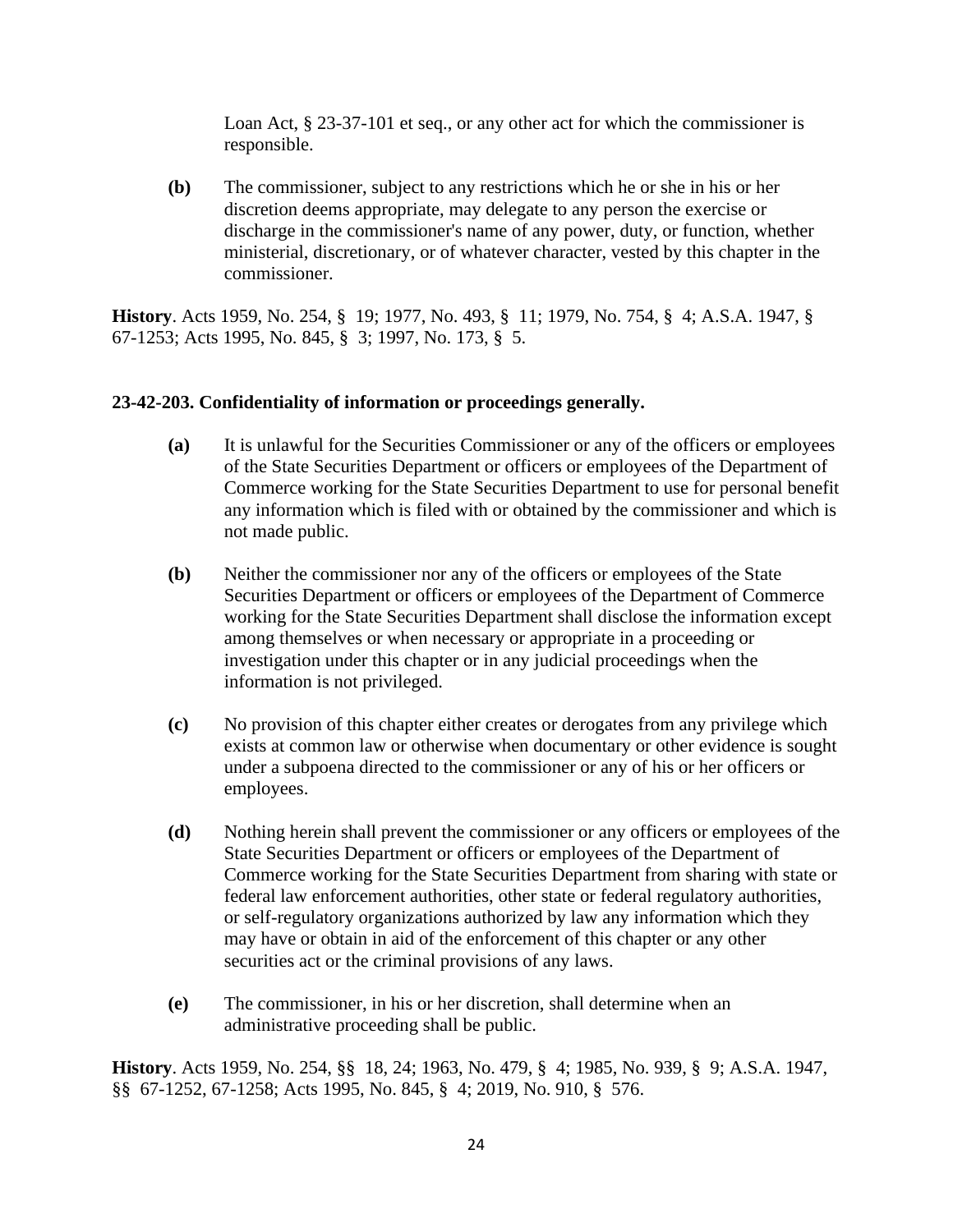Loan Act, § 23-37-101 et seq., or any other act for which the commissioner is responsible.

**(b)** The commissioner, subject to any restrictions which he or she in his or her discretion deems appropriate, may delegate to any person the exercise or discharge in the commissioner's name of any power, duty, or function, whether ministerial, discretionary, or of whatever character, vested by this chapter in the commissioner.

**History**. Acts 1959, No. 254, § 19; 1977, No. 493, § 11; 1979, No. 754, § 4; A.S.A. 1947, § 67-1253; Acts 1995, No. 845, § 3; 1997, No. 173, § 5.

### 23-42-203. Confidentiality of information or proceedings generally.

**(a)** It is unlawful for the Securities Commissioner or any of the officers or employees of the State Securities Department or officers or employees of the Department of Commerce working for the State Securities Department to use for personal benefit any information which is filed with or obtained by the commissioner and which is not made public.

**(b)** Neither the commissioner nor any of the officers or employees of the State Securities Department or officers or employees of the Department of Commerce working for the State Securities Department shall disclose the information except among themselves or when necessary or appropriate in a proceeding or investigation under this chapter or in any judicial proceedings when the information is not privileged.

**(c)** No provision of this chapter either creates or derogates from any privilege which exists at common law or otherwise when documentary or other evidence is sought under a subpoena directed to the commissioner or any of his or her officers or employees.

**(d)** Nothing herein shall prevent the commissioner or any officers or employees of the State Securities Department or officers or employees of the Department of Commerce working for the State Securities Department from sharing with state or federal law enforcement authorities, other state or federal regulatory authorities, or self-regulatory organizations authorized by law any information which they may have or obtain in aid of the enforcement of this chapter or any other securities act or the criminal provisions of any laws.

**(e)** The commissioner, in his or her discretion, shall determine when an administrative proceeding shall be public.

**History**. Acts 1959, No. 254, §§ 18, 24; 1963, No. 479, § 4; 1985, No. 939, § 9; A.S.A. 1947, §§ 67-1252, 67-1258; Acts 1995, No. 845, § 4; 2019, No. 910, § 576.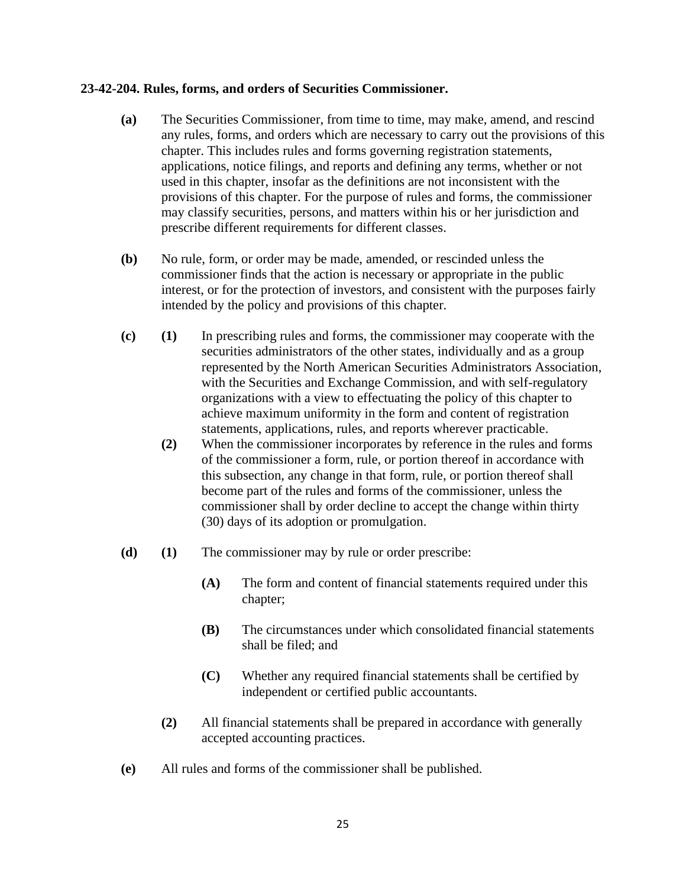**23-42-204. Rules, forms, and orders of Securities Commissioner.**

**(a)** The Securities Commissioner, from time to time, may make, amend, and rescind any rules, forms, and orders which are necessary to carry out the provisions of this chapter. This includes rules and forms governing registration statements, applications, notice filings, and reports and defining any terms, whether or not used in this chapter, insofar as the definitions are not inconsistent with the provisions of this chapter. For the purpose of rules and forms, the commissioner may classify securities, persons, and matters within his or her jurisdiction and prescribe different requirements for different classes.

**(b)** No rule, form, or order may be made, amended, or rescinded unless the commissioner finds that the action is necessary or appropriate in the public interest, or for the protection of investors, and consistent with the purposes fairly intended by the policy and provisions of this chapter.

**(c)** **(1)** In prescribing rules and forms, the commissioner may cooperate with the securities administrators of the other states, individually and as a group represented by the North American Securities Administrators Association, with the Securities and Exchange Commission, and with self-regulatory organizations with a view to effectuating the policy of this chapter to achieve maximum uniformity in the form and content of registration statements, applications, rules, and reports wherever practicable.

**(2)** When the commissioner incorporates by reference in the rules and forms of the commissioner a form, rule, or portion thereof in accordance with this subsection, any change in that form, rule, or portion thereof shall become part of the rules and forms of the commissioner, unless the commissioner shall by order decline to accept the change within thirty (30) days of its adoption or promulgation.

**(d)** **(1)** The commissioner may by rule or order prescribe:

**(A)** The form and content of financial statements required under this chapter;

**(B)** The circumstances under which consolidated financial statements shall be filed; and

**(C)** Whether any required financial statements shall be certified by independent or certified public accountants.

**(2)** All financial statements shall be prepared in accordance with generally accepted accounting practices.

**(e)** All rules and forms of the commissioner shall be published.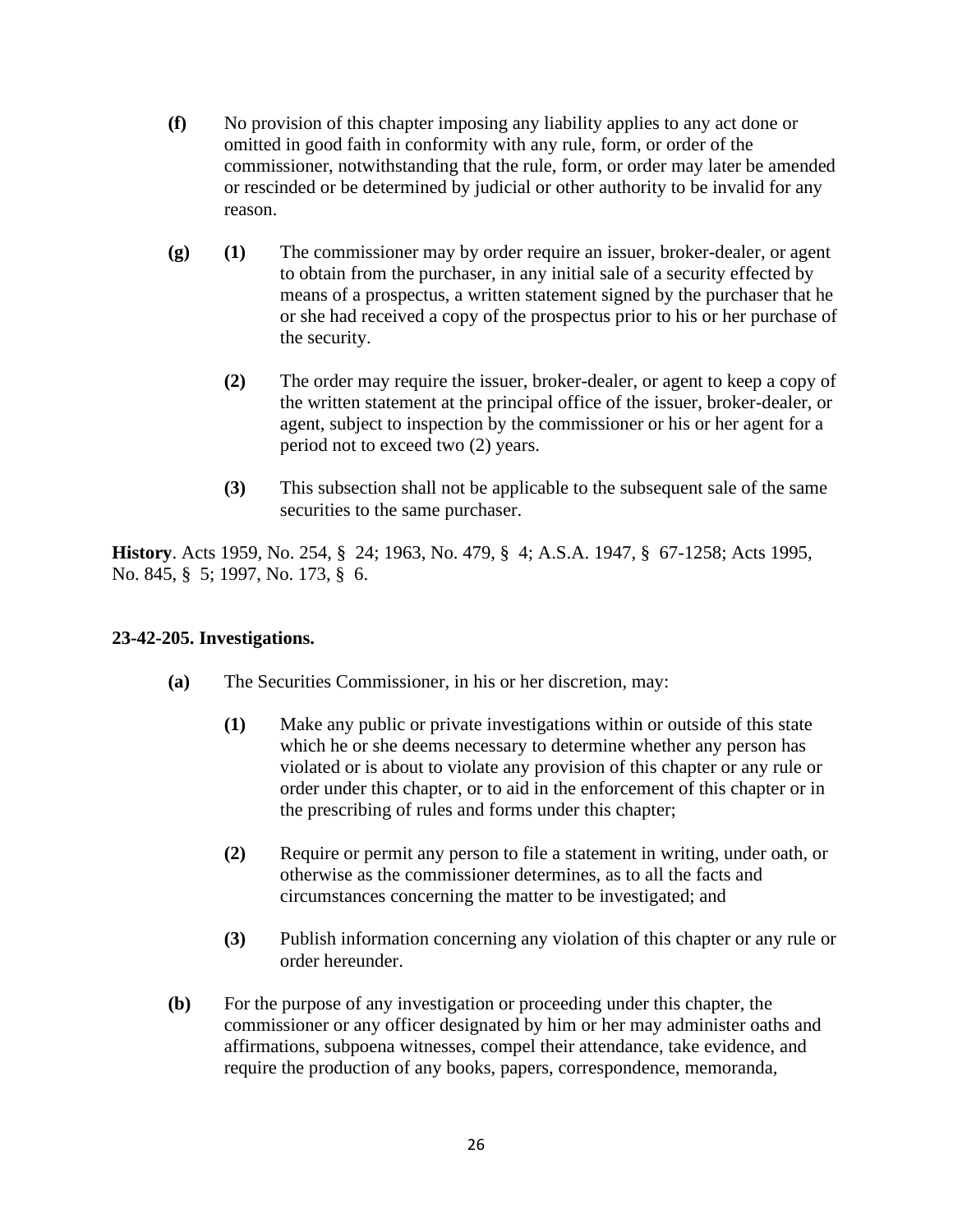**(f)** No provision of this chapter imposing any liability applies to any act done or omitted in good faith in conformity with any rule, form, or order of the commissioner, notwithstanding that the rule, form, or order may later be amended or rescinded or be determined by judicial or other authority to be invalid for any reason.

**(g)** **(1)** The commissioner may by order require an issuer, broker-dealer, or agent to obtain from the purchaser, in any initial sale of a security effected by means of a prospectus, a written statement signed by the purchaser that he or she had received a copy of the prospectus prior to his or her purchase of the security.

**(2)** The order may require the issuer, broker-dealer, or agent to keep a copy of the written statement at the principal office of the issuer, broker-dealer, or agent, subject to inspection by the commissioner or his or her agent for a period not to exceed two (2) years.

**(3)** This subsection shall not be applicable to the subsequent sale of the same securities to the same purchaser.

**History**. Acts 1959, No. 254, § 24; 1963, No. 479, § 4; A.S.A. 1947, § 67-1258; Acts 1995, No. 845, § 5; 1997, No. 173, § 6.

**23-42-205. Investigations.**

**(a)** The Securities Commissioner, in his or her discretion, may:

**(1)** Make any public or private investigations within or outside of this state which he or she deems necessary to determine whether any person has violated or is about to violate any provision of this chapter or any rule or order under this chapter, or to aid in the enforcement of this chapter or in the prescribing of rules and forms under this chapter;

**(2)** Require or permit any person to file a statement in writing, under oath, or otherwise as the commissioner determines, as to all the facts and circumstances concerning the matter to be investigated; and

**(3)** Publish information concerning any violation of this chapter or any rule or order hereunder.

**(b)** For the purpose of any investigation or proceeding under this chapter, the commissioner or any officer designated by him or her may administer oaths and affirmations, subpoena witnesses, compel their attendance, take evidence, and require the production of any books, papers, correspondence, memoranda,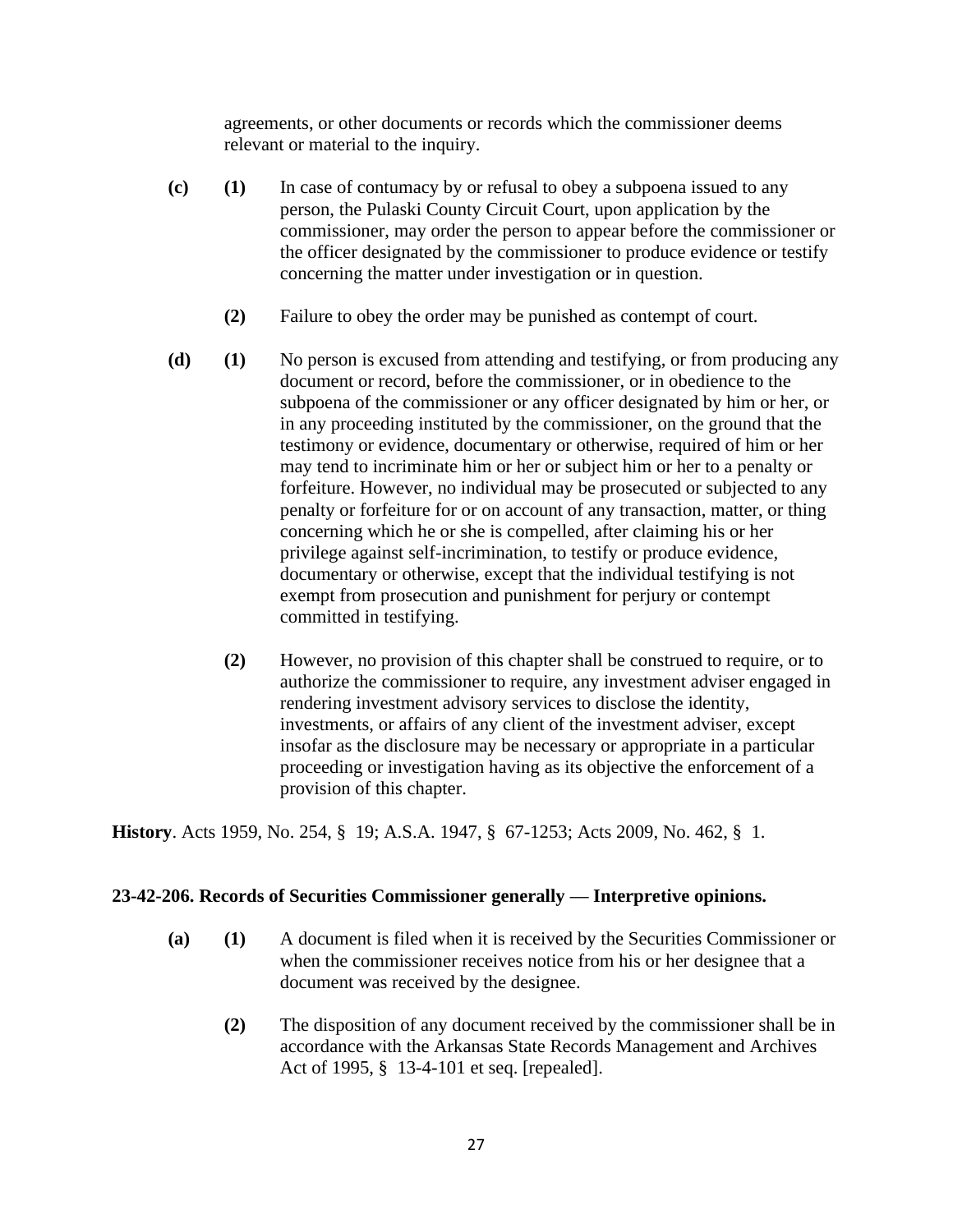agreements, or other documents or records which the commissioner deems relevant or material to the inquiry.

**(c)** **(1)** In case of contumacy by or refusal to obey a subpoena issued to any person, the Pulaski County Circuit Court, upon application by the commissioner, may order the person to appear before the commissioner or the officer designated by the commissioner to produce evidence or testify concerning the matter under investigation or in question.

**(2)** Failure to obey the order may be punished as contempt of court.

**(d)** **(1)** No person is excused from attending and testifying, or from producing any document or record, before the commissioner, or in obedience to the subpoena of the commissioner or any officer designated by him or her, or in any proceeding instituted by the commissioner, on the ground that the testimony or evidence, documentary or otherwise, required of him or her may tend to incriminate him or her or subject him or her to a penalty or forfeiture. However, no individual may be prosecuted or subjected to any penalty or forfeiture for or on account of any transaction, matter, or thing concerning which he or she is compelled, after claiming his or her privilege against self-incrimination, to testify or produce evidence, documentary or otherwise, except that the individual testifying is not exempt from prosecution and punishment for perjury or contempt committed in testifying.

**(2)** However, no provision of this chapter shall be construed to require, or to authorize the commissioner to require, any investment adviser engaged in rendering investment advisory services to disclose the identity, investments, or affairs of any client of the investment adviser, except insofar as the disclosure may be necessary or appropriate in a particular proceeding or investigation having as its objective the enforcement of a provision of this chapter.

**History**. Acts 1959, No. 254, § 19; A.S.A. 1947, § 67-1253; Acts 2009, No. 462, § 1.

**23-42-206. Records of Securities Commissioner generally — Interpretive opinions.**

**(a)** **(1)** A document is filed when it is received by the Securities Commissioner or when the commissioner receives notice from his or her designee that a document was received by the designee.

**(2)** The disposition of any document received by the commissioner shall be in accordance with the Arkansas State Records Management and Archives Act of 1995, § 13-4-101 et seq. [repealed].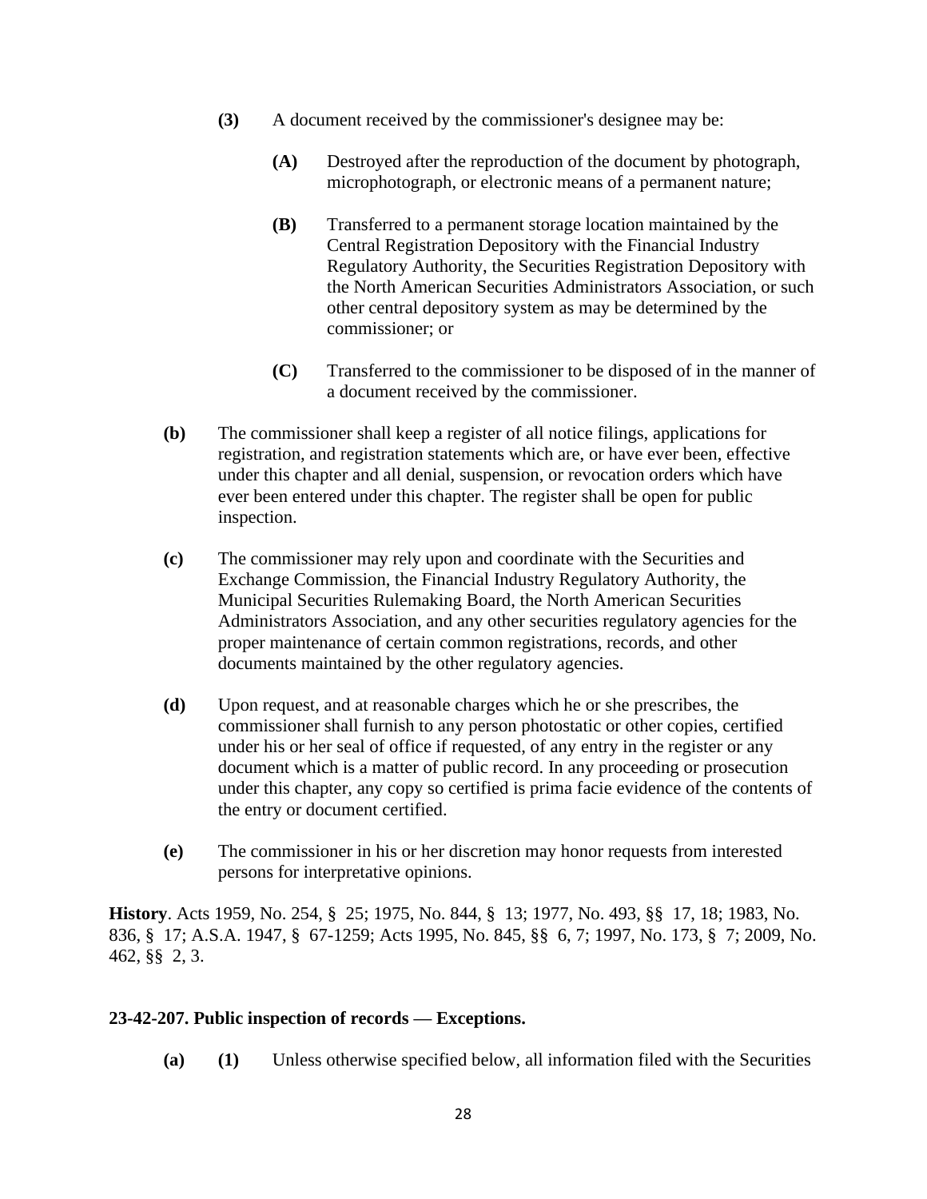**(3)** A document received by the commissioner's designee may be:

**(A)** Destroyed after the reproduction of the document by photograph, microphotograph, or electronic means of a permanent nature;

**(B)** Transferred to a permanent storage location maintained by the Central Registration Depository with the Financial Industry Regulatory Authority, the Securities Registration Depository with the North American Securities Administrators Association, or such other central depository system as may be determined by the commissioner; or

**(C)** Transferred to the commissioner to be disposed of in the manner of a document received by the commissioner.

**(b)** The commissioner shall keep a register of all notice filings, applications for registration, and registration statements which are, or have ever been, effective under this chapter and all denial, suspension, or revocation orders which have ever been entered under this chapter. The register shall be open for public inspection.

**(c)** The commissioner may rely upon and coordinate with the Securities and Exchange Commission, the Financial Industry Regulatory Authority, the Municipal Securities Rulemaking Board, the North American Securities Administrators Association, and any other securities regulatory agencies for the proper maintenance of certain common registrations, records, and other documents maintained by the other regulatory agencies.

**(d)** Upon request, and at reasonable charges which he or she prescribes, the commissioner shall furnish to any person photostatic or other copies, certified under his or her seal of office if requested, of any entry in the register or any document which is a matter of public record. In any proceeding or prosecution under this chapter, any copy so certified is prima facie evidence of the contents of the entry or document certified.

**(e)** The commissioner in his or her discretion may honor requests from interested persons for interpretative opinions.

**History**. Acts 1959, No. 254, § 25; 1975, No. 844, § 13; 1977, No. 493, §§ 17, 18; 1983, No. 836, § 17; A.S.A. 1947, § 67-1259; Acts 1995, No. 845, §§ 6, 7; 1997, No. 173, § 7; 2009, No. 462, §§ 2, 3.

### 23-42-207. Public inspection of records — Exceptions.

**(a)** **(1)** Unless otherwise specified below, all information filed with the Securities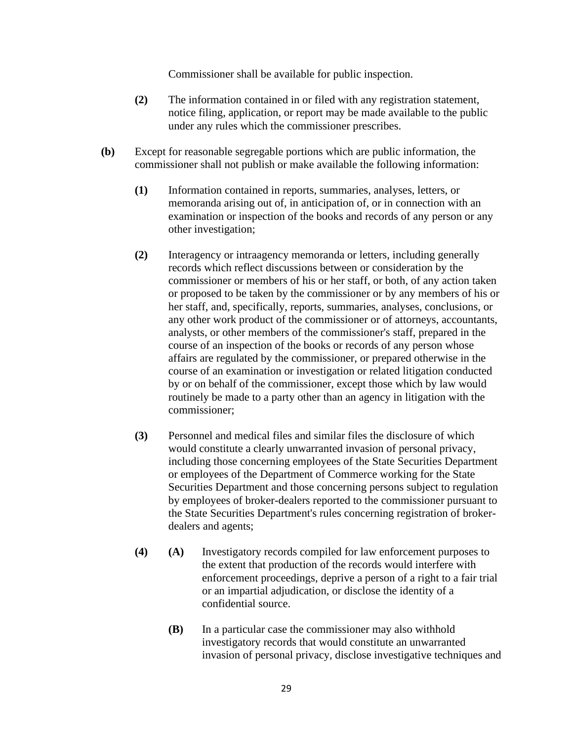Commissioner shall be available for public inspection.

**(2)** The information contained in or filed with any registration statement, notice filing, application, or report may be made available to the public under any rules which the commissioner prescribes.

**(b)** Except for reasonable segregable portions which are public information, the commissioner shall not publish or make available the following information:

**(1)** Information contained in reports, summaries, analyses, letters, or memoranda arising out of, in anticipation of, or in connection with an examination or inspection of the books and records of any person or any other investigation;

**(2)** Interagency or intraagency memoranda or letters, including generally records which reflect discussions between or consideration by the commissioner or members of his or her staff, or both, of any action taken or proposed to be taken by the commissioner or by any members of his or her staff, and, specifically, reports, summaries, analyses, conclusions, or any other work product of the commissioner or of attorneys, accountants, analysts, or other members of the commissioner's staff, prepared in the course of an inspection of the books or records of any person whose affairs are regulated by the commissioner, or prepared otherwise in the course of an examination or investigation or related litigation conducted by or on behalf of the commissioner, except those which by law would routinely be made to a party other than an agency in litigation with the commissioner;

**(3)** Personnel and medical files and similar files the disclosure of which would constitute a clearly unwarranted invasion of personal privacy, including those concerning employees of the State Securities Department or employees of the Department of Commerce working for the State Securities Department and those concerning persons subject to regulation by employees of broker-dealers reported to the commissioner pursuant to the State Securities Department's rules concerning registration of broker-dealers and agents;

**(4)** **(A)** Investigatory records compiled for law enforcement purposes to the extent that production of the records would interfere with enforcement proceedings, deprive a person of a right to a fair trial or an impartial adjudication, or disclose the identity of a confidential source.

**(B)** In a particular case the commissioner may also withhold investigatory records that would constitute an unwarranted invasion of personal privacy, disclose investigative techniques and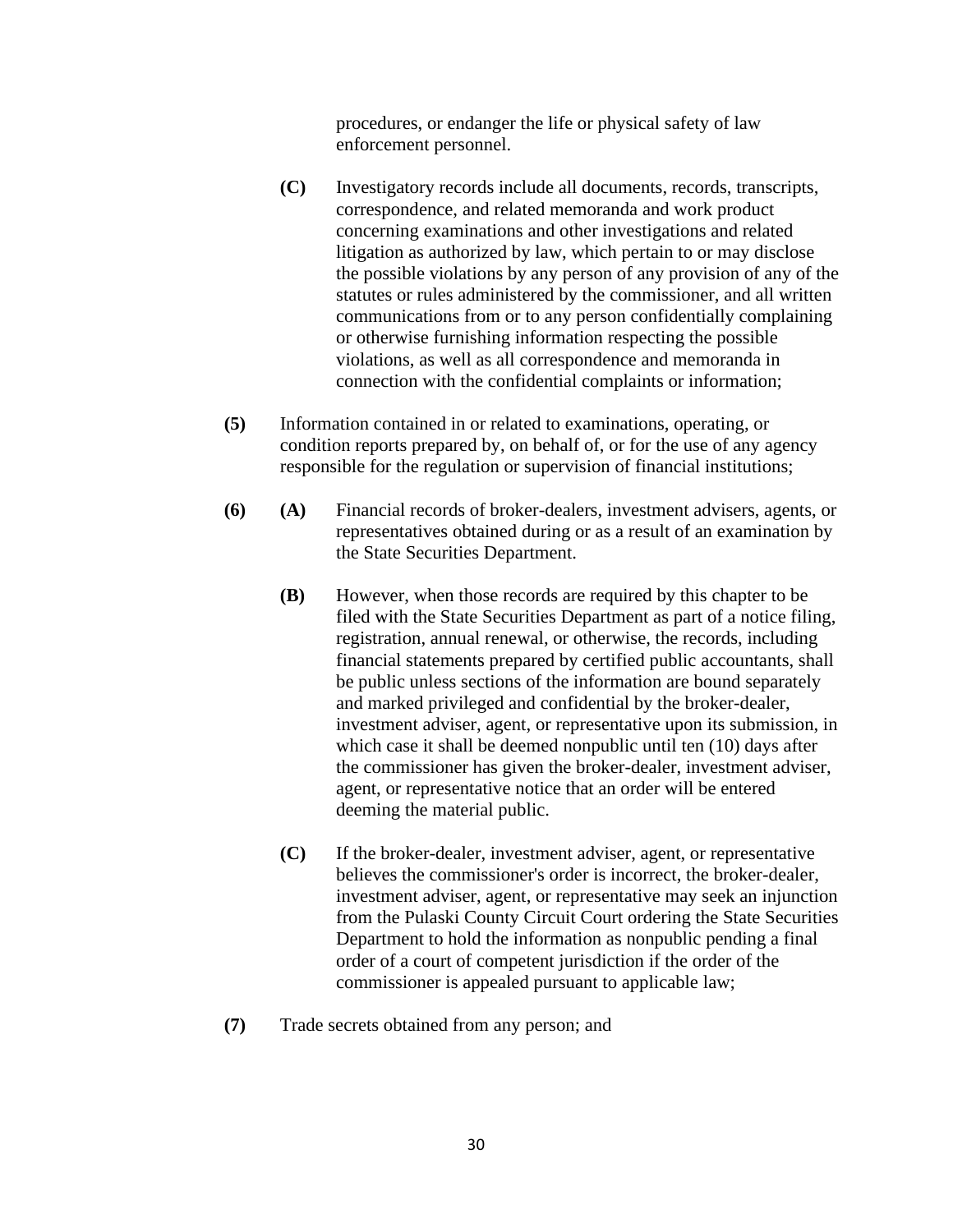procedures, or endanger the life or physical safety of law enforcement personnel.

**(C)** Investigatory records include all documents, records, transcripts, correspondence, and related memoranda and work product concerning examinations and other investigations and related litigation as authorized by law, which pertain to or may disclose the possible violations by any person of any provision of any of the statutes or rules administered by the commissioner, and all written communications from or to any person confidentially complaining or otherwise furnishing information respecting the possible violations, as well as all correspondence and memoranda in connection with the confidential complaints or information;

**(5)** Information contained in or related to examinations, operating, or condition reports prepared by, on behalf of, or for the use of any agency responsible for the regulation or supervision of financial institutions;

**(6)** **(A)** Financial records of broker-dealers, investment advisers, agents, or representatives obtained during or as a result of an examination by the State Securities Department.

**(B)** However, when those records are required by this chapter to be filed with the State Securities Department as part of a notice filing, registration, annual renewal, or otherwise, the records, including financial statements prepared by certified public accountants, shall be public unless sections of the information are bound separately and marked privileged and confidential by the broker-dealer, investment adviser, agent, or representative upon its submission, in which case it shall be deemed nonpublic until ten (10) days after the commissioner has given the broker-dealer, investment adviser, agent, or representative notice that an order will be entered deeming the material public.

**(C)** If the broker-dealer, investment adviser, agent, or representative believes the commissioner's order is incorrect, the broker-dealer, investment adviser, agent, or representative may seek an injunction from the Pulaski County Circuit Court ordering the State Securities Department to hold the information as nonpublic pending a final order of a court of competent jurisdiction if the order of the commissioner is appealed pursuant to applicable law;

**(7)** Trade secrets obtained from any person; and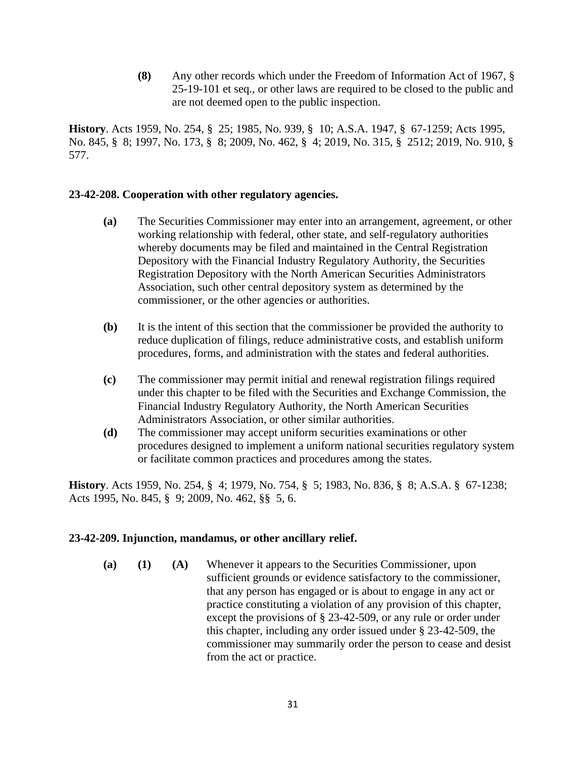**(8)** Any other records which under the Freedom of Information Act of 1967, § 25-19-101 et seq., or other laws are required to be closed to the public and are not deemed open to the public inspection.

**History**. Acts 1959, No. 254, § 25; 1985, No. 939, § 10; A.S.A. 1947, § 67-1259; Acts 1995, No. 845, § 8; 1997, No. 173, § 8; 2009, No. 462, § 4; 2019, No. 315, § 2512; 2019, No. 910, § 577.

**23-42-208. Cooperation with other regulatory agencies.**

**(a)** The Securities Commissioner may enter into an arrangement, agreement, or other working relationship with federal, other state, and self-regulatory authorities whereby documents may be filed and maintained in the Central Registration Depository with the Financial Industry Regulatory Authority, the Securities Registration Depository with the North American Securities Administrators Association, such other central depository system as determined by the commissioner, or the other agencies or authorities.

**(b)** It is the intent of this section that the commissioner be provided the authority to reduce duplication of filings, reduce administrative costs, and establish uniform procedures, forms, and administration with the states and federal authorities.

**(c)** The commissioner may permit initial and renewal registration filings required under this chapter to be filed with the Securities and Exchange Commission, the Financial Industry Regulatory Authority, the North American Securities Administrators Association, or other similar authorities.

**(d)** The commissioner may accept uniform securities examinations or other procedures designed to implement a uniform national securities regulatory system or facilitate common practices and procedures among the states.

**History**. Acts 1959, No. 254, § 4; 1979, No. 754, § 5; 1983, No. 836, § 8; A.S.A. § 67-1238; Acts 1995, No. 845, § 9; 2009, No. 462, §§ 5, 6.

**23-42-209. Injunction, mandamus, or other ancillary relief.**

**(a)** **(1)** **(A)** Whenever it appears to the Securities Commissioner, upon sufficient grounds or evidence satisfactory to the commissioner, that any person has engaged or is about to engage in any act or practice constituting a violation of any provision of this chapter, except the provisions of § 23-42-509, or any rule or order under this chapter, including any order issued under § 23-42-509, the commissioner may summarily order the person to cease and desist from the act or practice.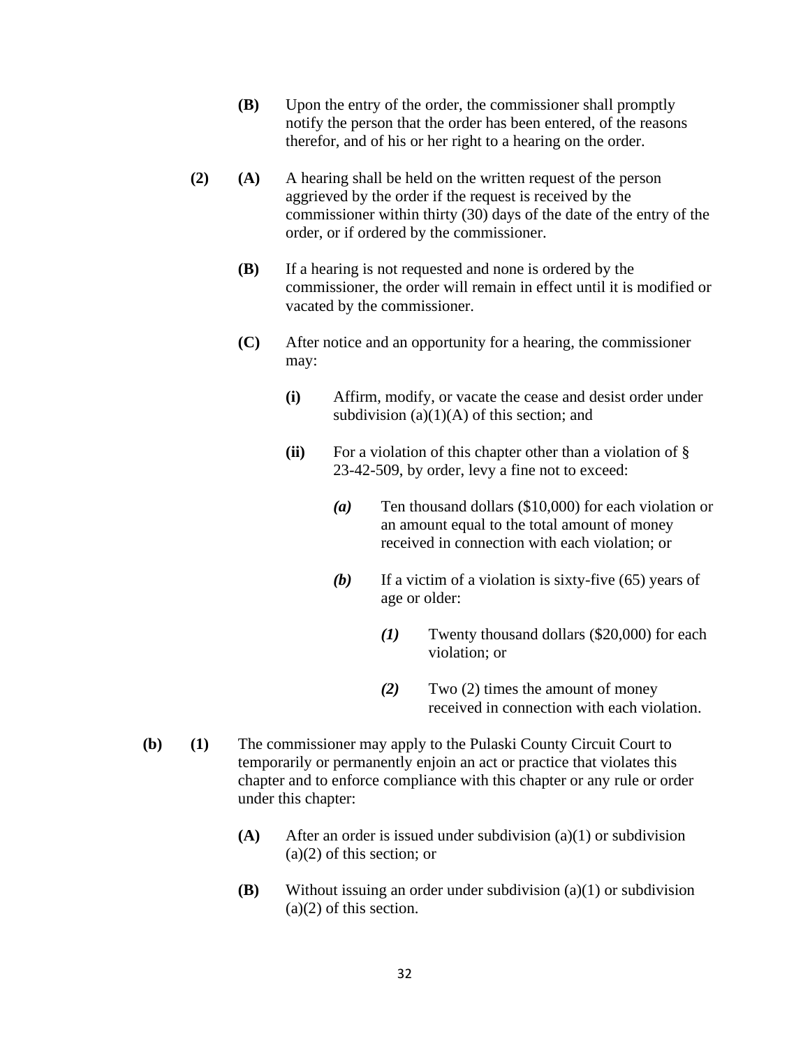**(B)** Upon the entry of the order, the commissioner shall promptly notify the person that the order has been entered, of the reasons therefor, and of his or her right to a hearing on the order.

**(2)** **(A)** A hearing shall be held on the written request of the person aggrieved by the order if the request is received by the commissioner within thirty (30) days of the date of the entry of the order, or if ordered by the commissioner.

**(B)** If a hearing is not requested and none is ordered by the commissioner, the order will remain in effect until it is modified or vacated by the commissioner.

**(C)** After notice and an opportunity for a hearing, the commissioner may:

**(i)** Affirm, modify, or vacate the cease and desist order under subdivision (a)(1)(A) of this section; and

**(ii)** For a violation of this chapter other than a violation of § 23-42-509, by order, levy a fine not to exceed:

***(a)*** Ten thousand dollars ($10,000) for each violation or an amount equal to the total amount of money received in connection with each violation; or

***(b)*** If a victim of a violation is sixty-five (65) years of age or older:

***(1)*** Twenty thousand dollars ($20,000) for each violation; or

***(2)*** Two (2) times the amount of money received in connection with each violation.

**(b)** **(1)** The commissioner may apply to the Pulaski County Circuit Court to temporarily or permanently enjoin an act or practice that violates this chapter and to enforce compliance with this chapter or any rule or order under this chapter:

**(A)** After an order is issued under subdivision (a)(1) or subdivision (a)(2) of this section; or

**(B)** Without issuing an order under subdivision (a)(1) or subdivision (a)(2) of this section.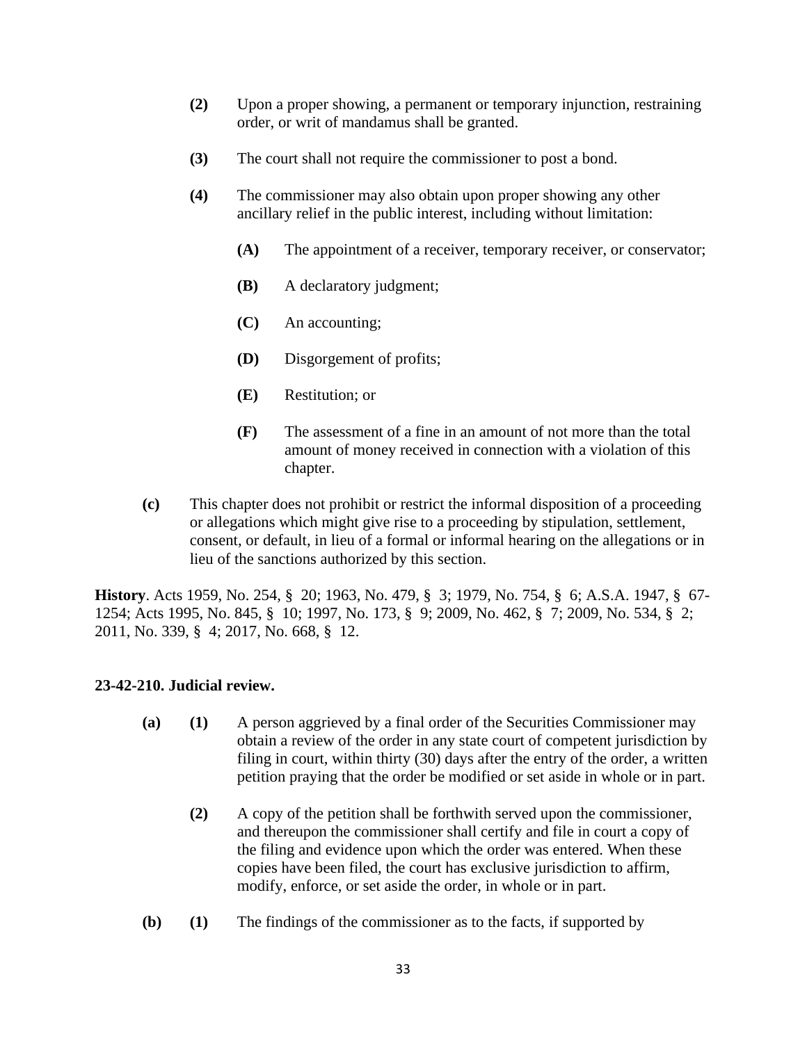**(2)** Upon a proper showing, a permanent or temporary injunction, restraining order, or writ of mandamus shall be granted.

**(3)** The court shall not require the commissioner to post a bond.

**(4)** The commissioner may also obtain upon proper showing any other ancillary relief in the public interest, including without limitation:

**(A)** The appointment of a receiver, temporary receiver, or conservator;

**(B)** A declaratory judgment;

**(C)** An accounting;

**(D)** Disgorgement of profits;

**(E)** Restitution; or

**(F)** The assessment of a fine in an amount of not more than the total amount of money received in connection with a violation of this chapter.

**(c)** This chapter does not prohibit or restrict the informal disposition of a proceeding or allegations which might give rise to a proceeding by stipulation, settlement, consent, or default, in lieu of a formal or informal hearing on the allegations or in lieu of the sanctions authorized by this section.

**History**. Acts 1959, No. 254, § 20; 1963, No. 479, § 3; 1979, No. 754, § 6; A.S.A. 1947, § 67-1254; Acts 1995, No. 845, § 10; 1997, No. 173, § 9; 2009, No. 462, § 7; 2009, No. 534, § 2; 2011, No. 339, § 4; 2017, No. 668, § 12.

**23-42-210. Judicial review.**

**(a)** **(1)** A person aggrieved by a final order of the Securities Commissioner may obtain a review of the order in any state court of competent jurisdiction by filing in court, within thirty (30) days after the entry of the order, a written petition praying that the order be modified or set aside in whole or in part.

**(2)** A copy of the petition shall be forthwith served upon the commissioner, and thereupon the commissioner shall certify and file in court a copy of the filing and evidence upon which the order was entered. When these copies have been filed, the court has exclusive jurisdiction to affirm, modify, enforce, or set aside the order, in whole or in part.

**(b)** **(1)** The findings of the commissioner as to the facts, if supported by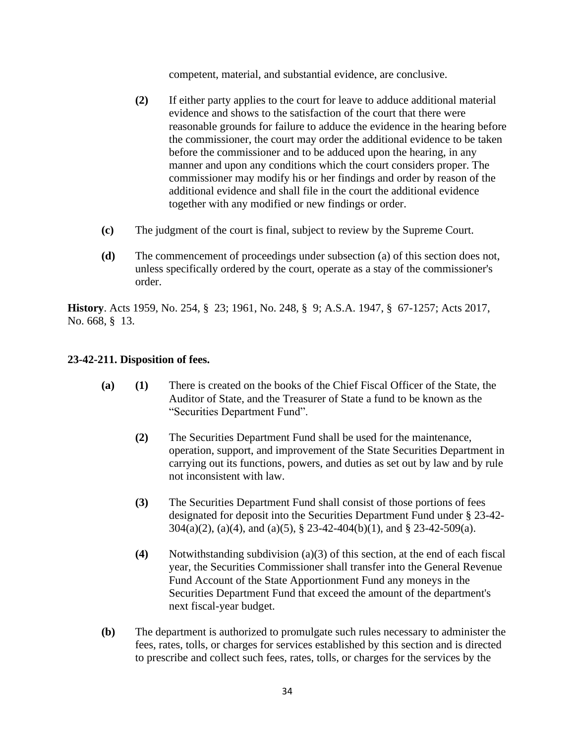competent, material, and substantial evidence, are conclusive.

**(2)** If either party applies to the court for leave to adduce additional material evidence and shows to the satisfaction of the court that there were reasonable grounds for failure to adduce the evidence in the hearing before the commissioner, the court may order the additional evidence to be taken before the commissioner and to be adduced upon the hearing, in any manner and upon any conditions which the court considers proper. The commissioner may modify his or her findings and order by reason of the additional evidence and shall file in the court the additional evidence together with any modified or new findings or order.

**(c)** The judgment of the court is final, subject to review by the Supreme Court.

**(d)** The commencement of proceedings under subsection (a) of this section does not, unless specifically ordered by the court, operate as a stay of the commissioner's order.

**History**. Acts 1959, No. 254, § 23; 1961, No. 248, § 9; A.S.A. 1947, § 67-1257; Acts 2017, No. 668, § 13.

**23-42-211. Disposition of fees.**

**(a)** **(1)** There is created on the books of the Chief Fiscal Officer of the State, the Auditor of State, and the Treasurer of State a fund to be known as the "Securities Department Fund".

**(2)** The Securities Department Fund shall be used for the maintenance, operation, support, and improvement of the State Securities Department in carrying out its functions, powers, and duties as set out by law and by rule not inconsistent with law.

**(3)** The Securities Department Fund shall consist of those portions of fees designated for deposit into the Securities Department Fund under § 23-42-304(a)(2), (a)(4), and (a)(5), § 23-42-404(b)(1), and § 23-42-509(a).

**(4)** Notwithstanding subdivision (a)(3) of this section, at the end of each fiscal year, the Securities Commissioner shall transfer into the General Revenue Fund Account of the State Apportionment Fund any moneys in the Securities Department Fund that exceed the amount of the department's next fiscal-year budget.

**(b)** The department is authorized to promulgate such rules necessary to administer the fees, rates, tolls, or charges for services established by this section and is directed to prescribe and collect such fees, rates, tolls, or charges for the services by the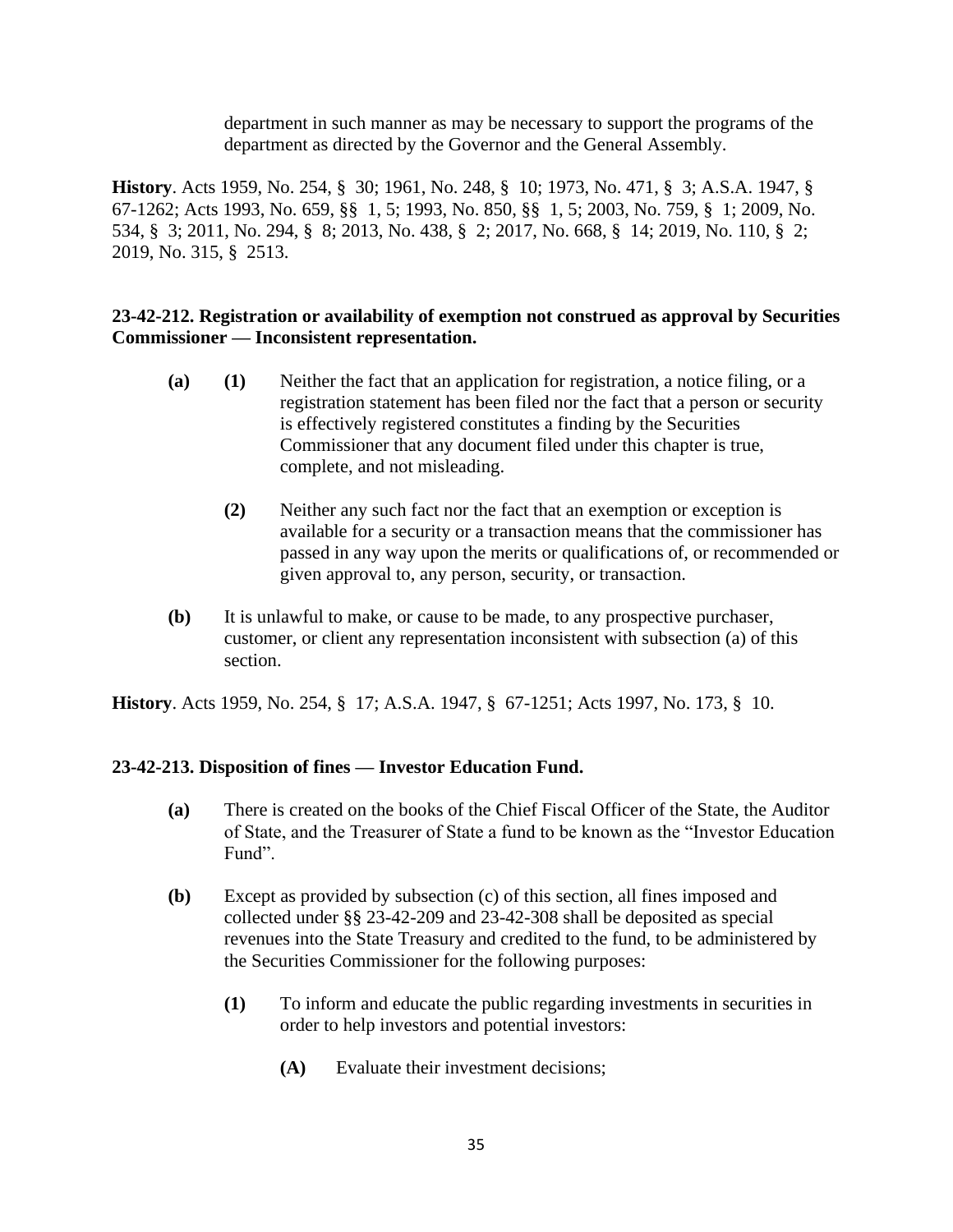department in such manner as may be necessary to support the programs of the department as directed by the Governor and the General Assembly.

**History**. Acts 1959, No. 254, § 30; 1961, No. 248, § 10; 1973, No. 471, § 3; A.S.A. 1947, § 67-1262; Acts 1993, No. 659, §§ 1, 5; 1993, No. 850, §§ 1, 5; 2003, No. 759, § 1; 2009, No. 534, § 3; 2011, No. 294, § 8; 2013, No. 438, § 2; 2017, No. 668, § 14; 2019, No. 110, § 2; 2019, No. 315, § 2513.

**23-42-212. Registration or availability of exemption not construed as approval by Securities Commissioner — Inconsistent representation.**

**(a)** **(1)** Neither the fact that an application for registration, a notice filing, or a registration statement has been filed nor the fact that a person or security is effectively registered constitutes a finding by the Securities Commissioner that any document filed under this chapter is true, complete, and not misleading.

**(2)** Neither any such fact nor the fact that an exemption or exception is available for a security or a transaction means that the commissioner has passed in any way upon the merits or qualifications of, or recommended or given approval to, any person, security, or transaction.

**(b)** It is unlawful to make, or cause to be made, to any prospective purchaser, customer, or client any representation inconsistent with subsection (a) of this section.

**History**. Acts 1959, No. 254, § 17; A.S.A. 1947, § 67-1251; Acts 1997, No. 173, § 10.

**23-42-213. Disposition of fines — Investor Education Fund.**

**(a)** There is created on the books of the Chief Fiscal Officer of the State, the Auditor of State, and the Treasurer of State a fund to be known as the "Investor Education Fund".

**(b)** Except as provided by subsection (c) of this section, all fines imposed and collected under §§ 23-42-209 and 23-42-308 shall be deposited as special revenues into the State Treasury and credited to the fund, to be administered by the Securities Commissioner for the following purposes:

**(1)** To inform and educate the public regarding investments in securities in order to help investors and potential investors:

**(A)** Evaluate their investment decisions;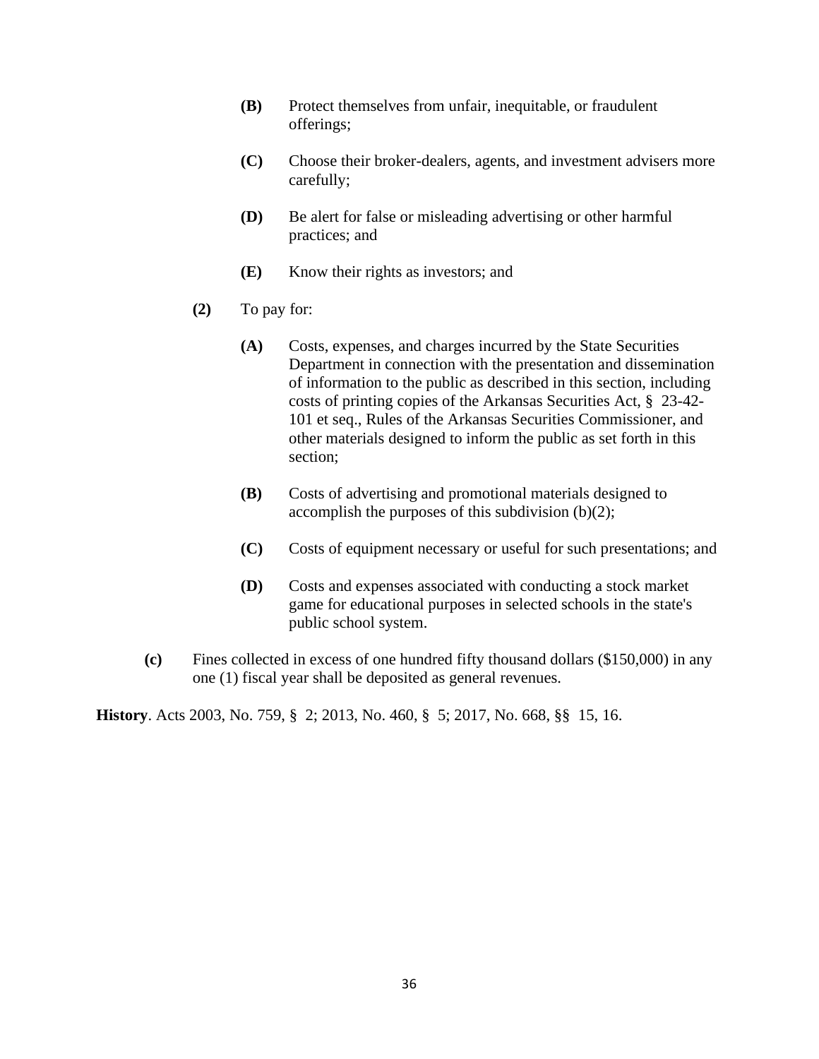- **(B)** Protect themselves from unfair, inequitable, or fraudulent offerings;

- **(C)** Choose their broker-dealers, agents, and investment advisers more carefully;

- **(D)** Be alert for false or misleading advertising or other harmful practices; and

- **(E)** Know their rights as investors; and

**(2)** To pay for:

- **(A)** Costs, expenses, and charges incurred by the State Securities Department in connection with the presentation and dissemination of information to the public as described in this section, including costs of printing copies of the Arkansas Securities Act, § 23-42-101 et seq., Rules of the Arkansas Securities Commissioner, and other materials designed to inform the public as set forth in this section;

- **(B)** Costs of advertising and promotional materials designed to accomplish the purposes of this subdivision (b)(2);

- **(C)** Costs of equipment necessary or useful for such presentations; and

- **(D)** Costs and expenses associated with conducting a stock market game for educational purposes in selected schools in the state's public school system.

**(c)** Fines collected in excess of one hundred fifty thousand dollars ($150,000) in any one (1) fiscal year shall be deposited as general revenues.

**History**. Acts 2003, No. 759, § 2; 2013, No. 460, § 5; 2017, No. 668, §§ 15, 16.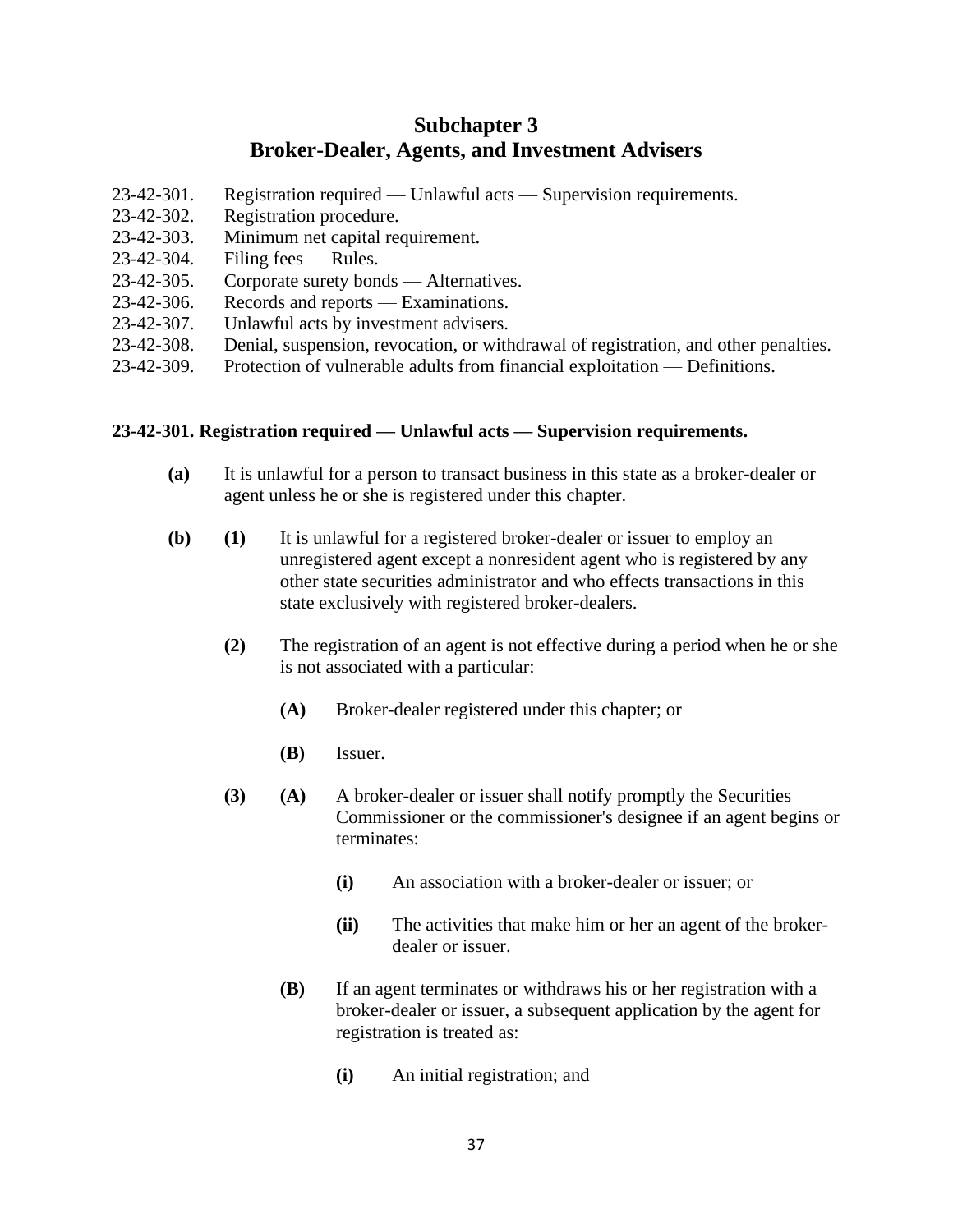## Subchapter 3
## Broker-Dealer, Agents, and Investment Advisers

23-42-301. Registration required — Unlawful acts — Supervision requirements.
23-42-302. Registration procedure.
23-42-303. Minimum net capital requirement.
23-42-304. Filing fees — Rules.
23-42-305. Corporate surety bonds — Alternatives.
23-42-306. Records and reports — Examinations.
23-42-307. Unlawful acts by investment advisers.
23-42-308. Denial, suspension, revocation, or withdrawal of registration, and other penalties.
23-42-309. Protection of vulnerable adults from financial exploitation — Definitions.

### 23-42-301. Registration required — Unlawful acts — Supervision requirements.

**(a)** It is unlawful for a person to transact business in this state as a broker-dealer or agent unless he or she is registered under this chapter.

**(b)** **(1)** It is unlawful for a registered broker-dealer or issuer to employ an unregistered agent except a nonresident agent who is registered by any other state securities administrator and who effects transactions in this state exclusively with registered broker-dealers.

**(2)** The registration of an agent is not effective during a period when he or she is not associated with a particular:

**(A)** Broker-dealer registered under this chapter; or

**(B)** Issuer.

**(3)** **(A)** A broker-dealer or issuer shall notify promptly the Securities Commissioner or the commissioner's designee if an agent begins or terminates:

**(i)** An association with a broker-dealer or issuer; or

**(ii)** The activities that make him or her an agent of the broker-dealer or issuer.

**(B)** If an agent terminates or withdraws his or her registration with a broker-dealer or issuer, a subsequent application by the agent for registration is treated as:

**(i)** An initial registration; and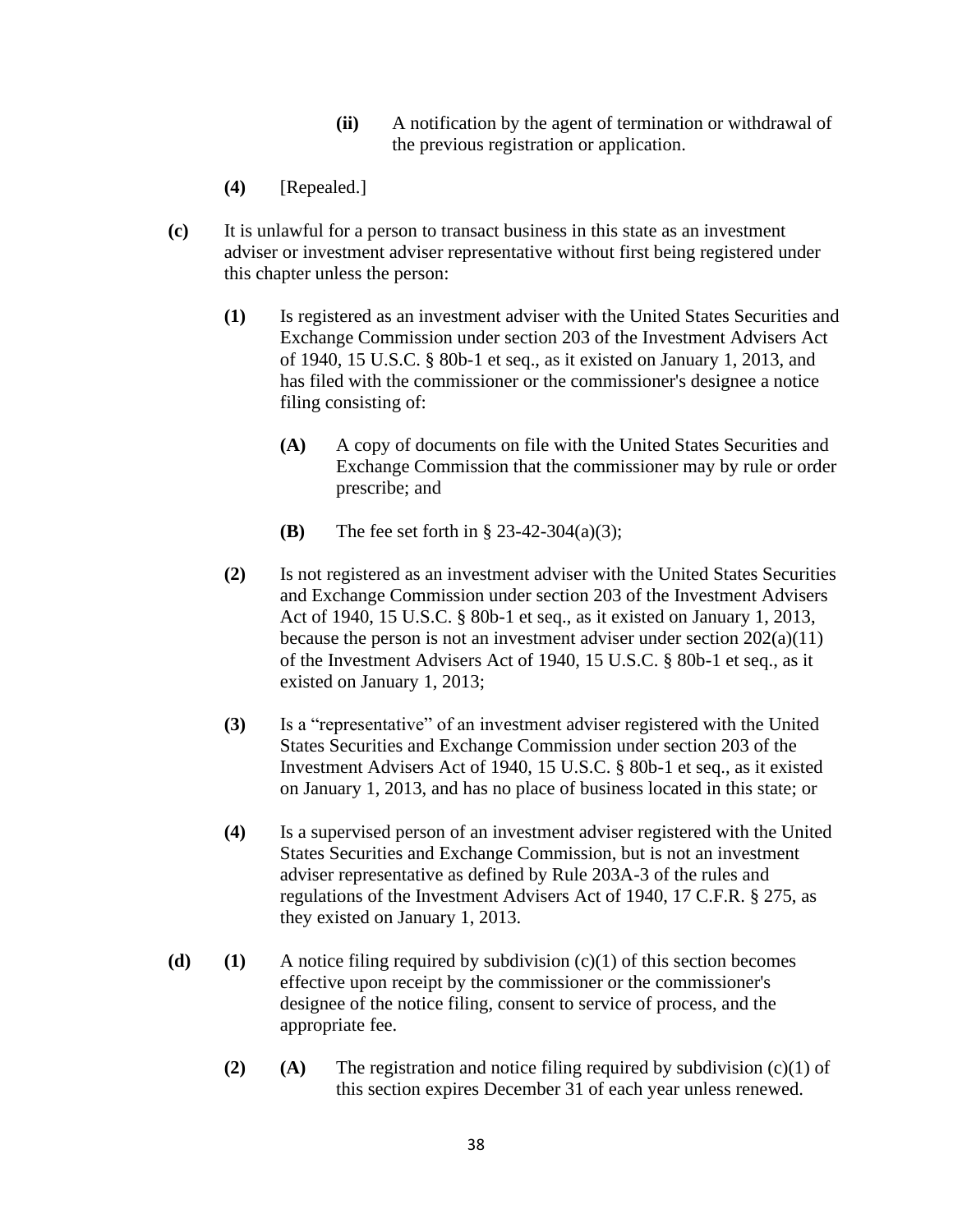**(ii)** A notification by the agent of termination or withdrawal of the previous registration or application.

**(4)** [Repealed.]

**(c)** It is unlawful for a person to transact business in this state as an investment adviser or investment adviser representative without first being registered under this chapter unless the person:

**(1)** Is registered as an investment adviser with the United States Securities and Exchange Commission under section 203 of the Investment Advisers Act of 1940, 15 U.S.C. § 80b-1 et seq., as it existed on January 1, 2013, and has filed with the commissioner or the commissioner's designee a notice filing consisting of:

**(A)** A copy of documents on file with the United States Securities and Exchange Commission that the commissioner may by rule or order prescribe; and

**(B)** The fee set forth in § 23-42-304(a)(3);

**(2)** Is not registered as an investment adviser with the United States Securities and Exchange Commission under section 203 of the Investment Advisers Act of 1940, 15 U.S.C. § 80b-1 et seq., as it existed on January 1, 2013, because the person is not an investment adviser under section 202(a)(11) of the Investment Advisers Act of 1940, 15 U.S.C. § 80b-1 et seq., as it existed on January 1, 2013;

**(3)** Is a "representative" of an investment adviser registered with the United States Securities and Exchange Commission under section 203 of the Investment Advisers Act of 1940, 15 U.S.C. § 80b-1 et seq., as it existed on January 1, 2013, and has no place of business located in this state; or

**(4)** Is a supervised person of an investment adviser registered with the United States Securities and Exchange Commission, but is not an investment adviser representative as defined by Rule 203A-3 of the rules and regulations of the Investment Advisers Act of 1940, 17 C.F.R. § 275, as they existed on January 1, 2013.

**(d)** **(1)** A notice filing required by subdivision (c)(1) of this section becomes effective upon receipt by the commissioner or the commissioner's designee of the notice filing, consent to service of process, and the appropriate fee.

**(2)** **(A)** The registration and notice filing required by subdivision (c)(1) of this section expires December 31 of each year unless renewed.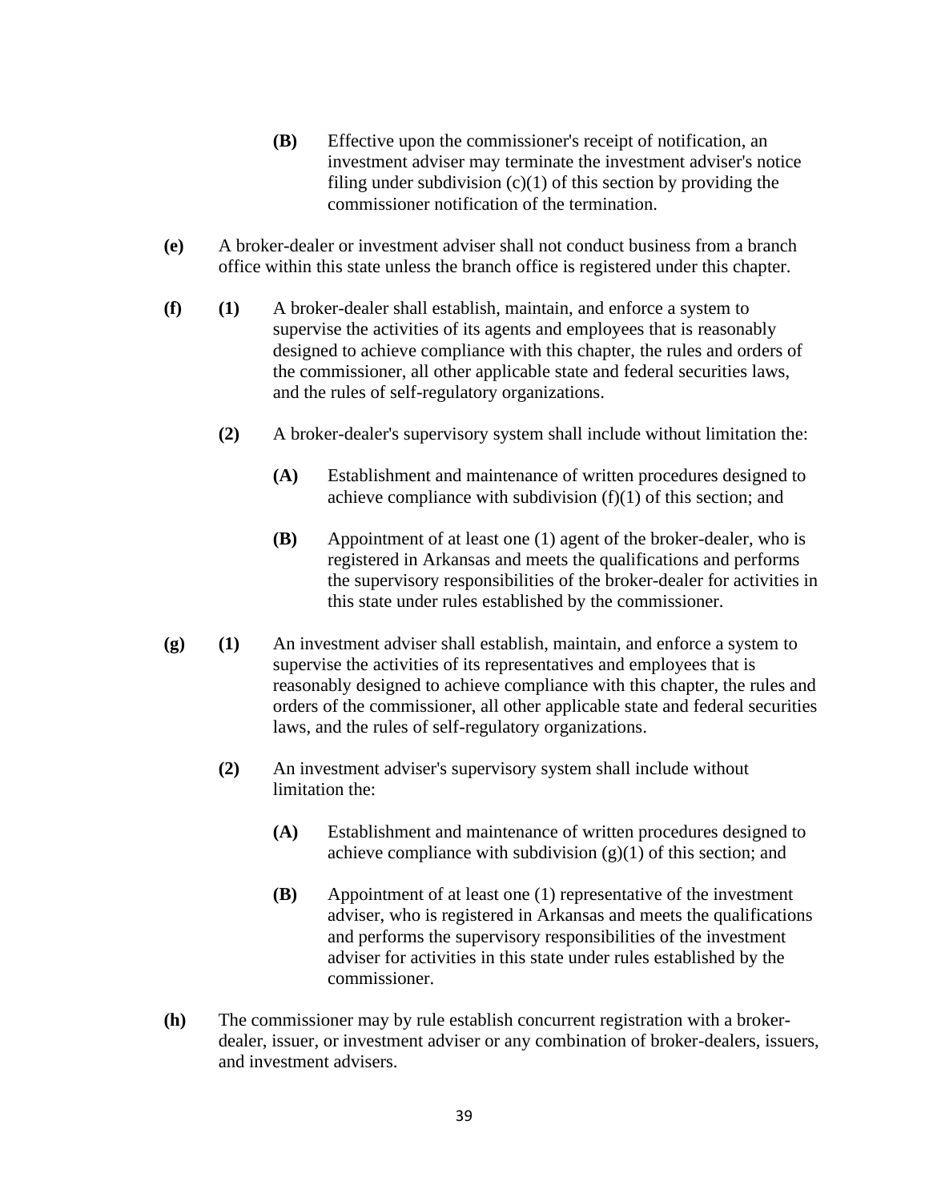**(B)** Effective upon the commissioner's receipt of notification, an investment adviser may terminate the investment adviser's notice filing under subdivision (c)(1) of this section by providing the commissioner notification of the termination.

**(e)** A broker-dealer or investment adviser shall not conduct business from a branch office within this state unless the branch office is registered under this chapter.

**(f)** **(1)** A broker-dealer shall establish, maintain, and enforce a system to supervise the activities of its agents and employees that is reasonably designed to achieve compliance with this chapter, the rules and orders of the commissioner, all other applicable state and federal securities laws, and the rules of self-regulatory organizations.

**(2)** A broker-dealer's supervisory system shall include without limitation the:

**(A)** Establishment and maintenance of written procedures designed to achieve compliance with subdivision (f)(1) of this section; and

**(B)** Appointment of at least one (1) agent of the broker-dealer, who is registered in Arkansas and meets the qualifications and performs the supervisory responsibilities of the broker-dealer for activities in this state under rules established by the commissioner.

**(g)** **(1)** An investment adviser shall establish, maintain, and enforce a system to supervise the activities of its representatives and employees that is reasonably designed to achieve compliance with this chapter, the rules and orders of the commissioner, all other applicable state and federal securities laws, and the rules of self-regulatory organizations.

**(2)** An investment adviser's supervisory system shall include without limitation the:

**(A)** Establishment and maintenance of written procedures designed to achieve compliance with subdivision (g)(1) of this section; and

**(B)** Appointment of at least one (1) representative of the investment adviser, who is registered in Arkansas and meets the qualifications and performs the supervisory responsibilities of the investment adviser for activities in this state under rules established by the commissioner.

**(h)** The commissioner may by rule establish concurrent registration with a broker-dealer, issuer, or investment adviser or any combination of broker-dealers, issuers, and investment advisers.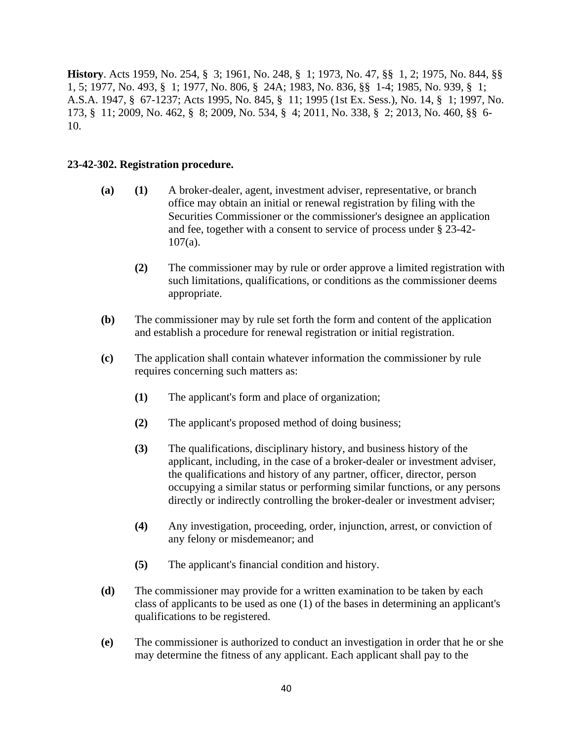**History**. Acts 1959, No. 254, § 3; 1961, No. 248, § 1; 1973, No. 47, §§ 1, 2; 1975, No. 844, §§ 1, 5; 1977, No. 493, § 1; 1977, No. 806, § 24A; 1983, No. 836, §§ 1-4; 1985, No. 939, § 1; A.S.A. 1947, § 67-1237; Acts 1995, No. 845, § 11; 1995 (1st Ex. Sess.), No. 14, § 1; 1997, No. 173, § 11; 2009, No. 462, § 8; 2009, No. 534, § 4; 2011, No. 338, § 2; 2013, No. 460, §§ 6-10.

**23-42-302. Registration procedure.**

**(a)** **(1)** A broker-dealer, agent, investment adviser, representative, or branch office may obtain an initial or renewal registration by filing with the Securities Commissioner or the commissioner's designee an application and fee, together with a consent to service of process under § 23-42-107(a).

**(2)** The commissioner may by rule or order approve a limited registration with such limitations, qualifications, or conditions as the commissioner deems appropriate.

**(b)** The commissioner may by rule set forth the form and content of the application and establish a procedure for renewal registration or initial registration.

**(c)** The application shall contain whatever information the commissioner by rule requires concerning such matters as:

**(1)** The applicant's form and place of organization;

**(2)** The applicant's proposed method of doing business;

**(3)** The qualifications, disciplinary history, and business history of the applicant, including, in the case of a broker-dealer or investment adviser, the qualifications and history of any partner, officer, director, person occupying a similar status or performing similar functions, or any persons directly or indirectly controlling the broker-dealer or investment adviser;

**(4)** Any investigation, proceeding, order, injunction, arrest, or conviction of any felony or misdemeanor; and

**(5)** The applicant's financial condition and history.

**(d)** The commissioner may provide for a written examination to be taken by each class of applicants to be used as one (1) of the bases in determining an applicant's qualifications to be registered.

**(e)** The commissioner is authorized to conduct an investigation in order that he or she may determine the fitness of any applicant. Each applicant shall pay to the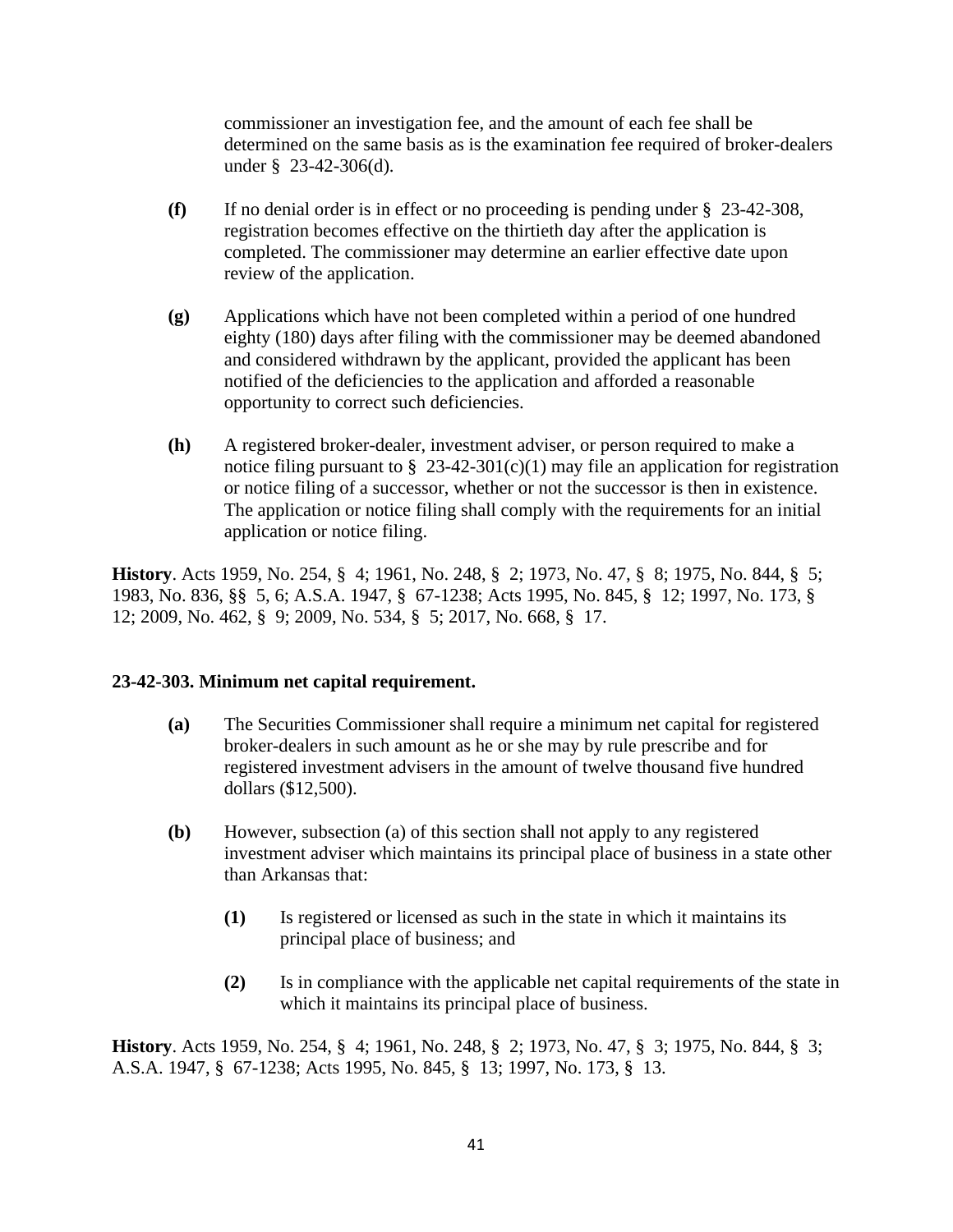commissioner an investigation fee, and the amount of each fee shall be determined on the same basis as is the examination fee required of broker-dealers under § 23-42-306(d).

**(f)** If no denial order is in effect or no proceeding is pending under § 23-42-308, registration becomes effective on the thirtieth day after the application is completed. The commissioner may determine an earlier effective date upon review of the application.

**(g)** Applications which have not been completed within a period of one hundred eighty (180) days after filing with the commissioner may be deemed abandoned and considered withdrawn by the applicant, provided the applicant has been notified of the deficiencies to the application and afforded a reasonable opportunity to correct such deficiencies.

**(h)** A registered broker-dealer, investment adviser, or person required to make a notice filing pursuant to § 23-42-301(c)(1) may file an application for registration or notice filing of a successor, whether or not the successor is then in existence. The application or notice filing shall comply with the requirements for an initial application or notice filing.

**History**. Acts 1959, No. 254, § 4; 1961, No. 248, § 2; 1973, No. 47, § 8; 1975, No. 844, § 5; 1983, No. 836, §§ 5, 6; A.S.A. 1947, § 67-1238; Acts 1995, No. 845, § 12; 1997, No. 173, § 12; 2009, No. 462, § 9; 2009, No. 534, § 5; 2017, No. 668, § 17.

**23-42-303. Minimum net capital requirement.**

**(a)** The Securities Commissioner shall require a minimum net capital for registered broker-dealers in such amount as he or she may by rule prescribe and for registered investment advisers in the amount of twelve thousand five hundred dollars ($12,500).

**(b)** However, subsection (a) of this section shall not apply to any registered investment adviser which maintains its principal place of business in a state other than Arkansas that:

**(1)** Is registered or licensed as such in the state in which it maintains its principal place of business; and

**(2)** Is in compliance with the applicable net capital requirements of the state in which it maintains its principal place of business.

**History**. Acts 1959, No. 254, § 4; 1961, No. 248, § 2; 1973, No. 47, § 3; 1975, No. 844, § 3; A.S.A. 1947, § 67-1238; Acts 1995, No. 845, § 13; 1997, No. 173, § 13.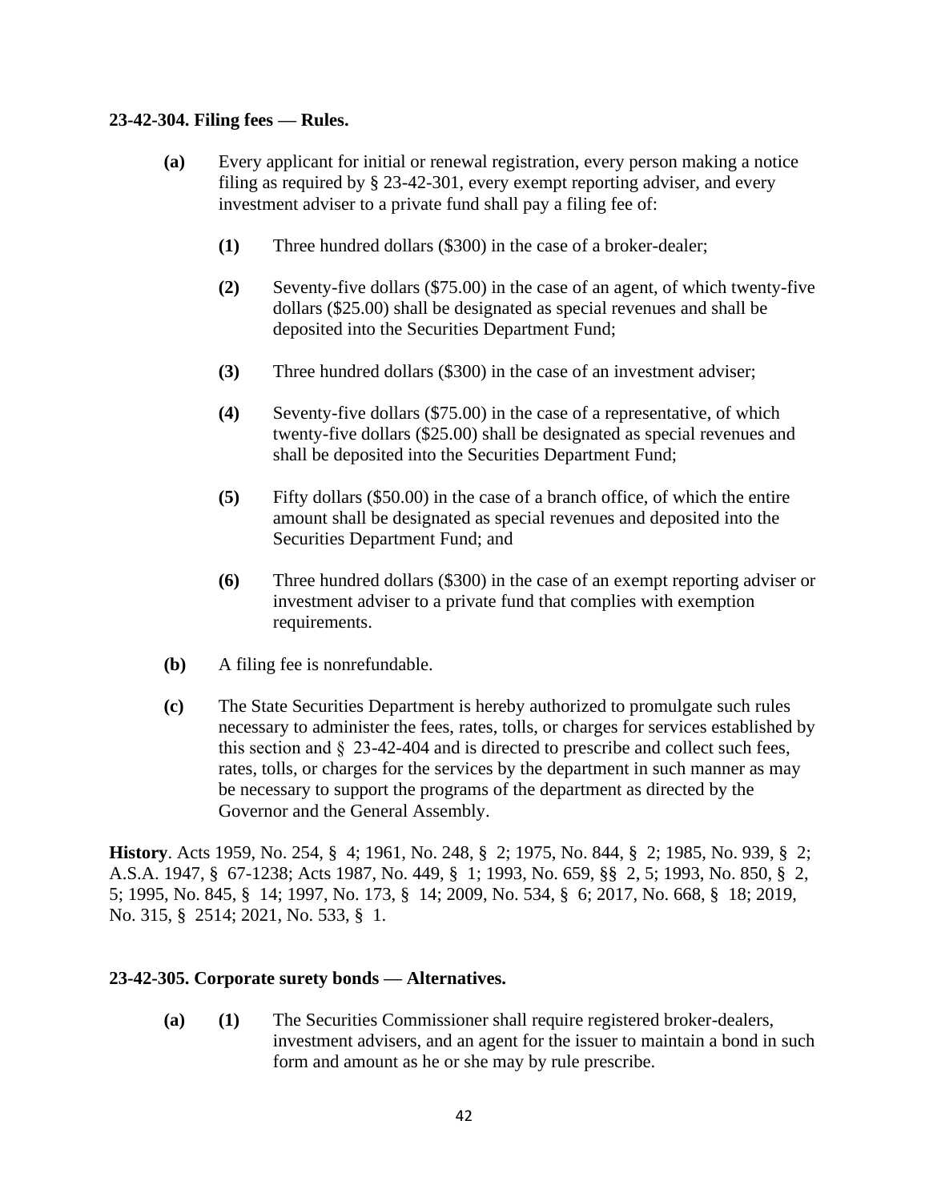**23-42-304. Filing fees — Rules.**

**(a)** Every applicant for initial or renewal registration, every person making a notice filing as required by § 23-42-301, every exempt reporting adviser, and every investment adviser to a private fund shall pay a filing fee of:

**(1)** Three hundred dollars ($300) in the case of a broker-dealer;

**(2)** Seventy-five dollars ($75.00) in the case of an agent, of which twenty-five dollars ($25.00) shall be designated as special revenues and shall be deposited into the Securities Department Fund;

**(3)** Three hundred dollars ($300) in the case of an investment adviser;

**(4)** Seventy-five dollars ($75.00) in the case of a representative, of which twenty-five dollars ($25.00) shall be designated as special revenues and shall be deposited into the Securities Department Fund;

**(5)** Fifty dollars ($50.00) in the case of a branch office, of which the entire amount shall be designated as special revenues and deposited into the Securities Department Fund; and

**(6)** Three hundred dollars ($300) in the case of an exempt reporting adviser or investment adviser to a private fund that complies with exemption requirements.

**(b)** A filing fee is nonrefundable.

**(c)** The State Securities Department is hereby authorized to promulgate such rules necessary to administer the fees, rates, tolls, or charges for services established by this section and § 23-42-404 and is directed to prescribe and collect such fees, rates, tolls, or charges for the services by the department in such manner as may be necessary to support the programs of the department as directed by the Governor and the General Assembly.

**History**. Acts 1959, No. 254, § 4; 1961, No. 248, § 2; 1975, No. 844, § 2; 1985, No. 939, § 2; A.S.A. 1947, § 67-1238; Acts 1987, No. 449, § 1; 1993, No. 659, §§ 2, 5; 1993, No. 850, § 2, 5; 1995, No. 845, § 14; 1997, No. 173, § 14; 2009, No. 534, § 6; 2017, No. 668, § 18; 2019, No. 315, § 2514; 2021, No. 533, § 1.

**23-42-305. Corporate surety bonds — Alternatives.**

**(a)** **(1)** The Securities Commissioner shall require registered broker-dealers, investment advisers, and an agent for the issuer to maintain a bond in such form and amount as he or she may by rule prescribe.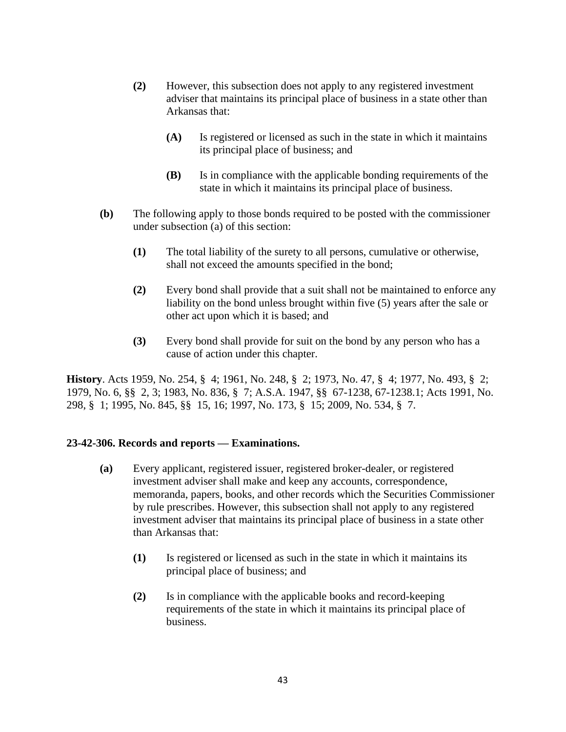**(2)** However, this subsection does not apply to any registered investment adviser that maintains its principal place of business in a state other than Arkansas that:

**(A)** Is registered or licensed as such in the state in which it maintains its principal place of business; and

**(B)** Is in compliance with the applicable bonding requirements of the state in which it maintains its principal place of business.

**(b)** The following apply to those bonds required to be posted with the commissioner under subsection (a) of this section:

**(1)** The total liability of the surety to all persons, cumulative or otherwise, shall not exceed the amounts specified in the bond;

**(2)** Every bond shall provide that a suit shall not be maintained to enforce any liability on the bond unless brought within five (5) years after the sale or other act upon which it is based; and

**(3)** Every bond shall provide for suit on the bond by any person who has a cause of action under this chapter.

**History**. Acts 1959, No. 254, § 4; 1961, No. 248, § 2; 1973, No. 47, § 4; 1977, No. 493, § 2; 1979, No. 6, §§ 2, 3; 1983, No. 836, § 7; A.S.A. 1947, §§ 67-1238, 67-1238.1; Acts 1991, No. 298, § 1; 1995, No. 845, §§ 15, 16; 1997, No. 173, § 15; 2009, No. 534, § 7.

### 23-42-306. Records and reports — Examinations.

**(a)** Every applicant, registered issuer, registered broker-dealer, or registered investment adviser shall make and keep any accounts, correspondence, memoranda, papers, books, and other records which the Securities Commissioner by rule prescribes. However, this subsection shall not apply to any registered investment adviser that maintains its principal place of business in a state other than Arkansas that:

**(1)** Is registered or licensed as such in the state in which it maintains its principal place of business; and

**(2)** Is in compliance with the applicable books and record-keeping requirements of the state in which it maintains its principal place of business.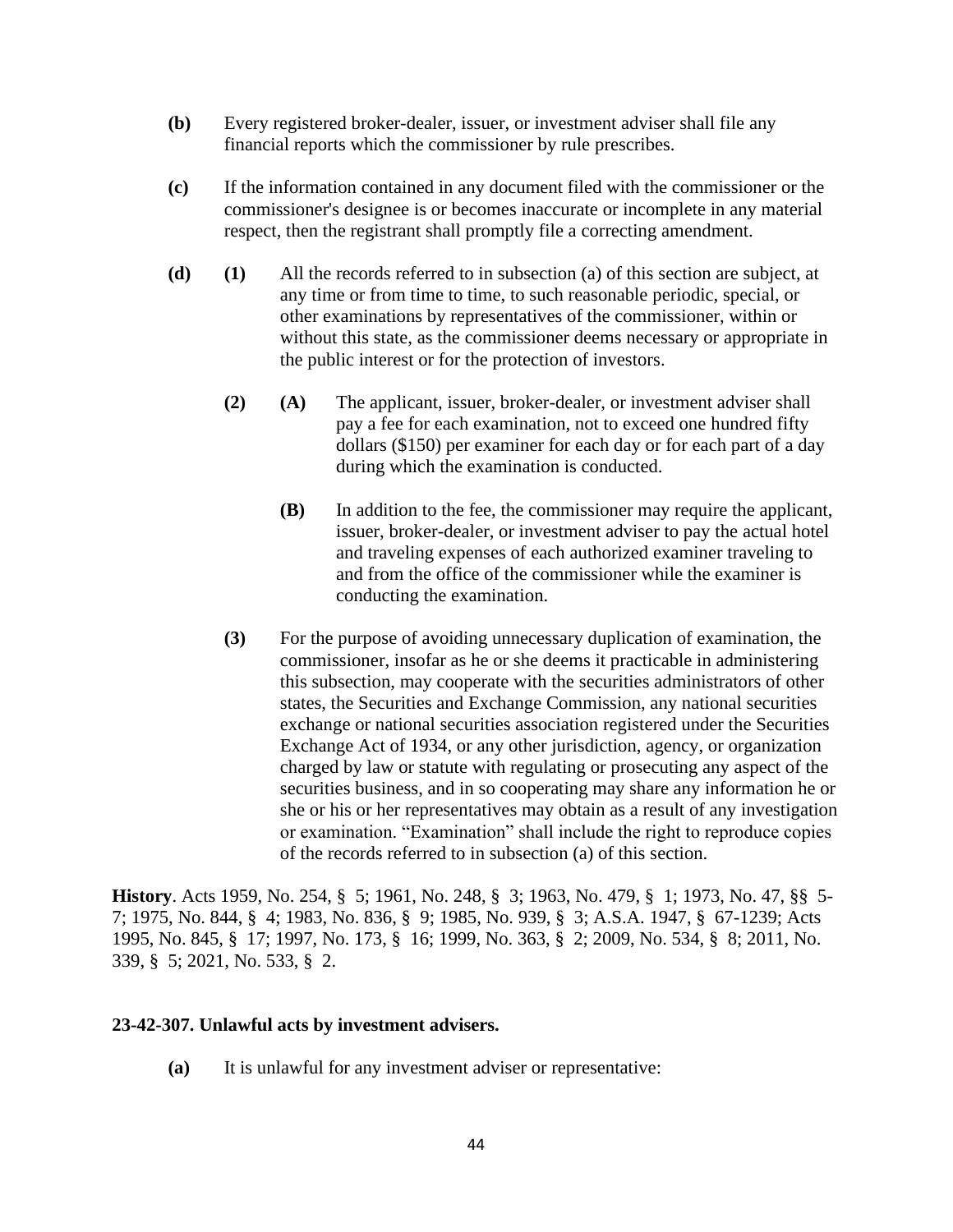**(b)** Every registered broker-dealer, issuer, or investment adviser shall file any financial reports which the commissioner by rule prescribes.

**(c)** If the information contained in any document filed with the commissioner or the commissioner's designee is or becomes inaccurate or incomplete in any material respect, then the registrant shall promptly file a correcting amendment.

**(d)** **(1)** All the records referred to in subsection (a) of this section are subject, at any time or from time to time, to such reasonable periodic, special, or other examinations by representatives of the commissioner, within or without this state, as the commissioner deems necessary or appropriate in the public interest or for the protection of investors.

**(2)** **(A)** The applicant, issuer, broker-dealer, or investment adviser shall pay a fee for each examination, not to exceed one hundred fifty dollars ($150) per examiner for each day or for each part of a day during which the examination is conducted.

**(B)** In addition to the fee, the commissioner may require the applicant, issuer, broker-dealer, or investment adviser to pay the actual hotel and traveling expenses of each authorized examiner traveling to and from the office of the commissioner while the examiner is conducting the examination.

**(3)** For the purpose of avoiding unnecessary duplication of examination, the commissioner, insofar as he or she deems it practicable in administering this subsection, may cooperate with the securities administrators of other states, the Securities and Exchange Commission, any national securities exchange or national securities association registered under the Securities Exchange Act of 1934, or any other jurisdiction, agency, or organization charged by law or statute with regulating or prosecuting any aspect of the securities business, and in so cooperating may share any information he or she or his or her representatives may obtain as a result of any investigation or examination. "Examination" shall include the right to reproduce copies of the records referred to in subsection (a) of this section.

**History**. Acts 1959, No. 254, § 5; 1961, No. 248, § 3; 1963, No. 479, § 1; 1973, No. 47, §§ 5-7; 1975, No. 844, § 4; 1983, No. 836, § 9; 1985, No. 939, § 3; A.S.A. 1947, § 67-1239; Acts 1995, No. 845, § 17; 1997, No. 173, § 16; 1999, No. 363, § 2; 2009, No. 534, § 8; 2011, No. 339, § 5; 2021, No. 533, § 2.

### 23-42-307. Unlawful acts by investment advisers.

**(a)** It is unlawful for any investment adviser or representative: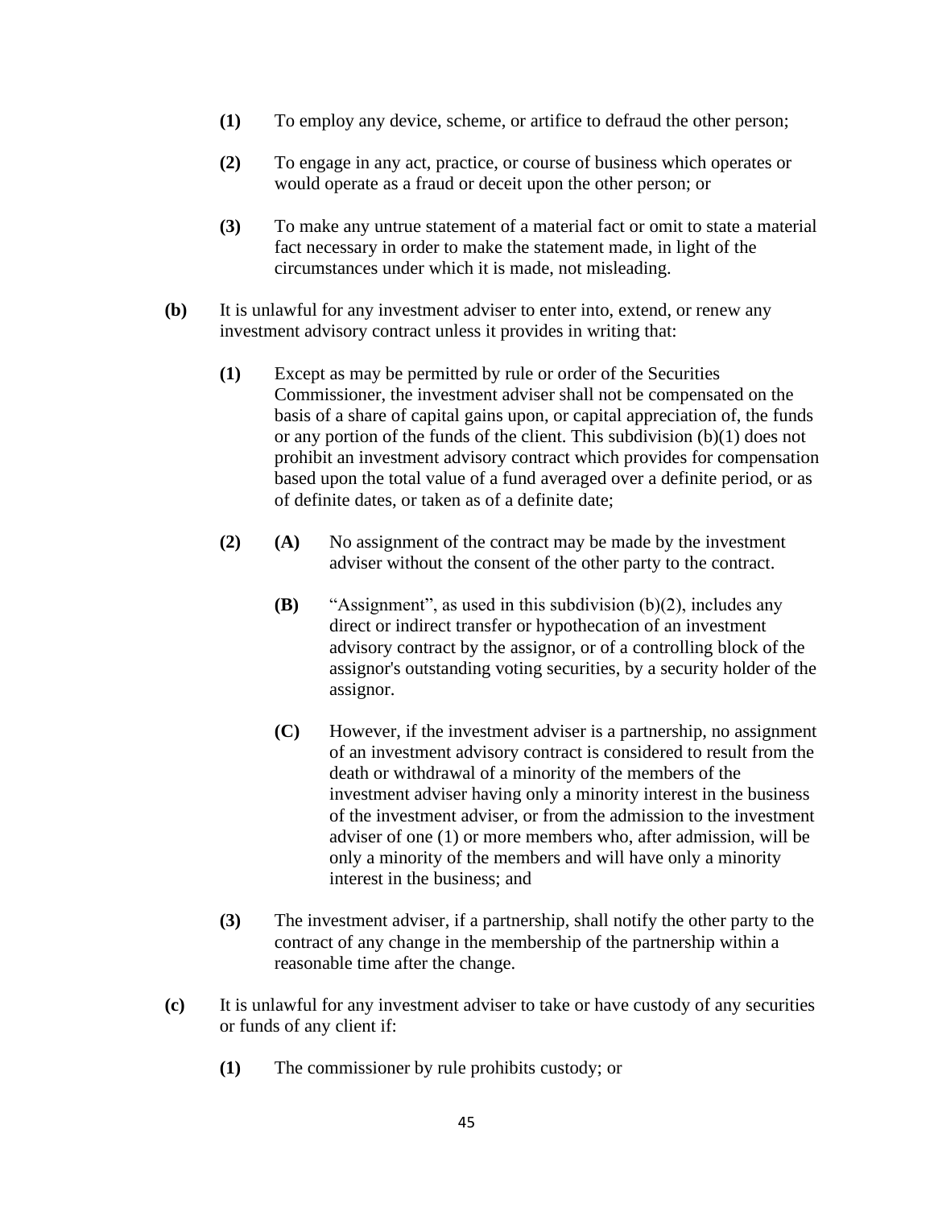**(1)** To employ any device, scheme, or artifice to defraud the other person;

**(2)** To engage in any act, practice, or course of business which operates or would operate as a fraud or deceit upon the other person; or

**(3)** To make any untrue statement of a material fact or omit to state a material fact necessary in order to make the statement made, in light of the circumstances under which it is made, not misleading.

**(b)** It is unlawful for any investment adviser to enter into, extend, or renew any investment advisory contract unless it provides in writing that:

**(1)** Except as may be permitted by rule or order of the Securities Commissioner, the investment adviser shall not be compensated on the basis of a share of capital gains upon, or capital appreciation of, the funds or any portion of the funds of the client. This subdivision (b)(1) does not prohibit an investment advisory contract which provides for compensation based upon the total value of a fund averaged over a definite period, or as of definite dates, or taken as of a definite date;

**(2)** **(A)** No assignment of the contract may be made by the investment adviser without the consent of the other party to the contract.

**(B)** "Assignment", as used in this subdivision (b)(2), includes any direct or indirect transfer or hypothecation of an investment advisory contract by the assignor, or of a controlling block of the assignor's outstanding voting securities, by a security holder of the assignor.

**(C)** However, if the investment adviser is a partnership, no assignment of an investment advisory contract is considered to result from the death or withdrawal of a minority of the members of the investment adviser having only a minority interest in the business of the investment adviser, or from the admission to the investment adviser of one (1) or more members who, after admission, will be only a minority of the members and will have only a minority interest in the business; and

**(3)** The investment adviser, if a partnership, shall notify the other party to the contract of any change in the membership of the partnership within a reasonable time after the change.

**(c)** It is unlawful for any investment adviser to take or have custody of any securities or funds of any client if:

**(1)** The commissioner by rule prohibits custody; or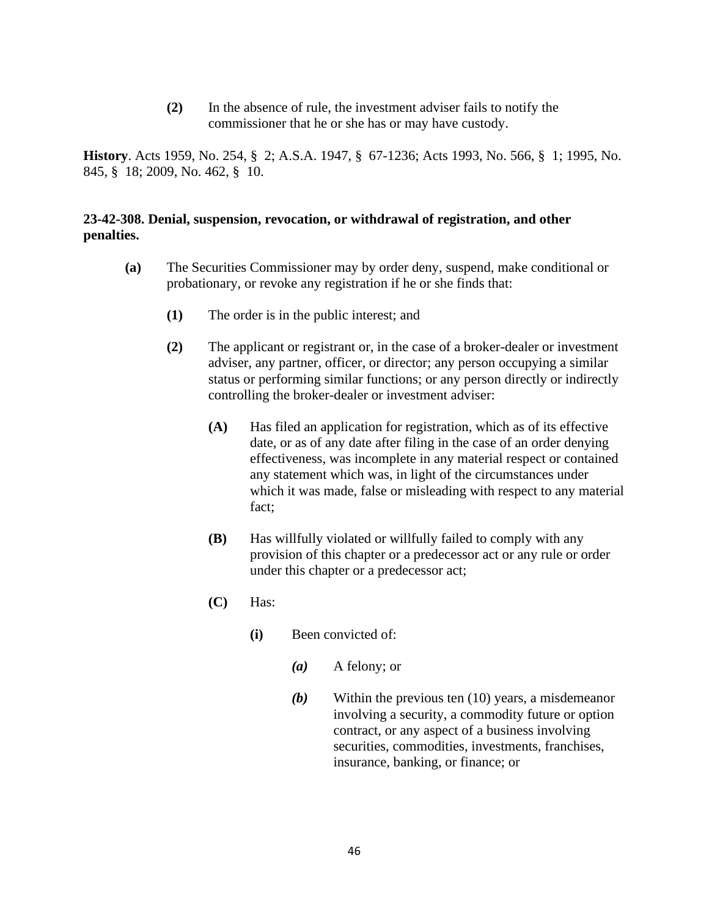**(2)** In the absence of rule, the investment adviser fails to notify the commissioner that he or she has or may have custody.

**History**. Acts 1959, No. 254, § 2; A.S.A. 1947, § 67-1236; Acts 1993, No. 566, § 1; 1995, No. 845, § 18; 2009, No. 462, § 10.

**23-42-308. Denial, suspension, revocation, or withdrawal of registration, and other penalties.**

**(a)** The Securities Commissioner may by order deny, suspend, make conditional or probationary, or revoke any registration if he or she finds that:

**(1)** The order is in the public interest; and

**(2)** The applicant or registrant or, in the case of a broker-dealer or investment adviser, any partner, officer, or director; any person occupying a similar status or performing similar functions; or any person directly or indirectly controlling the broker-dealer or investment adviser:

**(A)** Has filed an application for registration, which as of its effective date, or as of any date after filing in the case of an order denying effectiveness, was incomplete in any material respect or contained any statement which was, in light of the circumstances under which it was made, false or misleading with respect to any material fact;

**(B)** Has willfully violated or willfully failed to comply with any provision of this chapter or a predecessor act or any rule or order under this chapter or a predecessor act;

**(C)** Has:

**(i)** Been convicted of:

***(a)*** A felony; or

***(b)*** Within the previous ten (10) years, a misdemeanor involving a security, a commodity future or option contract, or any aspect of a business involving securities, commodities, investments, franchises, insurance, banking, or finance; or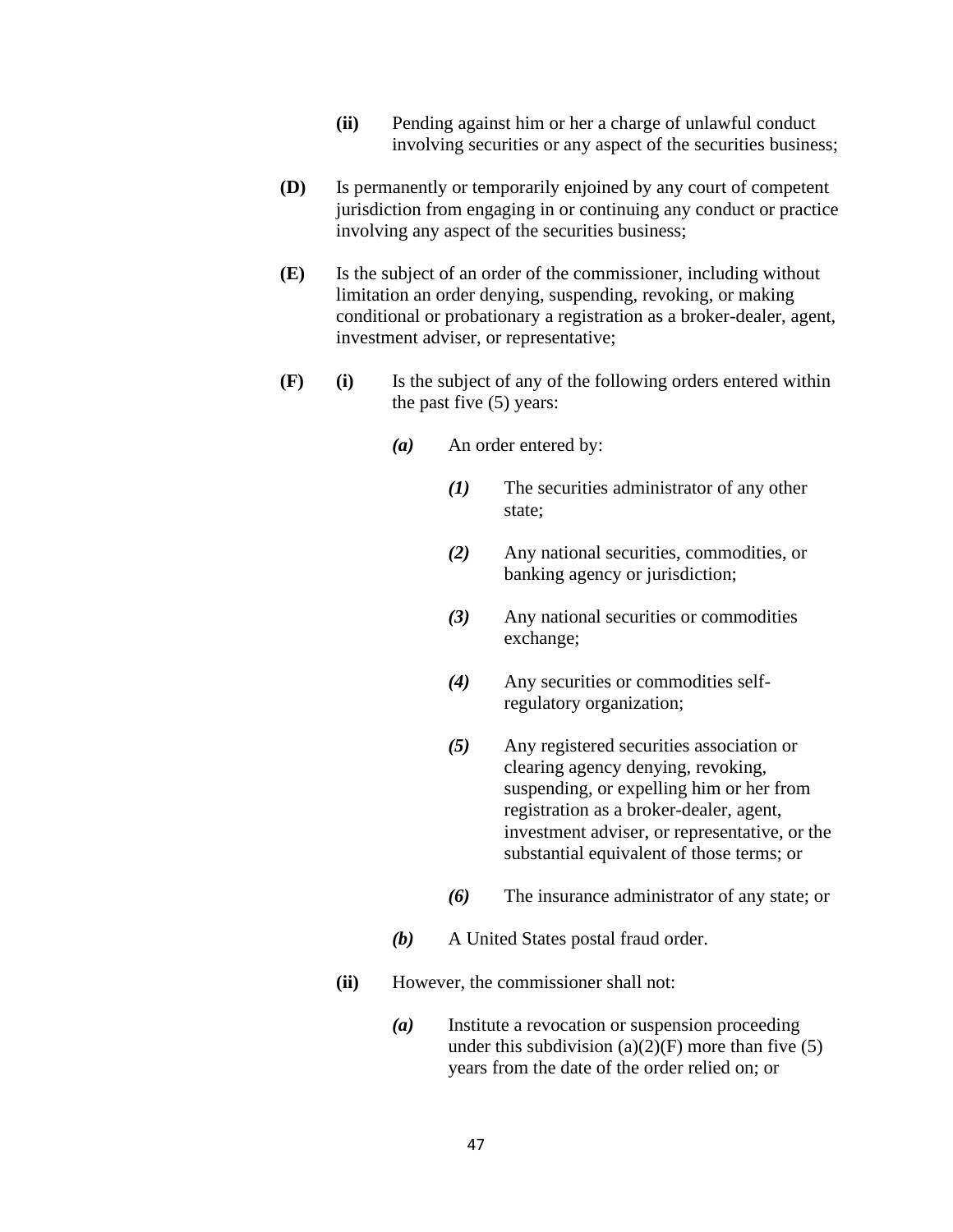**(ii)** Pending against him or her a charge of unlawful conduct involving securities or any aspect of the securities business;

**(D)** Is permanently or temporarily enjoined by any court of competent jurisdiction from engaging in or continuing any conduct or practice involving any aspect of the securities business;

**(E)** Is the subject of an order of the commissioner, including without limitation an order denying, suspending, revoking, or making conditional or probationary a registration as a broker-dealer, agent, investment adviser, or representative;

**(F)** **(i)** Is the subject of any of the following orders entered within the past five (5) years:

***(a)*** An order entered by:

***(1)*** The securities administrator of any other state;

***(2)*** Any national securities, commodities, or banking agency or jurisdiction;

***(3)*** Any national securities or commodities exchange;

***(4)*** Any securities or commodities self-regulatory organization;

***(5)*** Any registered securities association or clearing agency denying, revoking, suspending, or expelling him or her from registration as a broker-dealer, agent, investment adviser, or representative, or the substantial equivalent of those terms; or

***(6)*** The insurance administrator of any state; or

***(b)*** A United States postal fraud order.

**(ii)** However, the commissioner shall not:

***(a)*** Institute a revocation or suspension proceeding under this subdivision (a)(2)(F) more than five (5) years from the date of the order relied on; or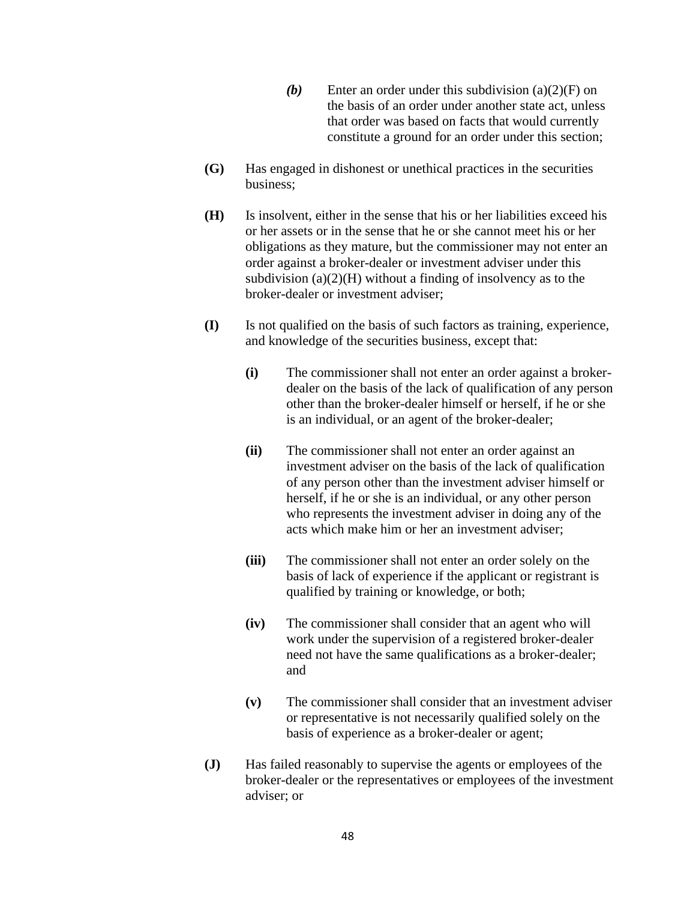*(b)* Enter an order under this subdivision (a)(2)(F) on the basis of an order under another state act, unless that order was based on facts that would currently constitute a ground for an order under this section;

**(G)** Has engaged in dishonest or unethical practices in the securities business;

**(H)** Is insolvent, either in the sense that his or her liabilities exceed his or her assets or in the sense that he or she cannot meet his or her obligations as they mature, but the commissioner may not enter an order against a broker-dealer or investment adviser under this subdivision (a)(2)(H) without a finding of insolvency as to the broker-dealer or investment adviser;

**(I)** Is not qualified on the basis of such factors as training, experience, and knowledge of the securities business, except that:

**(i)** The commissioner shall not enter an order against a broker-dealer on the basis of the lack of qualification of any person other than the broker-dealer himself or herself, if he or she is an individual, or an agent of the broker-dealer;

**(ii)** The commissioner shall not enter an order against an investment adviser on the basis of the lack of qualification of any person other than the investment adviser himself or herself, if he or she is an individual, or any other person who represents the investment adviser in doing any of the acts which make him or her an investment adviser;

**(iii)** The commissioner shall not enter an order solely on the basis of lack of experience if the applicant or registrant is qualified by training or knowledge, or both;

**(iv)** The commissioner shall consider that an agent who will work under the supervision of a registered broker-dealer need not have the same qualifications as a broker-dealer; and

**(v)** The commissioner shall consider that an investment adviser or representative is not necessarily qualified solely on the basis of experience as a broker-dealer or agent;

**(J)** Has failed reasonably to supervise the agents or employees of the broker-dealer or the representatives or employees of the investment adviser; or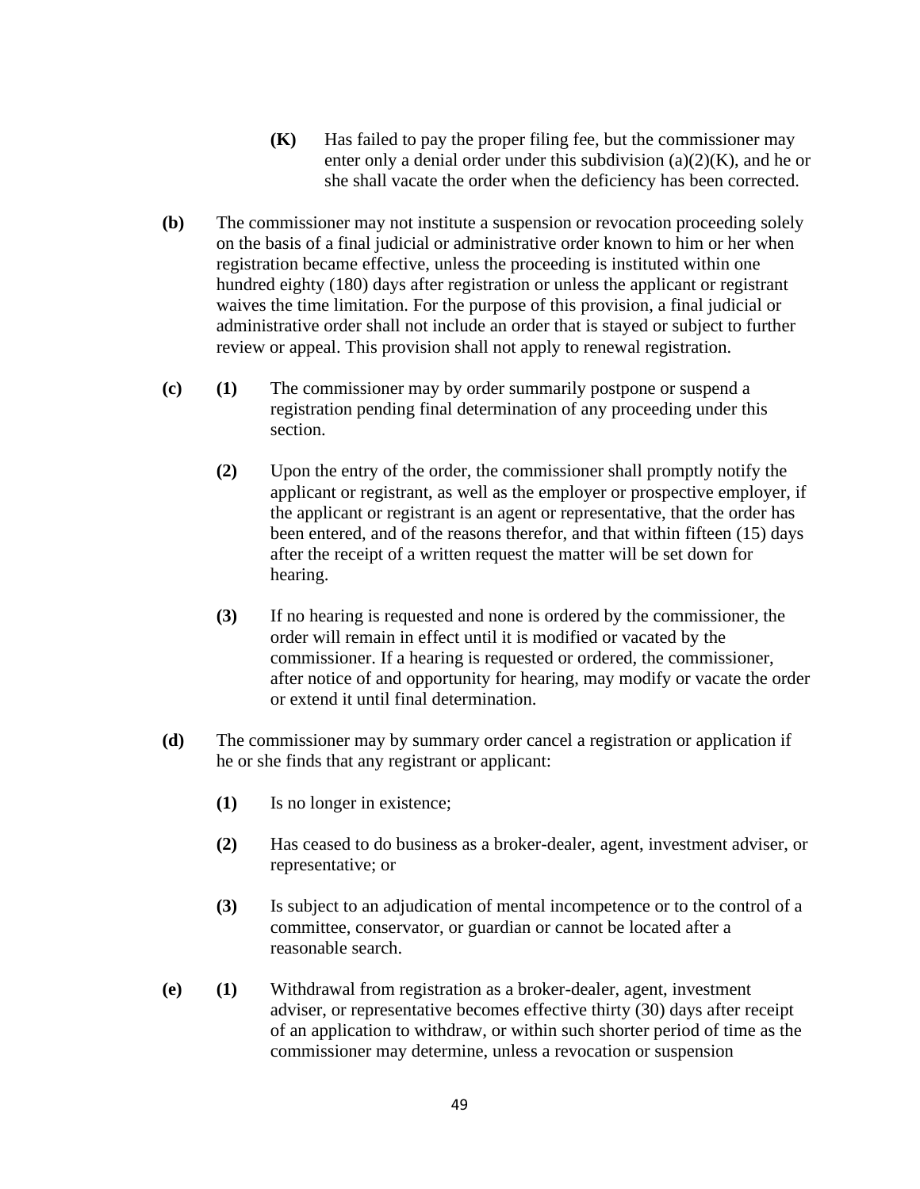**(K)** Has failed to pay the proper filing fee, but the commissioner may enter only a denial order under this subdivision (a)(2)(K), and he or she shall vacate the order when the deficiency has been corrected.

**(b)** The commissioner may not institute a suspension or revocation proceeding solely on the basis of a final judicial or administrative order known to him or her when registration became effective, unless the proceeding is instituted within one hundred eighty (180) days after registration or unless the applicant or registrant waives the time limitation. For the purpose of this provision, a final judicial or administrative order shall not include an order that is stayed or subject to further review or appeal. This provision shall not apply to renewal registration.

**(c)** **(1)** The commissioner may by order summarily postpone or suspend a registration pending final determination of any proceeding under this section.

**(2)** Upon the entry of the order, the commissioner shall promptly notify the applicant or registrant, as well as the employer or prospective employer, if the applicant or registrant is an agent or representative, that the order has been entered, and of the reasons therefor, and that within fifteen (15) days after the receipt of a written request the matter will be set down for hearing.

**(3)** If no hearing is requested and none is ordered by the commissioner, the order will remain in effect until it is modified or vacated by the commissioner. If a hearing is requested or ordered, the commissioner, after notice of and opportunity for hearing, may modify or vacate the order or extend it until final determination.

**(d)** The commissioner may by summary order cancel a registration or application if he or she finds that any registrant or applicant:

**(1)** Is no longer in existence;

**(2)** Has ceased to do business as a broker-dealer, agent, investment adviser, or representative; or

**(3)** Is subject to an adjudication of mental incompetence or to the control of a committee, conservator, or guardian or cannot be located after a reasonable search.

**(e)** **(1)** Withdrawal from registration as a broker-dealer, agent, investment adviser, or representative becomes effective thirty (30) days after receipt of an application to withdraw, or within such shorter period of time as the commissioner may determine, unless a revocation or suspension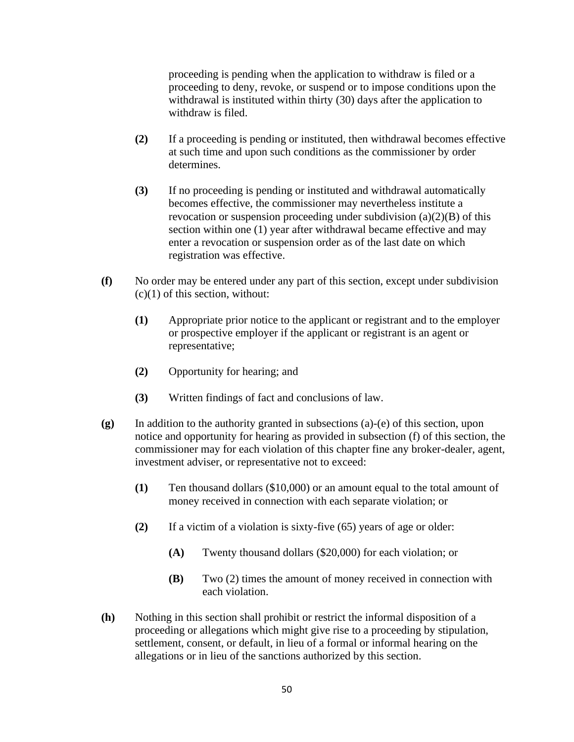proceeding is pending when the application to withdraw is filed or a proceeding to deny, revoke, or suspend or to impose conditions upon the withdrawal is instituted within thirty (30) days after the application to withdraw is filed.

**(2)** If a proceeding is pending or instituted, then withdrawal becomes effective at such time and upon such conditions as the commissioner by order determines.

**(3)** If no proceeding is pending or instituted and withdrawal automatically becomes effective, the commissioner may nevertheless institute a revocation or suspension proceeding under subdivision (a)(2)(B) of this section within one (1) year after withdrawal became effective and may enter a revocation or suspension order as of the last date on which registration was effective.

**(f)** No order may be entered under any part of this section, except under subdivision (c)(1) of this section, without:

**(1)** Appropriate prior notice to the applicant or registrant and to the employer or prospective employer if the applicant or registrant is an agent or representative;

**(2)** Opportunity for hearing; and

**(3)** Written findings of fact and conclusions of law.

**(g)** In addition to the authority granted in subsections (a)-(e) of this section, upon notice and opportunity for hearing as provided in subsection (f) of this section, the commissioner may for each violation of this chapter fine any broker-dealer, agent, investment adviser, or representative not to exceed:

**(1)** Ten thousand dollars ($10,000) or an amount equal to the total amount of money received in connection with each separate violation; or

**(2)** If a victim of a violation is sixty-five (65) years of age or older:

**(A)** Twenty thousand dollars ($20,000) for each violation; or

**(B)** Two (2) times the amount of money received in connection with each violation.

**(h)** Nothing in this section shall prohibit or restrict the informal disposition of a proceeding or allegations which might give rise to a proceeding by stipulation, settlement, consent, or default, in lieu of a formal or informal hearing on the allegations or in lieu of the sanctions authorized by this section.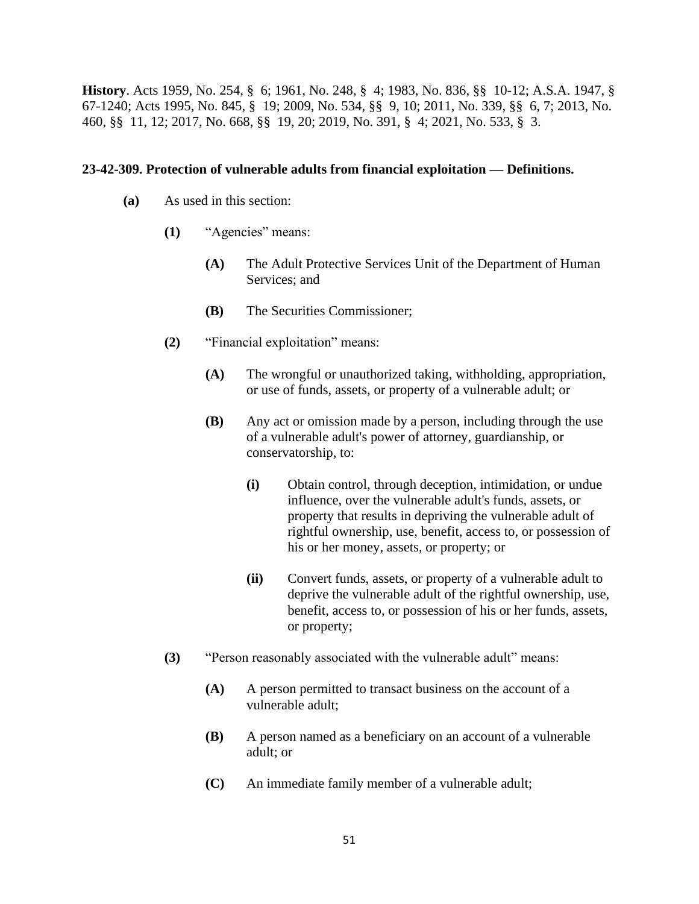**History**. Acts 1959, No. 254, § 6; 1961, No. 248, § 4; 1983, No. 836, §§ 10-12; A.S.A. 1947, § 67-1240; Acts 1995, No. 845, § 19; 2009, No. 534, §§ 9, 10; 2011, No. 339, §§ 6, 7; 2013, No. 460, §§ 11, 12; 2017, No. 668, §§ 19, 20; 2019, No. 391, § 4; 2021, No. 533, § 3.

**23-42-309. Protection of vulnerable adults from financial exploitation — Definitions.**

**(a)** As used in this section:

**(1)** "Agencies" means:

**(A)** The Adult Protective Services Unit of the Department of Human Services; and

**(B)** The Securities Commissioner;

**(2)** "Financial exploitation" means:

**(A)** The wrongful or unauthorized taking, withholding, appropriation, or use of funds, assets, or property of a vulnerable adult; or

**(B)** Any act or omission made by a person, including through the use of a vulnerable adult's power of attorney, guardianship, or conservatorship, to:

**(i)** Obtain control, through deception, intimidation, or undue influence, over the vulnerable adult's funds, assets, or property that results in depriving the vulnerable adult of rightful ownership, use, benefit, access to, or possession of his or her money, assets, or property; or

**(ii)** Convert funds, assets, or property of a vulnerable adult to deprive the vulnerable adult of the rightful ownership, use, benefit, access to, or possession of his or her funds, assets, or property;

**(3)** "Person reasonably associated with the vulnerable adult" means:

**(A)** A person permitted to transact business on the account of a vulnerable adult;

**(B)** A person named as a beneficiary on an account of a vulnerable adult; or

**(C)** An immediate family member of a vulnerable adult;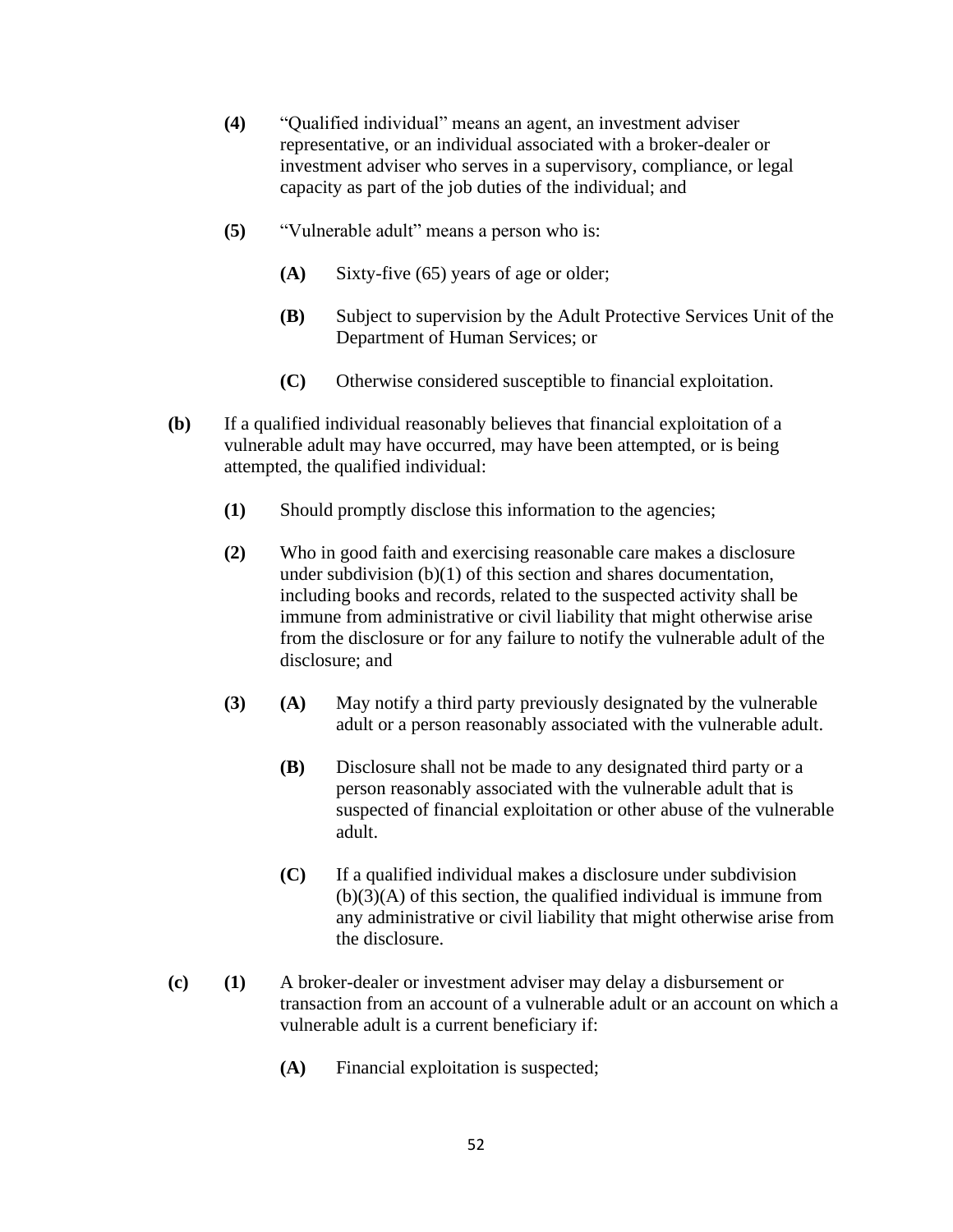**(4)** "Qualified individual" means an agent, an investment adviser representative, or an individual associated with a broker-dealer or investment adviser who serves in a supervisory, compliance, or legal capacity as part of the job duties of the individual; and

**(5)** "Vulnerable adult" means a person who is:

**(A)** Sixty-five (65) years of age or older;

**(B)** Subject to supervision by the Adult Protective Services Unit of the Department of Human Services; or

**(C)** Otherwise considered susceptible to financial exploitation.

**(b)** If a qualified individual reasonably believes that financial exploitation of a vulnerable adult may have occurred, may have been attempted, or is being attempted, the qualified individual:

**(1)** Should promptly disclose this information to the agencies;

**(2)** Who in good faith and exercising reasonable care makes a disclosure under subdivision (b)(1) of this section and shares documentation, including books and records, related to the suspected activity shall be immune from administrative or civil liability that might otherwise arise from the disclosure or for any failure to notify the vulnerable adult of the disclosure; and

**(3)** **(A)** May notify a third party previously designated by the vulnerable adult or a person reasonably associated with the vulnerable adult.

**(B)** Disclosure shall not be made to any designated third party or a person reasonably associated with the vulnerable adult that is suspected of financial exploitation or other abuse of the vulnerable adult.

**(C)** If a qualified individual makes a disclosure under subdivision (b)(3)(A) of this section, the qualified individual is immune from any administrative or civil liability that might otherwise arise from the disclosure.

**(c)** **(1)** A broker-dealer or investment adviser may delay a disbursement or transaction from an account of a vulnerable adult or an account on which a vulnerable adult is a current beneficiary if:

**(A)** Financial exploitation is suspected;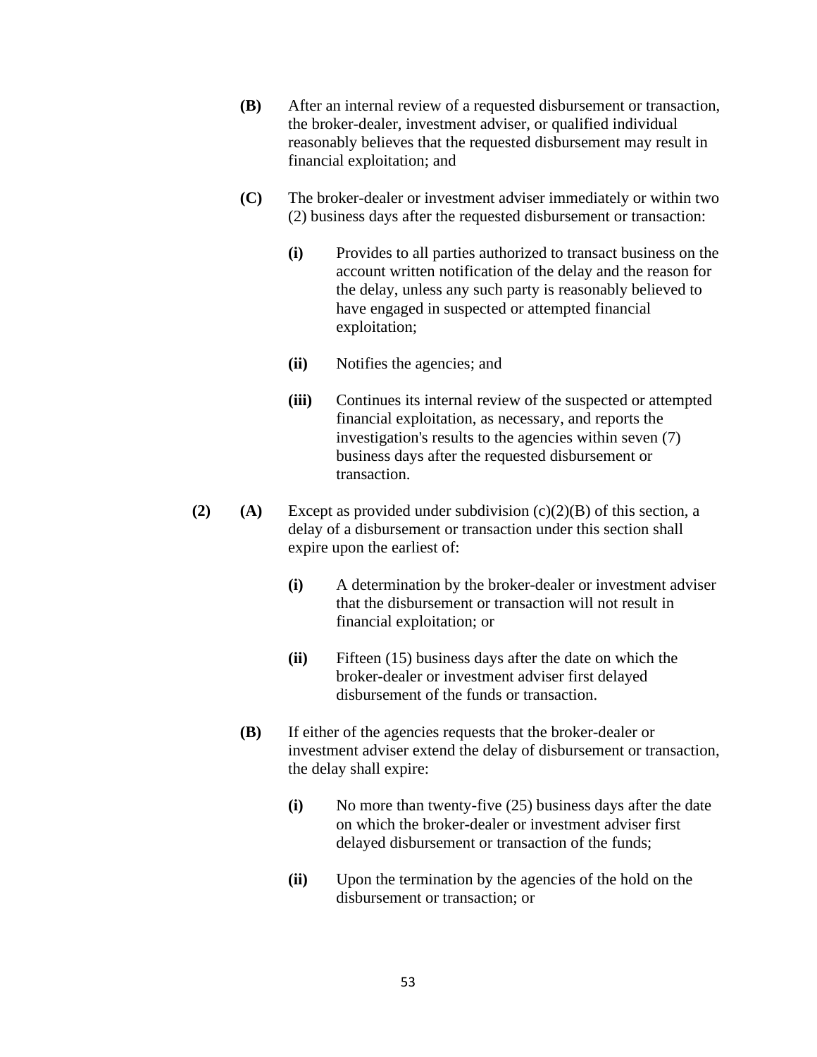**(B)** After an internal review of a requested disbursement or transaction, the broker-dealer, investment adviser, or qualified individual reasonably believes that the requested disbursement may result in financial exploitation; and

**(C)** The broker-dealer or investment adviser immediately or within two (2) business days after the requested disbursement or transaction:

**(i)** Provides to all parties authorized to transact business on the account written notification of the delay and the reason for the delay, unless any such party is reasonably believed to have engaged in suspected or attempted financial exploitation;

**(ii)** Notifies the agencies; and

**(iii)** Continues its internal review of the suspected or attempted financial exploitation, as necessary, and reports the investigation's results to the agencies within seven (7) business days after the requested disbursement or transaction.

**(2)** **(A)** Except as provided under subdivision (c)(2)(B) of this section, a delay of a disbursement or transaction under this section shall expire upon the earliest of:

**(i)** A determination by the broker-dealer or investment adviser that the disbursement or transaction will not result in financial exploitation; or

**(ii)** Fifteen (15) business days after the date on which the broker-dealer or investment adviser first delayed disbursement of the funds or transaction.

**(B)** If either of the agencies requests that the broker-dealer or investment adviser extend the delay of disbursement or transaction, the delay shall expire:

**(i)** No more than twenty-five (25) business days after the date on which the broker-dealer or investment adviser first delayed disbursement or transaction of the funds;

**(ii)** Upon the termination by the agencies of the hold on the disbursement or transaction; or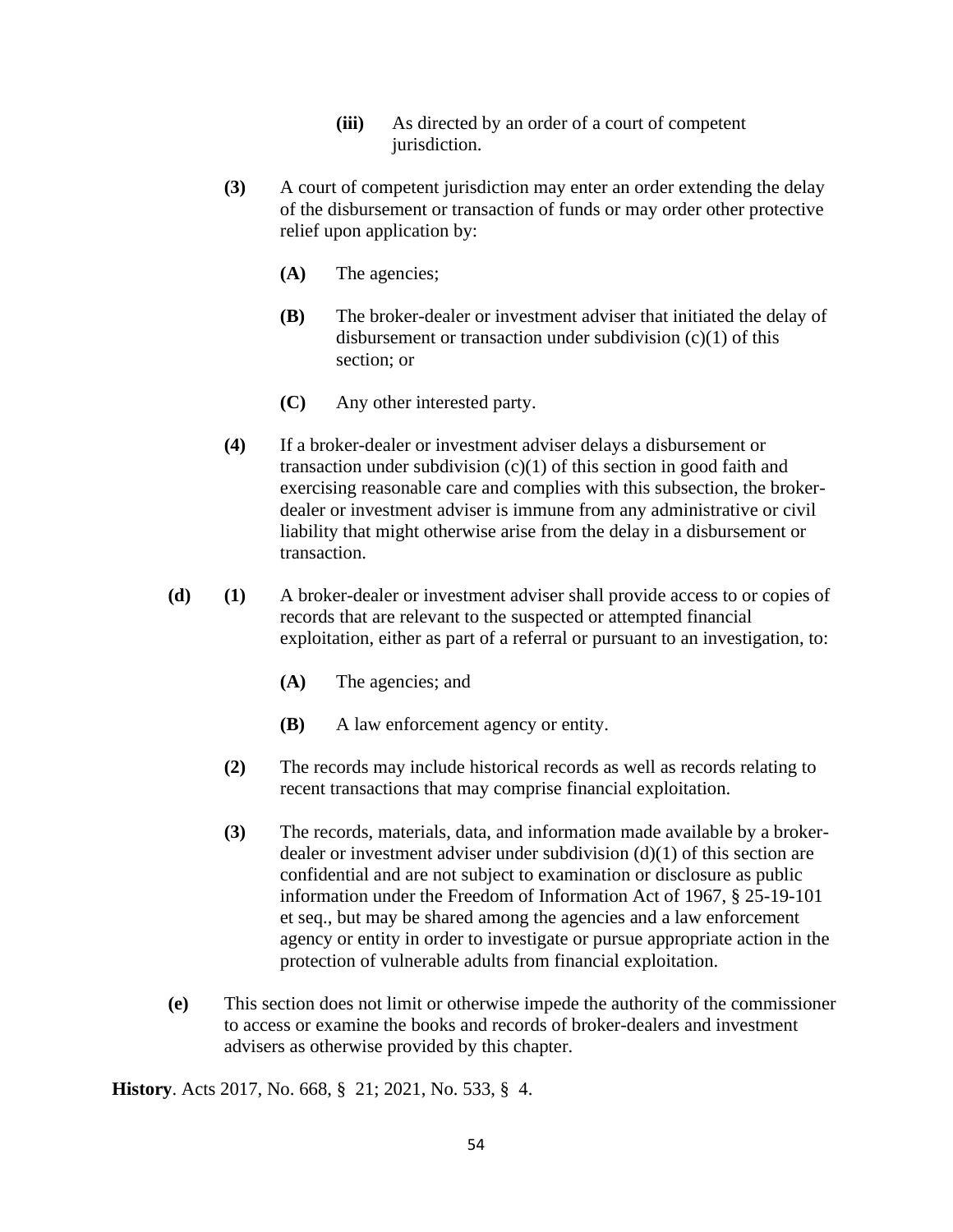**(iii)** As directed by an order of a court of competent jurisdiction.

**(3)** A court of competent jurisdiction may enter an order extending the delay of the disbursement or transaction of funds or may order other protective relief upon application by:

**(A)** The agencies;

**(B)** The broker-dealer or investment adviser that initiated the delay of disbursement or transaction under subdivision (c)(1) of this section; or

**(C)** Any other interested party.

**(4)** If a broker-dealer or investment adviser delays a disbursement or transaction under subdivision (c)(1) of this section in good faith and exercising reasonable care and complies with this subsection, the broker-dealer or investment adviser is immune from any administrative or civil liability that might otherwise arise from the delay in a disbursement or transaction.

**(d)** **(1)** A broker-dealer or investment adviser shall provide access to or copies of records that are relevant to the suspected or attempted financial exploitation, either as part of a referral or pursuant to an investigation, to:

**(A)** The agencies; and

**(B)** A law enforcement agency or entity.

**(2)** The records may include historical records as well as records relating to recent transactions that may comprise financial exploitation.

**(3)** The records, materials, data, and information made available by a broker-dealer or investment adviser under subdivision (d)(1) of this section are confidential and are not subject to examination or disclosure as public information under the Freedom of Information Act of 1967, § 25-19-101 et seq., but may be shared among the agencies and a law enforcement agency or entity in order to investigate or pursue appropriate action in the protection of vulnerable adults from financial exploitation.

**(e)** This section does not limit or otherwise impede the authority of the commissioner to access or examine the books and records of broker-dealers and investment advisers as otherwise provided by this chapter.

**History**. Acts 2017, No. 668, § 21; 2021, No. 533, § 4.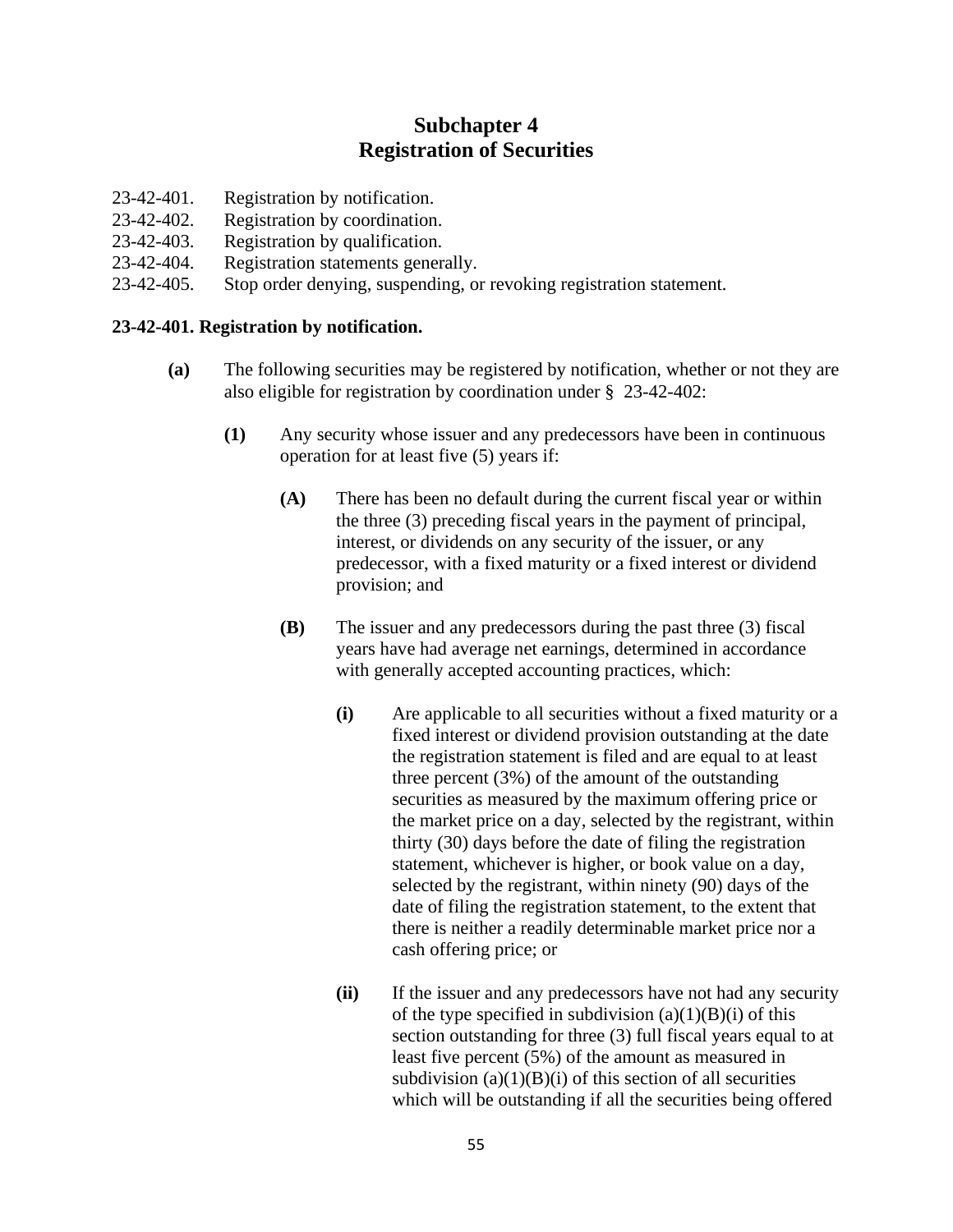# Subchapter 4
# Registration of Securities

23-42-401. Registration by notification.
23-42-402. Registration by coordination.
23-42-403. Registration by qualification.
23-42-404. Registration statements generally.
23-42-405. Stop order denying, suspending, or revoking registration statement.

**23-42-401. Registration by notification.**

**(a)** The following securities may be registered by notification, whether or not they are also eligible for registration by coordination under § 23-42-402:

**(1)** Any security whose issuer and any predecessors have been in continuous operation for at least five (5) years if:

**(A)** There has been no default during the current fiscal year or within the three (3) preceding fiscal years in the payment of principal, interest, or dividends on any security of the issuer, or any predecessor, with a fixed maturity or a fixed interest or dividend provision; and

**(B)** The issuer and any predecessors during the past three (3) fiscal years have had average net earnings, determined in accordance with generally accepted accounting practices, which:

**(i)** Are applicable to all securities without a fixed maturity or a fixed interest or dividend provision outstanding at the date the registration statement is filed and are equal to at least three percent (3%) of the amount of the outstanding securities as measured by the maximum offering price or the market price on a day, selected by the registrant, within thirty (30) days before the date of filing the registration statement, whichever is higher, or book value on a day, selected by the registrant, within ninety (90) days of the date of filing the registration statement, to the extent that there is neither a readily determinable market price nor a cash offering price; or

**(ii)** If the issuer and any predecessors have not had any security of the type specified in subdivision (a)(1)(B)(i) of this section outstanding for three (3) full fiscal years equal to at least five percent (5%) of the amount as measured in subdivision (a)(1)(B)(i) of this section of all securities which will be outstanding if all the securities being offered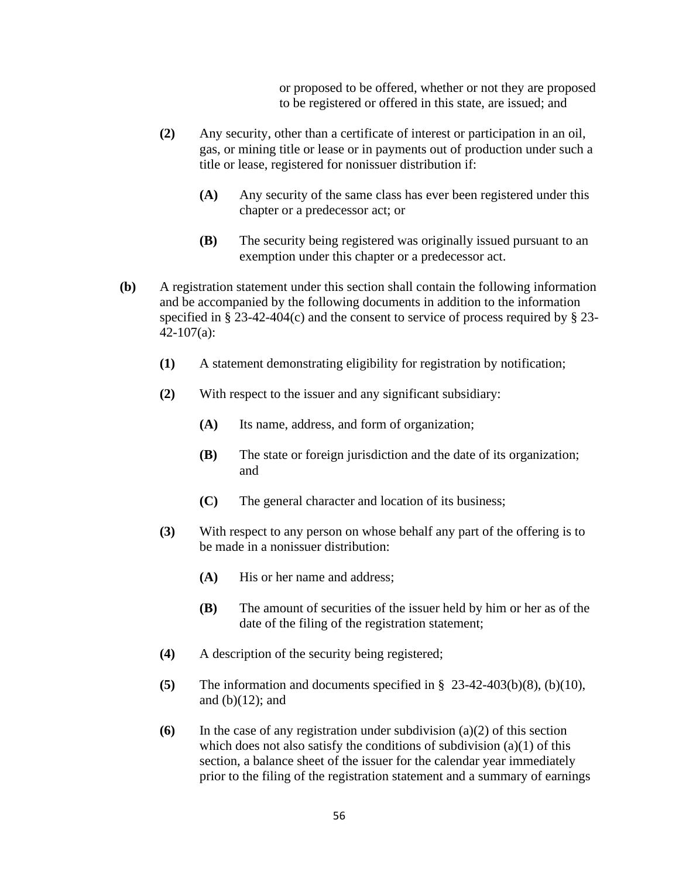or proposed to be offered, whether or not they are proposed to be registered or offered in this state, are issued; and

**(2)** Any security, other than a certificate of interest or participation in an oil, gas, or mining title or lease or in payments out of production under such a title or lease, registered for nonissuer distribution if:

**(A)** Any security of the same class has ever been registered under this chapter or a predecessor act; or

**(B)** The security being registered was originally issued pursuant to an exemption under this chapter or a predecessor act.

**(b)** A registration statement under this section shall contain the following information and be accompanied by the following documents in addition to the information specified in § 23-42-404(c) and the consent to service of process required by § 23-42-107(a):

**(1)** A statement demonstrating eligibility for registration by notification;

**(2)** With respect to the issuer and any significant subsidiary:

**(A)** Its name, address, and form of organization;

**(B)** The state or foreign jurisdiction and the date of its organization; and

**(C)** The general character and location of its business;

**(3)** With respect to any person on whose behalf any part of the offering is to be made in a nonissuer distribution:

**(A)** His or her name and address;

**(B)** The amount of securities of the issuer held by him or her as of the date of the filing of the registration statement;

**(4)** A description of the security being registered;

**(5)** The information and documents specified in § 23-42-403(b)(8), (b)(10), and (b)(12); and

**(6)** In the case of any registration under subdivision (a)(2) of this section which does not also satisfy the conditions of subdivision (a)(1) of this section, a balance sheet of the issuer for the calendar year immediately prior to the filing of the registration statement and a summary of earnings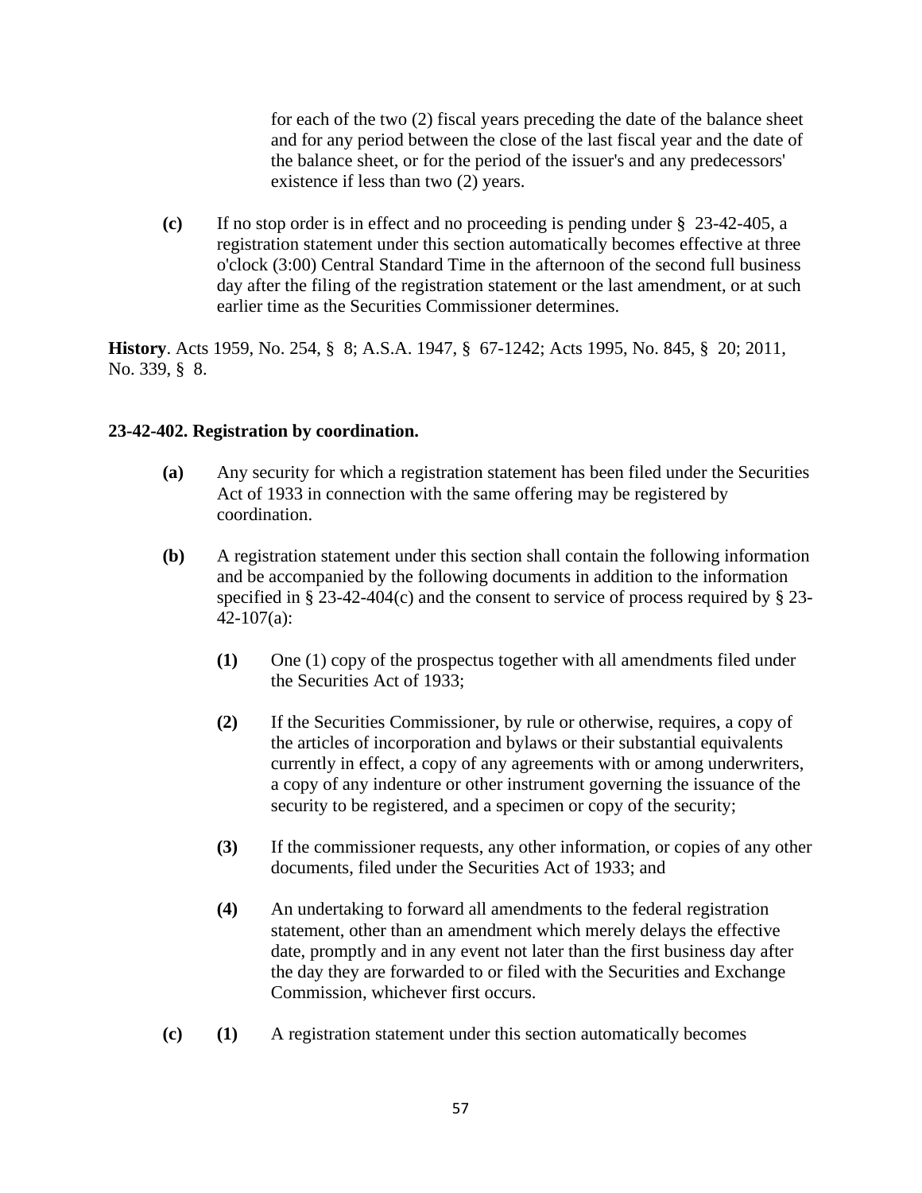for each of the two (2) fiscal years preceding the date of the balance sheet and for any period between the close of the last fiscal year and the date of the balance sheet, or for the period of the issuer's and any predecessors' existence if less than two (2) years.

**(c)** If no stop order is in effect and no proceeding is pending under § 23-42-405, a registration statement under this section automatically becomes effective at three o'clock (3:00) Central Standard Time in the afternoon of the second full business day after the filing of the registration statement or the last amendment, or at such earlier time as the Securities Commissioner determines.

**History**. Acts 1959, No. 254, § 8; A.S.A. 1947, § 67-1242; Acts 1995, No. 845, § 20; 2011, No. 339, § 8.

**23-42-402. Registration by coordination.**

**(a)** Any security for which a registration statement has been filed under the Securities Act of 1933 in connection with the same offering may be registered by coordination.

**(b)** A registration statement under this section shall contain the following information and be accompanied by the following documents in addition to the information specified in § 23-42-404(c) and the consent to service of process required by § 23-42-107(a):

**(1)** One (1) copy of the prospectus together with all amendments filed under the Securities Act of 1933;

**(2)** If the Securities Commissioner, by rule or otherwise, requires, a copy of the articles of incorporation and bylaws or their substantial equivalents currently in effect, a copy of any agreements with or among underwriters, a copy of any indenture or other instrument governing the issuance of the security to be registered, and a specimen or copy of the security;

**(3)** If the commissioner requests, any other information, or copies of any other documents, filed under the Securities Act of 1933; and

**(4)** An undertaking to forward all amendments to the federal registration statement, other than an amendment which merely delays the effective date, promptly and in any event not later than the first business day after the day they are forwarded to or filed with the Securities and Exchange Commission, whichever first occurs.

**(c)** **(1)** A registration statement under this section automatically becomes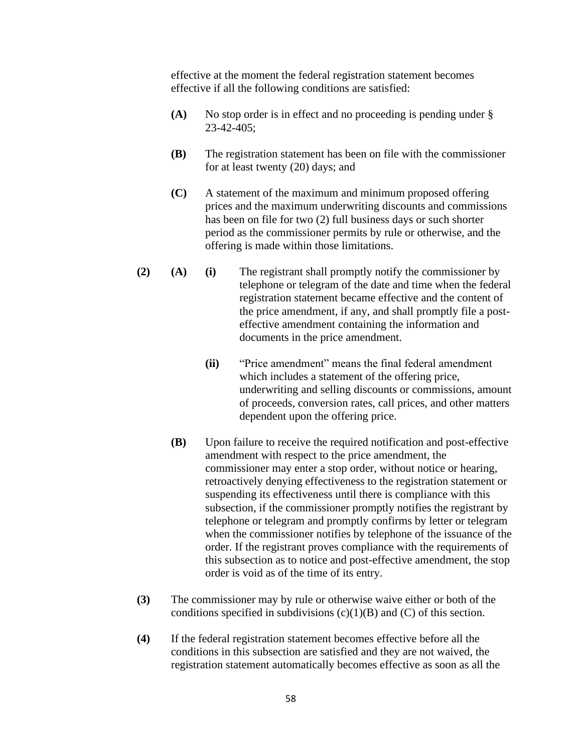effective at the moment the federal registration statement becomes effective if all the following conditions are satisfied:

**(A)** No stop order is in effect and no proceeding is pending under § 23-42-405;

**(B)** The registration statement has been on file with the commissioner for at least twenty (20) days; and

**(C)** A statement of the maximum and minimum proposed offering prices and the maximum underwriting discounts and commissions has been on file for two (2) full business days or such shorter period as the commissioner permits by rule or otherwise, and the offering is made within those limitations.

**(2)** **(A)** **(i)** The registrant shall promptly notify the commissioner by telephone or telegram of the date and time when the federal registration statement became effective and the content of the price amendment, if any, and shall promptly file a post-effective amendment containing the information and documents in the price amendment.

**(ii)** "Price amendment" means the final federal amendment which includes a statement of the offering price, underwriting and selling discounts or commissions, amount of proceeds, conversion rates, call prices, and other matters dependent upon the offering price.

**(B)** Upon failure to receive the required notification and post-effective amendment with respect to the price amendment, the commissioner may enter a stop order, without notice or hearing, retroactively denying effectiveness to the registration statement or suspending its effectiveness until there is compliance with this subsection, if the commissioner promptly notifies the registrant by telephone or telegram and promptly confirms by letter or telegram when the commissioner notifies by telephone of the issuance of the order. If the registrant proves compliance with the requirements of this subsection as to notice and post-effective amendment, the stop order is void as of the time of its entry.

**(3)** The commissioner may by rule or otherwise waive either or both of the conditions specified in subdivisions (c)(1)(B) and (C) of this section.

**(4)** If the federal registration statement becomes effective before all the conditions in this subsection are satisfied and they are not waived, the registration statement automatically becomes effective as soon as all the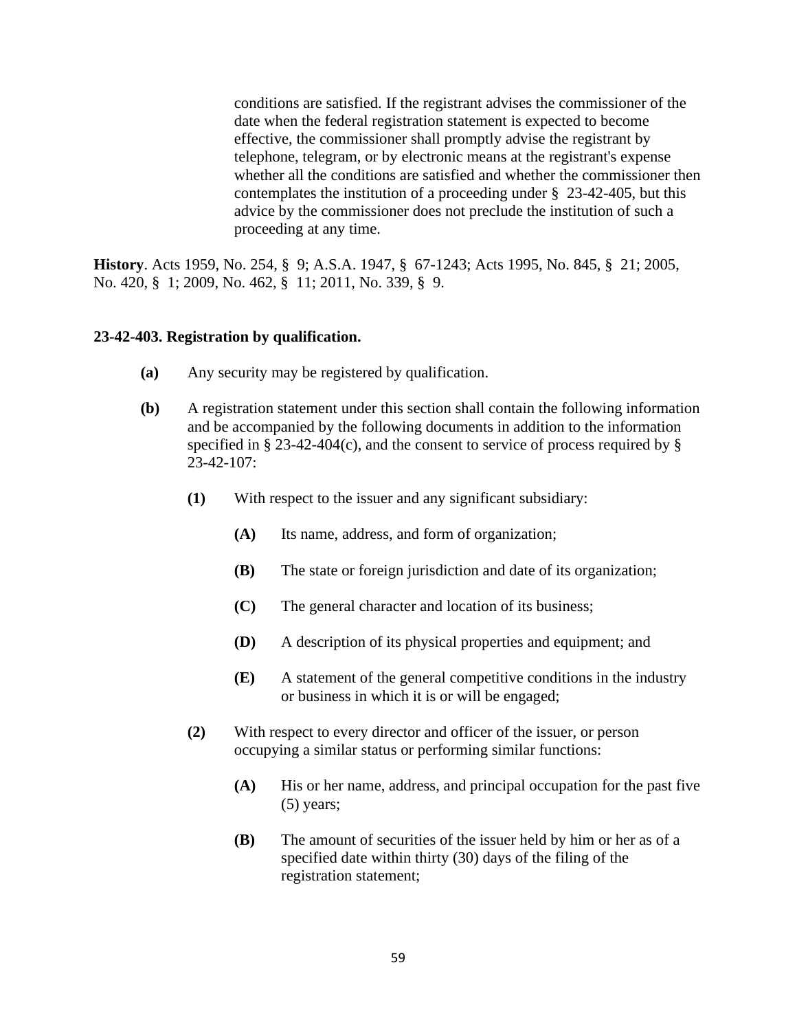conditions are satisfied. If the registrant advises the commissioner of the date when the federal registration statement is expected to become effective, the commissioner shall promptly advise the registrant by telephone, telegram, or by electronic means at the registrant's expense whether all the conditions are satisfied and whether the commissioner then contemplates the institution of a proceeding under § 23-42-405, but this advice by the commissioner does not preclude the institution of such a proceeding at any time.

**History**. Acts 1959, No. 254, § 9; A.S.A. 1947, § 67-1243; Acts 1995, No. 845, § 21; 2005, No. 420, § 1; 2009, No. 462, § 11; 2011, No. 339, § 9.

**23-42-403. Registration by qualification.**

**(a)** Any security may be registered by qualification.

**(b)** A registration statement under this section shall contain the following information and be accompanied by the following documents in addition to the information specified in § 23-42-404(c), and the consent to service of process required by § 23-42-107:

**(1)** With respect to the issuer and any significant subsidiary:

**(A)** Its name, address, and form of organization;

**(B)** The state or foreign jurisdiction and date of its organization;

**(C)** The general character and location of its business;

**(D)** A description of its physical properties and equipment; and

**(E)** A statement of the general competitive conditions in the industry or business in which it is or will be engaged;

**(2)** With respect to every director and officer of the issuer, or person occupying a similar status or performing similar functions:

**(A)** His or her name, address, and principal occupation for the past five (5) years;

**(B)** The amount of securities of the issuer held by him or her as of a specified date within thirty (30) days of the filing of the registration statement;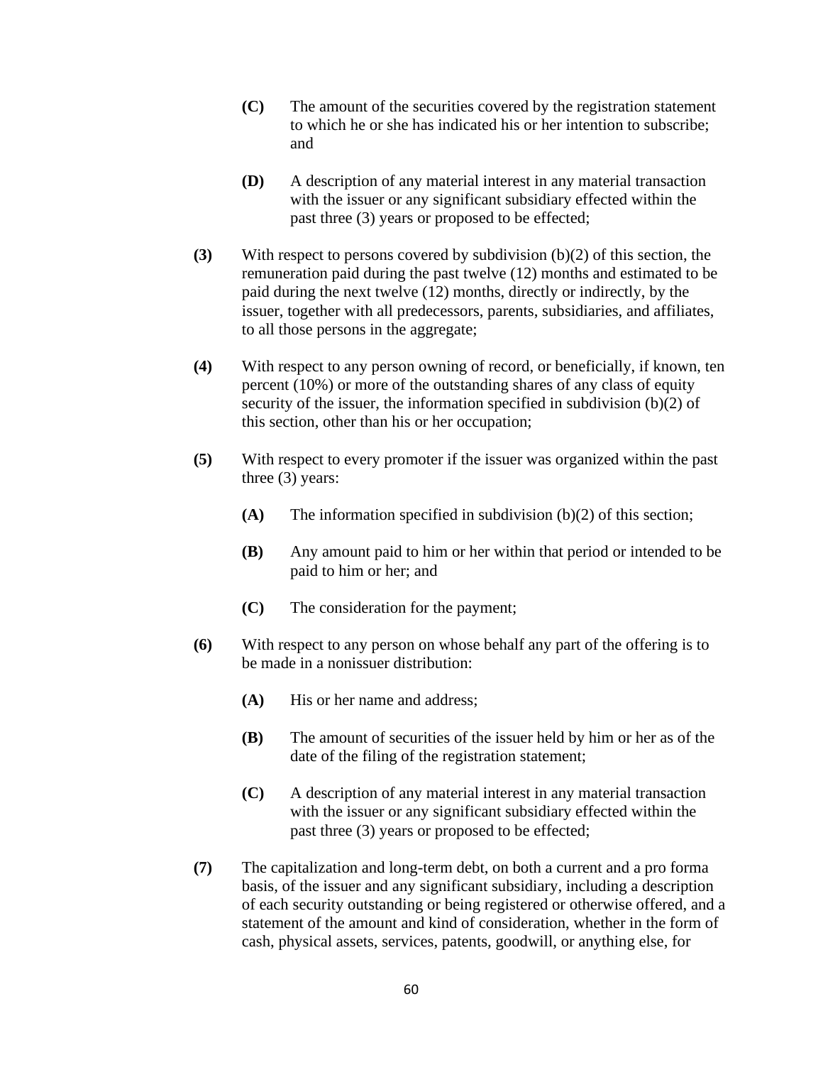**(C)** The amount of the securities covered by the registration statement to which he or she has indicated his or her intention to subscribe; and

**(D)** A description of any material interest in any material transaction with the issuer or any significant subsidiary effected within the past three (3) years or proposed to be effected;

**(3)** With respect to persons covered by subdivision (b)(2) of this section, the remuneration paid during the past twelve (12) months and estimated to be paid during the next twelve (12) months, directly or indirectly, by the issuer, together with all predecessors, parents, subsidiaries, and affiliates, to all those persons in the aggregate;

**(4)** With respect to any person owning of record, or beneficially, if known, ten percent (10%) or more of the outstanding shares of any class of equity security of the issuer, the information specified in subdivision (b)(2) of this section, other than his or her occupation;

**(5)** With respect to every promoter if the issuer was organized within the past three (3) years:

**(A)** The information specified in subdivision (b)(2) of this section;

**(B)** Any amount paid to him or her within that period or intended to be paid to him or her; and

**(C)** The consideration for the payment;

**(6)** With respect to any person on whose behalf any part of the offering is to be made in a nonissuer distribution:

**(A)** His or her name and address;

**(B)** The amount of securities of the issuer held by him or her as of the date of the filing of the registration statement;

**(C)** A description of any material interest in any material transaction with the issuer or any significant subsidiary effected within the past three (3) years or proposed to be effected;

**(7)** The capitalization and long-term debt, on both a current and a pro forma basis, of the issuer and any significant subsidiary, including a description of each security outstanding or being registered or otherwise offered, and a statement of the amount and kind of consideration, whether in the form of cash, physical assets, services, patents, goodwill, or anything else, for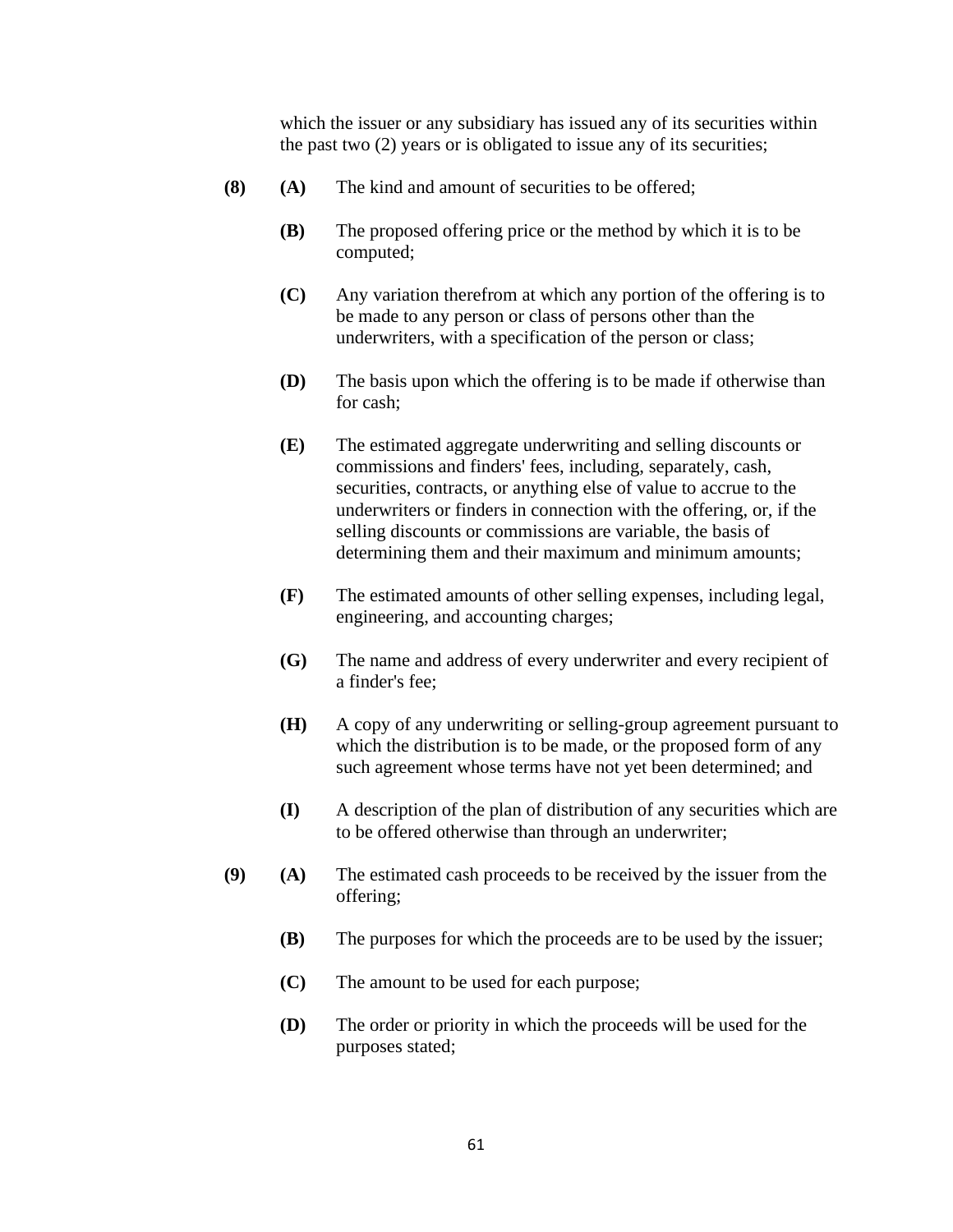which the issuer or any subsidiary has issued any of its securities within the past two (2) years or is obligated to issue any of its securities;

**(8)** **(A)** The kind and amount of securities to be offered;

**(B)** The proposed offering price or the method by which it is to be computed;

**(C)** Any variation therefrom at which any portion of the offering is to be made to any person or class of persons other than the underwriters, with a specification of the person or class;

**(D)** The basis upon which the offering is to be made if otherwise than for cash;

**(E)** The estimated aggregate underwriting and selling discounts or commissions and finders' fees, including, separately, cash, securities, contracts, or anything else of value to accrue to the underwriters or finders in connection with the offering, or, if the selling discounts or commissions are variable, the basis of determining them and their maximum and minimum amounts;

**(F)** The estimated amounts of other selling expenses, including legal, engineering, and accounting charges;

**(G)** The name and address of every underwriter and every recipient of a finder's fee;

**(H)** A copy of any underwriting or selling-group agreement pursuant to which the distribution is to be made, or the proposed form of any such agreement whose terms have not yet been determined; and

**(I)** A description of the plan of distribution of any securities which are to be offered otherwise than through an underwriter;

**(9)** **(A)** The estimated cash proceeds to be received by the issuer from the offering;

**(B)** The purposes for which the proceeds are to be used by the issuer;

**(C)** The amount to be used for each purpose;

**(D)** The order or priority in which the proceeds will be used for the purposes stated;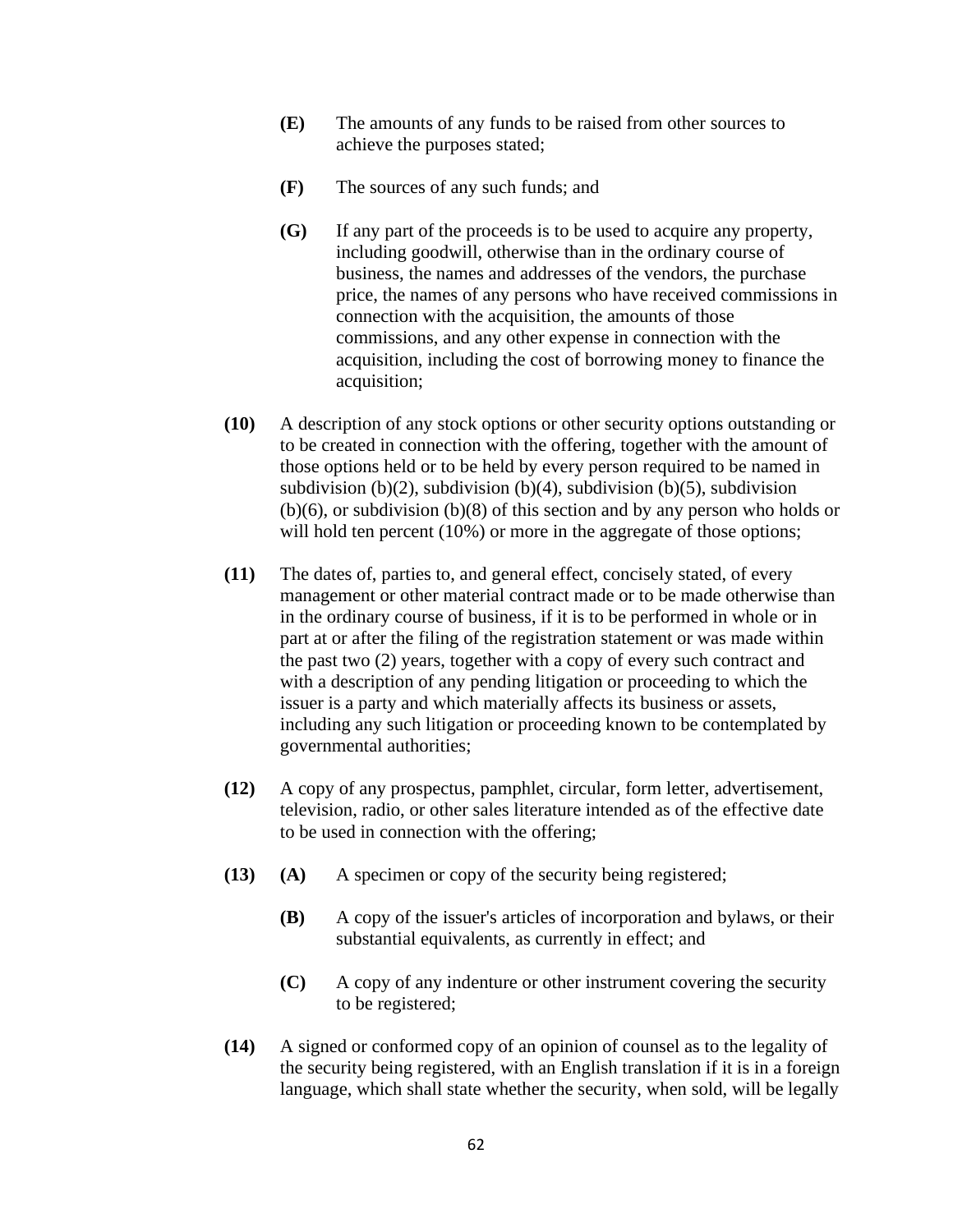**(E)** The amounts of any funds to be raised from other sources to achieve the purposes stated;

**(F)** The sources of any such funds; and

**(G)** If any part of the proceeds is to be used to acquire any property, including goodwill, otherwise than in the ordinary course of business, the names and addresses of the vendors, the purchase price, the names of any persons who have received commissions in connection with the acquisition, the amounts of those commissions, and any other expense in connection with the acquisition, including the cost of borrowing money to finance the acquisition;

**(10)** A description of any stock options or other security options outstanding or to be created in connection with the offering, together with the amount of those options held or to be held by every person required to be named in subdivision (b)(2), subdivision (b)(4), subdivision (b)(5), subdivision (b)(6), or subdivision (b)(8) of this section and by any person who holds or will hold ten percent (10%) or more in the aggregate of those options;

**(11)** The dates of, parties to, and general effect, concisely stated, of every management or other material contract made or to be made otherwise than in the ordinary course of business, if it is to be performed in whole or in part at or after the filing of the registration statement or was made within the past two (2) years, together with a copy of every such contract and with a description of any pending litigation or proceeding to which the issuer is a party and which materially affects its business or assets, including any such litigation or proceeding known to be contemplated by governmental authorities;

**(12)** A copy of any prospectus, pamphlet, circular, form letter, advertisement, television, radio, or other sales literature intended as of the effective date to be used in connection with the offering;

**(13)** **(A)** A specimen or copy of the security being registered;

**(B)** A copy of the issuer's articles of incorporation and bylaws, or their substantial equivalents, as currently in effect; and

**(C)** A copy of any indenture or other instrument covering the security to be registered;

**(14)** A signed or conformed copy of an opinion of counsel as to the legality of the security being registered, with an English translation if it is in a foreign language, which shall state whether the security, when sold, will be legally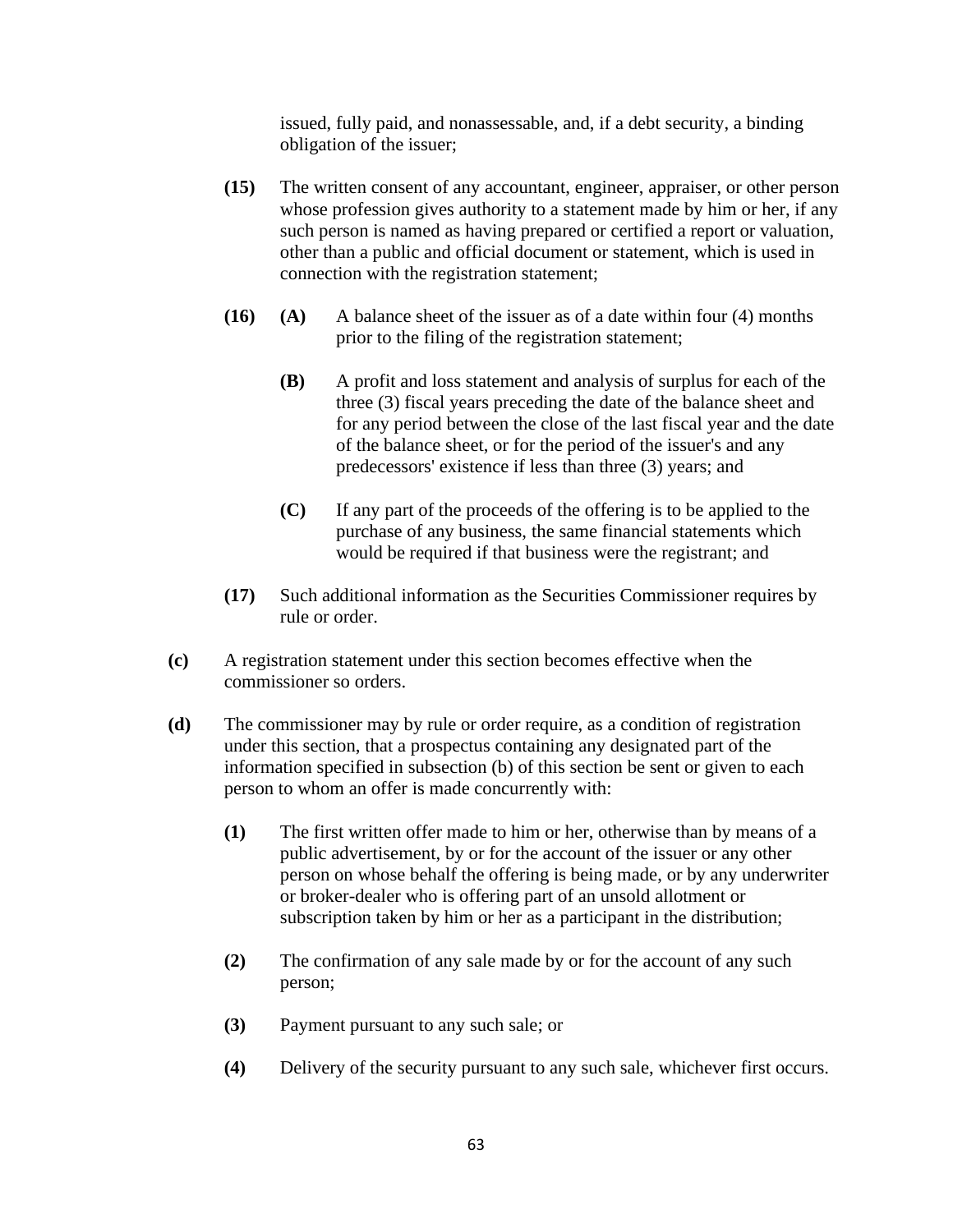issued, fully paid, and nonassessable, and, if a debt security, a binding obligation of the issuer;

**(15)** The written consent of any accountant, engineer, appraiser, or other person whose profession gives authority to a statement made by him or her, if any such person is named as having prepared or certified a report or valuation, other than a public and official document or statement, which is used in connection with the registration statement;

**(16)** **(A)** A balance sheet of the issuer as of a date within four (4) months prior to the filing of the registration statement;

**(B)** A profit and loss statement and analysis of surplus for each of the three (3) fiscal years preceding the date of the balance sheet and for any period between the close of the last fiscal year and the date of the balance sheet, or for the period of the issuer's and any predecessors' existence if less than three (3) years; and

**(C)** If any part of the proceeds of the offering is to be applied to the purchase of any business, the same financial statements which would be required if that business were the registrant; and

**(17)** Such additional information as the Securities Commissioner requires by rule or order.

**(c)** A registration statement under this section becomes effective when the commissioner so orders.

**(d)** The commissioner may by rule or order require, as a condition of registration under this section, that a prospectus containing any designated part of the information specified in subsection (b) of this section be sent or given to each person to whom an offer is made concurrently with:

**(1)** The first written offer made to him or her, otherwise than by means of a public advertisement, by or for the account of the issuer or any other person on whose behalf the offering is being made, or by any underwriter or broker-dealer who is offering part of an unsold allotment or subscription taken by him or her as a participant in the distribution;

**(2)** The confirmation of any sale made by or for the account of any such person;

**(3)** Payment pursuant to any such sale; or

**(4)** Delivery of the security pursuant to any such sale, whichever first occurs.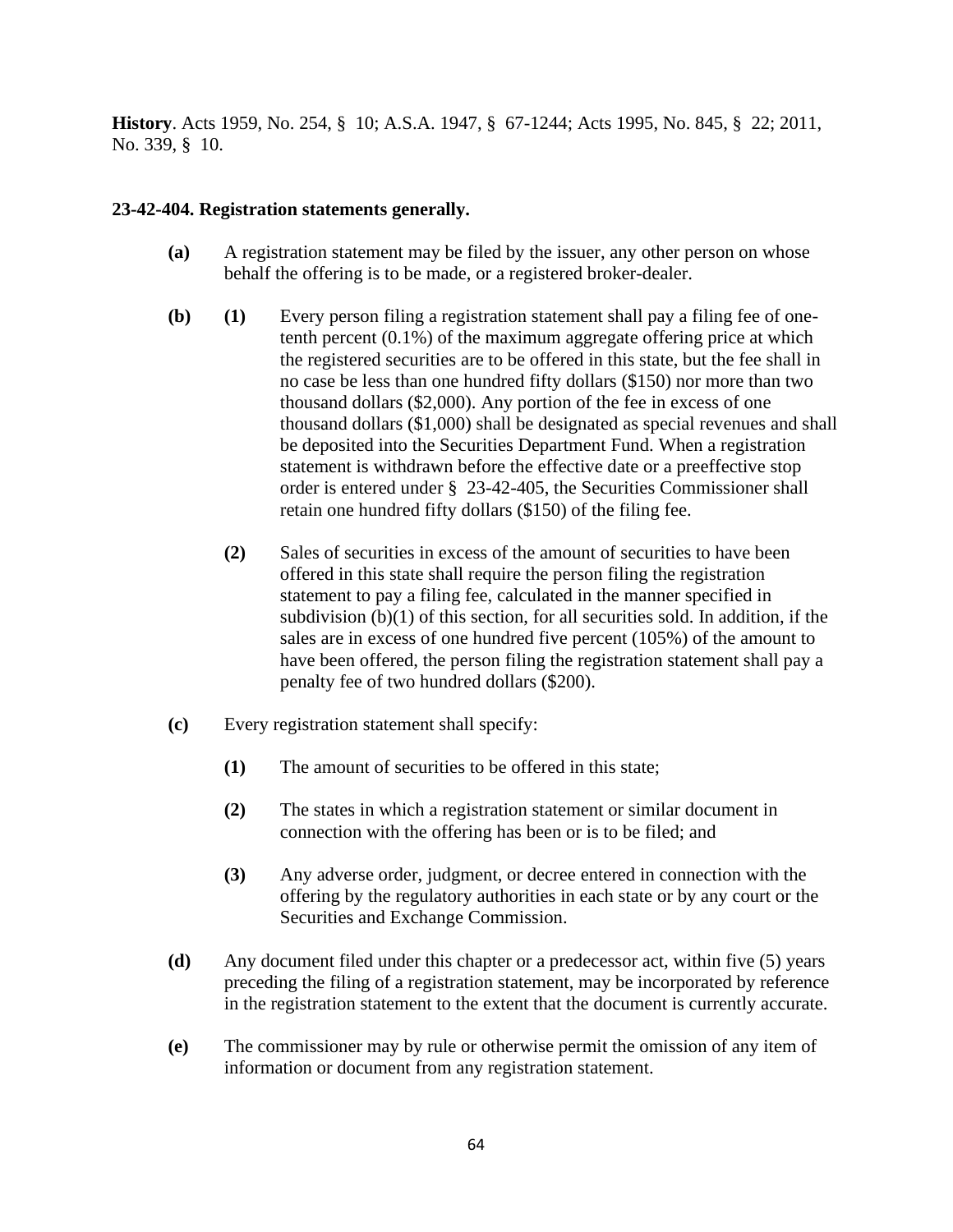**History**. Acts 1959, No. 254, § 10; A.S.A. 1947, § 67-1244; Acts 1995, No. 845, § 22; 2011, No. 339, § 10.

**23-42-404. Registration statements generally.**

**(a)** A registration statement may be filed by the issuer, any other person on whose behalf the offering is to be made, or a registered broker-dealer.

**(b)** **(1)** Every person filing a registration statement shall pay a filing fee of one-tenth percent (0.1%) of the maximum aggregate offering price at which the registered securities are to be offered in this state, but the fee shall in no case be less than one hundred fifty dollars ($150) nor more than two thousand dollars ($2,000). Any portion of the fee in excess of one thousand dollars ($1,000) shall be designated as special revenues and shall be deposited into the Securities Department Fund. When a registration statement is withdrawn before the effective date or a preeffective stop order is entered under § 23-42-405, the Securities Commissioner shall retain one hundred fifty dollars ($150) of the filing fee.

**(2)** Sales of securities in excess of the amount of securities to have been offered in this state shall require the person filing the registration statement to pay a filing fee, calculated in the manner specified in subdivision (b)(1) of this section, for all securities sold. In addition, if the sales are in excess of one hundred five percent (105%) of the amount to have been offered, the person filing the registration statement shall pay a penalty fee of two hundred dollars ($200).

**(c)** Every registration statement shall specify:

**(1)** The amount of securities to be offered in this state;

**(2)** The states in which a registration statement or similar document in connection with the offering has been or is to be filed; and

**(3)** Any adverse order, judgment, or decree entered in connection with the offering by the regulatory authorities in each state or by any court or the Securities and Exchange Commission.

**(d)** Any document filed under this chapter or a predecessor act, within five (5) years preceding the filing of a registration statement, may be incorporated by reference in the registration statement to the extent that the document is currently accurate.

**(e)** The commissioner may by rule or otherwise permit the omission of any item of information or document from any registration statement.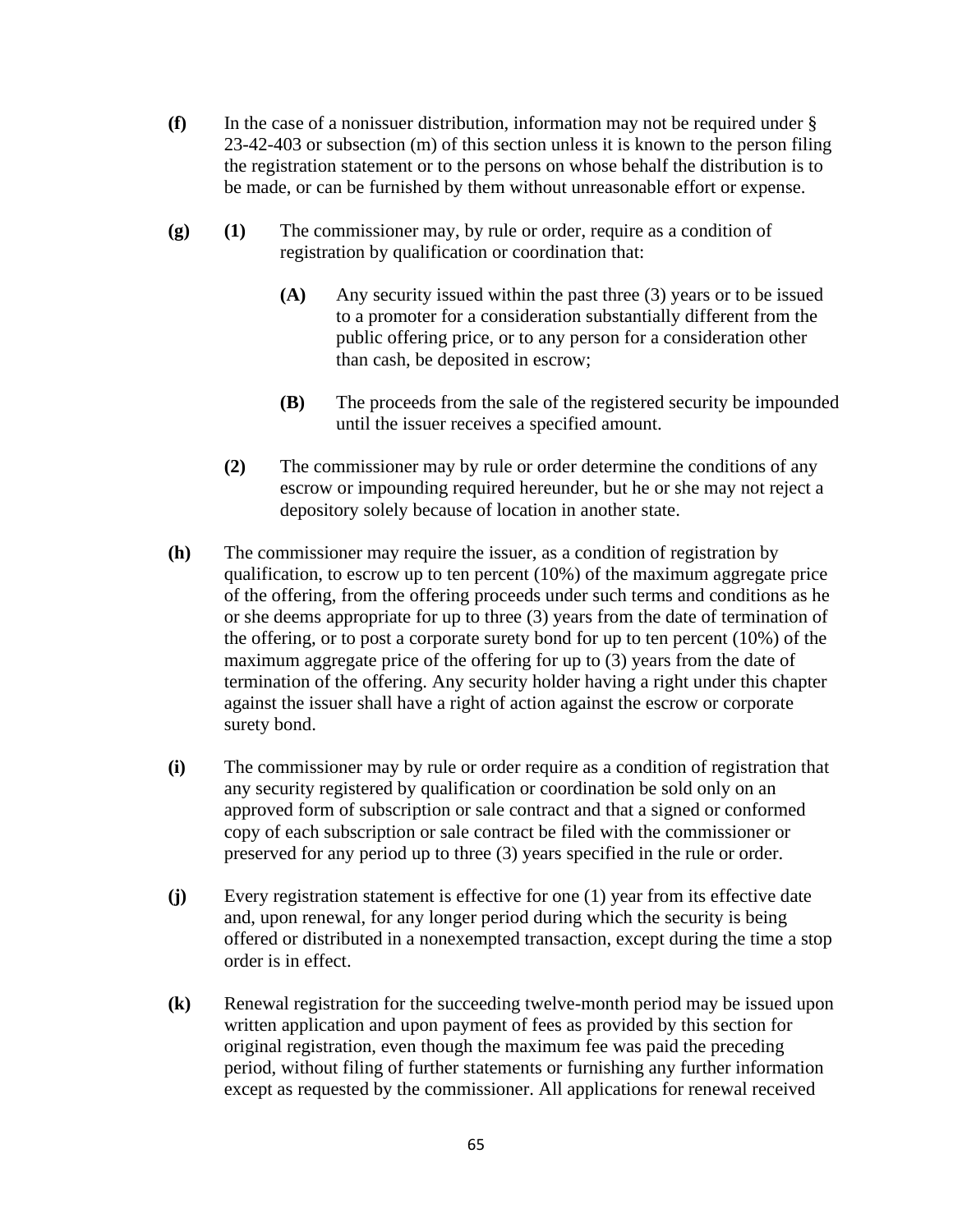**(f)** In the case of a nonissuer distribution, information may not be required under § 23-42-403 or subsection (m) of this section unless it is known to the person filing the registration statement or to the persons on whose behalf the distribution is to be made, or can be furnished by them without unreasonable effort or expense.

**(g)** **(1)** The commissioner may, by rule or order, require as a condition of registration by qualification or coordination that:

> **(A)** Any security issued within the past three (3) years or to be issued to a promoter for a consideration substantially different from the public offering price, or to any person for a consideration other than cash, be deposited in escrow;
>
> **(B)** The proceeds from the sale of the registered security be impounded until the issuer receives a specified amount.

**(2)** The commissioner may by rule or order determine the conditions of any escrow or impounding required hereunder, but he or she may not reject a depository solely because of location in another state.

**(h)** The commissioner may require the issuer, as a condition of registration by qualification, to escrow up to ten percent (10%) of the maximum aggregate price of the offering, from the offering proceeds under such terms and conditions as he or she deems appropriate for up to three (3) years from the date of termination of the offering, or to post a corporate surety bond for up to ten percent (10%) of the maximum aggregate price of the offering for up to (3) years from the date of termination of the offering. Any security holder having a right under this chapter against the issuer shall have a right of action against the escrow or corporate surety bond.

**(i)** The commissioner may by rule or order require as a condition of registration that any security registered by qualification or coordination be sold only on an approved form of subscription or sale contract and that a signed or conformed copy of each subscription or sale contract be filed with the commissioner or preserved for any period up to three (3) years specified in the rule or order.

**(j)** Every registration statement is effective for one (1) year from its effective date and, upon renewal, for any longer period during which the security is being offered or distributed in a nonexempted transaction, except during the time a stop order is in effect.

**(k)** Renewal registration for the succeeding twelve-month period may be issued upon written application and upon payment of fees as provided by this section for original registration, even though the maximum fee was paid the preceding period, without filing of further statements or furnishing any further information except as requested by the commissioner. All applications for renewal received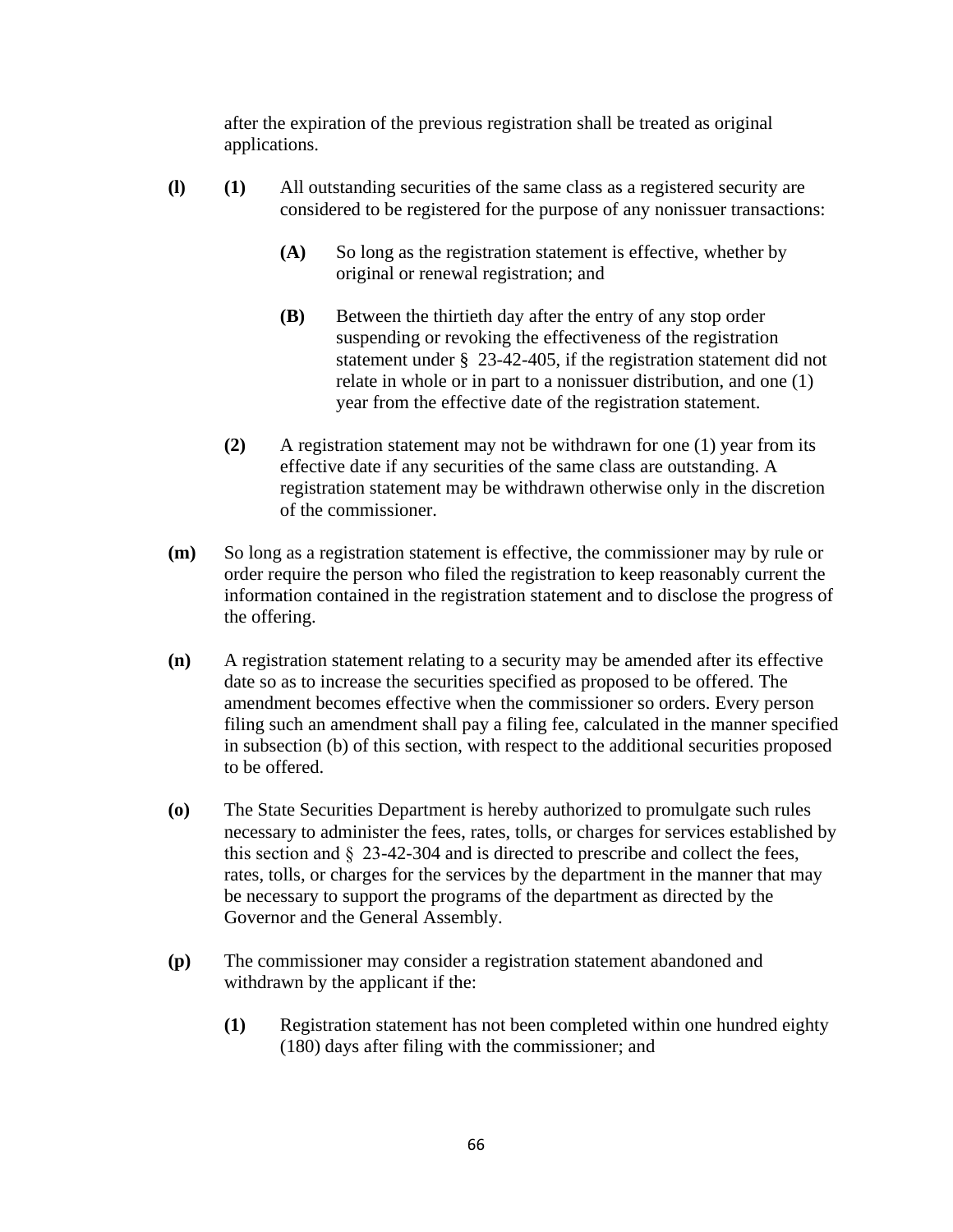after the expiration of the previous registration shall be treated as original applications.

**(l)** **(1)** All outstanding securities of the same class as a registered security are considered to be registered for the purpose of any nonissuer transactions:

**(A)** So long as the registration statement is effective, whether by original or renewal registration; and

**(B)** Between the thirtieth day after the entry of any stop order suspending or revoking the effectiveness of the registration statement under § 23-42-405, if the registration statement did not relate in whole or in part to a nonissuer distribution, and one (1) year from the effective date of the registration statement.

**(2)** A registration statement may not be withdrawn for one (1) year from its effective date if any securities of the same class are outstanding. A registration statement may be withdrawn otherwise only in the discretion of the commissioner.

**(m)** So long as a registration statement is effective, the commissioner may by rule or order require the person who filed the registration to keep reasonably current the information contained in the registration statement and to disclose the progress of the offering.

**(n)** A registration statement relating to a security may be amended after its effective date so as to increase the securities specified as proposed to be offered. The amendment becomes effective when the commissioner so orders. Every person filing such an amendment shall pay a filing fee, calculated in the manner specified in subsection (b) of this section, with respect to the additional securities proposed to be offered.

**(o)** The State Securities Department is hereby authorized to promulgate such rules necessary to administer the fees, rates, tolls, or charges for services established by this section and § 23-42-304 and is directed to prescribe and collect the fees, rates, tolls, or charges for the services by the department in the manner that may be necessary to support the programs of the department as directed by the Governor and the General Assembly.

**(p)** The commissioner may consider a registration statement abandoned and withdrawn by the applicant if the:

**(1)** Registration statement has not been completed within one hundred eighty (180) days after filing with the commissioner; and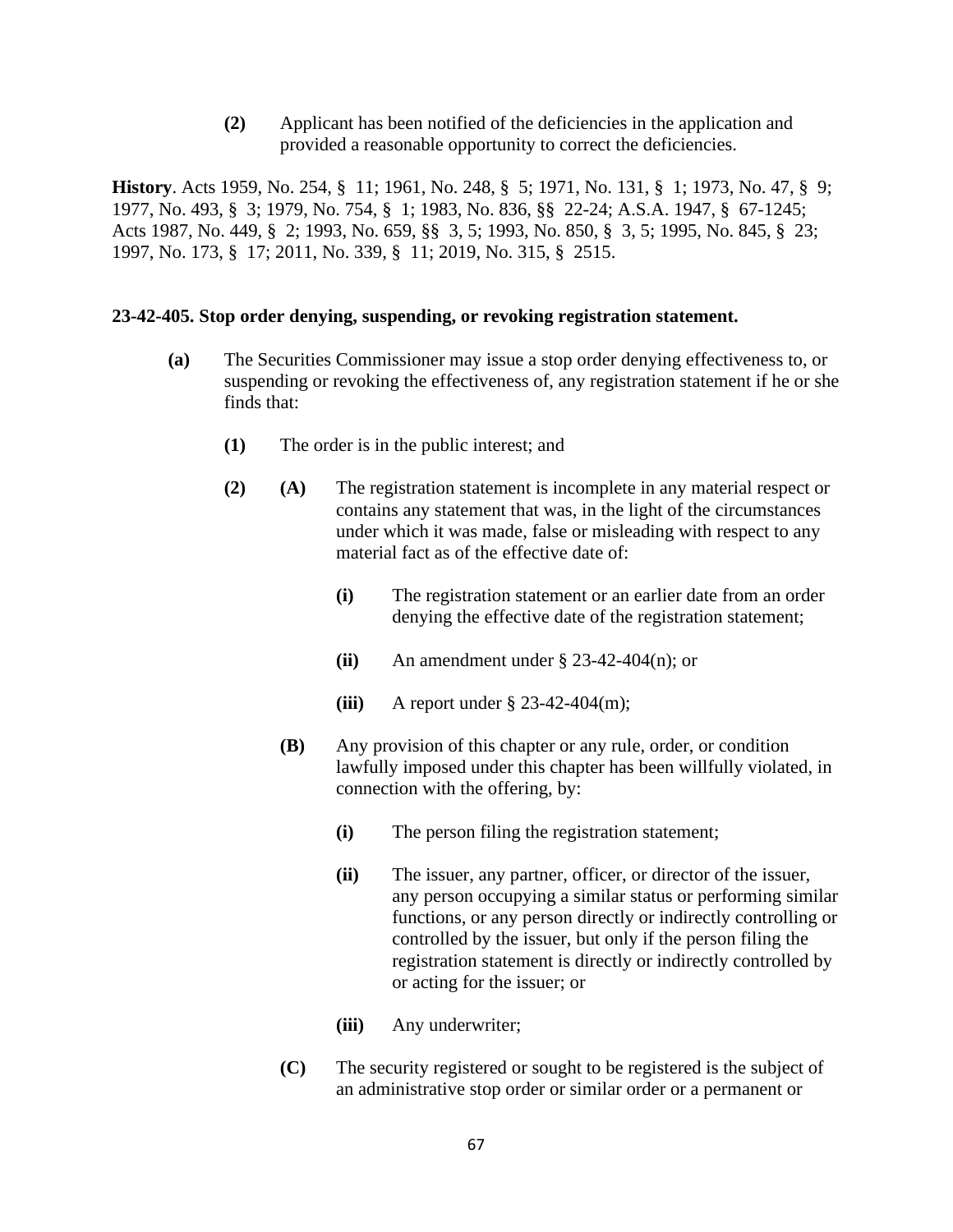**(2)** Applicant has been notified of the deficiencies in the application and provided a reasonable opportunity to correct the deficiencies.

**History**. Acts 1959, No. 254, § 11; 1961, No. 248, § 5; 1971, No. 131, § 1; 1973, No. 47, § 9; 1977, No. 493, § 3; 1979, No. 754, § 1; 1983, No. 836, §§ 22-24; A.S.A. 1947, § 67-1245; Acts 1987, No. 449, § 2; 1993, No. 659, §§ 3, 5; 1993, No. 850, § 3, 5; 1995, No. 845, § 23; 1997, No. 173, § 17; 2011, No. 339, § 11; 2019, No. 315, § 2515.

**23-42-405. Stop order denying, suspending, or revoking registration statement.**

**(a)** The Securities Commissioner may issue a stop order denying effectiveness to, or suspending or revoking the effectiveness of, any registration statement if he or she finds that:

**(1)** The order is in the public interest; and

**(2)** **(A)** The registration statement is incomplete in any material respect or contains any statement that was, in the light of the circumstances under which it was made, false or misleading with respect to any material fact as of the effective date of:

**(i)** The registration statement or an earlier date from an order denying the effective date of the registration statement;

**(ii)** An amendment under § 23-42-404(n); or

**(iii)** A report under § 23-42-404(m);

**(B)** Any provision of this chapter or any rule, order, or condition lawfully imposed under this chapter has been willfully violated, in connection with the offering, by:

**(i)** The person filing the registration statement;

**(ii)** The issuer, any partner, officer, or director of the issuer, any person occupying a similar status or performing similar functions, or any person directly or indirectly controlling or controlled by the issuer, but only if the person filing the registration statement is directly or indirectly controlled by or acting for the issuer; or

**(iii)** Any underwriter;

**(C)** The security registered or sought to be registered is the subject of an administrative stop order or similar order or a permanent or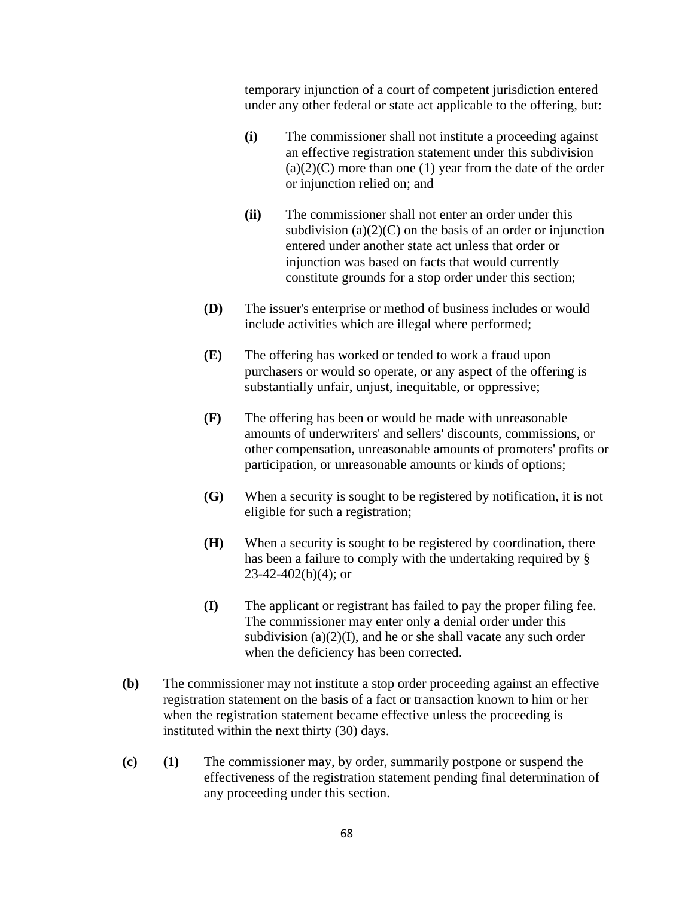temporary injunction of a court of competent jurisdiction entered under any other federal or state act applicable to the offering, but:

**(i)** The commissioner shall not institute a proceeding against an effective registration statement under this subdivision (a)(2)(C) more than one (1) year from the date of the order or injunction relied on; and

**(ii)** The commissioner shall not enter an order under this subdivision (a)(2)(C) on the basis of an order or injunction entered under another state act unless that order or injunction was based on facts that would currently constitute grounds for a stop order under this section;

**(D)** The issuer's enterprise or method of business includes or would include activities which are illegal where performed;

**(E)** The offering has worked or tended to work a fraud upon purchasers or would so operate, or any aspect of the offering is substantially unfair, unjust, inequitable, or oppressive;

**(F)** The offering has been or would be made with unreasonable amounts of underwriters' and sellers' discounts, commissions, or other compensation, unreasonable amounts of promoters' profits or participation, or unreasonable amounts or kinds of options;

**(G)** When a security is sought to be registered by notification, it is not eligible for such a registration;

**(H)** When a security is sought to be registered by coordination, there has been a failure to comply with the undertaking required by § 23-42-402(b)(4); or

**(I)** The applicant or registrant has failed to pay the proper filing fee. The commissioner may enter only a denial order under this subdivision (a)(2)(I), and he or she shall vacate any such order when the deficiency has been corrected.

**(b)** The commissioner may not institute a stop order proceeding against an effective registration statement on the basis of a fact or transaction known to him or her when the registration statement became effective unless the proceeding is instituted within the next thirty (30) days.

**(c)** **(1)** The commissioner may, by order, summarily postpone or suspend the effectiveness of the registration statement pending final determination of any proceeding under this section.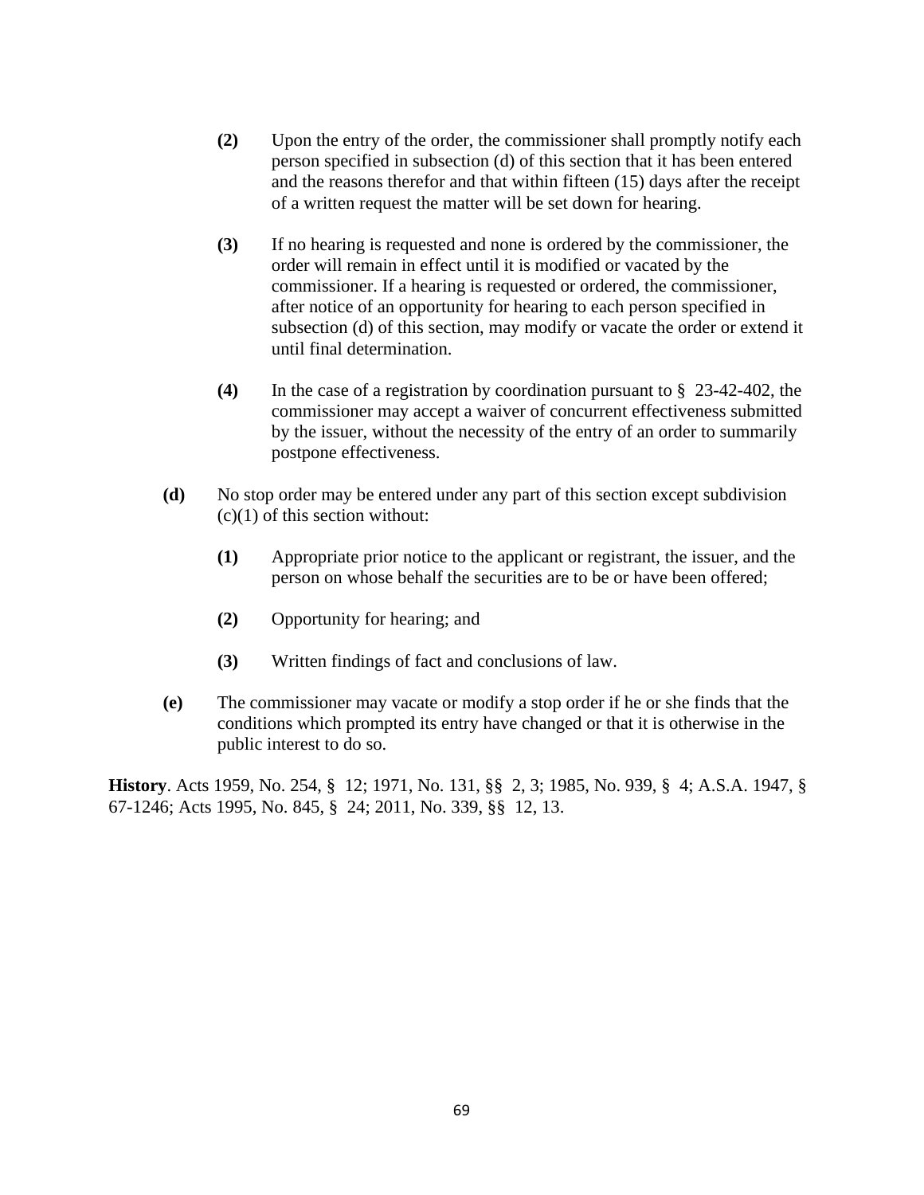**(2)** Upon the entry of the order, the commissioner shall promptly notify each person specified in subsection (d) of this section that it has been entered and the reasons therefor and that within fifteen (15) days after the receipt of a written request the matter will be set down for hearing.

**(3)** If no hearing is requested and none is ordered by the commissioner, the order will remain in effect until it is modified or vacated by the commissioner. If a hearing is requested or ordered, the commissioner, after notice of an opportunity for hearing to each person specified in subsection (d) of this section, may modify or vacate the order or extend it until final determination.

**(4)** In the case of a registration by coordination pursuant to § 23-42-402, the commissioner may accept a waiver of concurrent effectiveness submitted by the issuer, without the necessity of the entry of an order to summarily postpone effectiveness.

**(d)** No stop order may be entered under any part of this section except subdivision (c)(1) of this section without:

**(1)** Appropriate prior notice to the applicant or registrant, the issuer, and the person on whose behalf the securities are to be or have been offered;

**(2)** Opportunity for hearing; and

**(3)** Written findings of fact and conclusions of law.

**(e)** The commissioner may vacate or modify a stop order if he or she finds that the conditions which prompted its entry have changed or that it is otherwise in the public interest to do so.

**History**. Acts 1959, No. 254, § 12; 1971, No. 131, §§ 2, 3; 1985, No. 939, § 4; A.S.A. 1947, § 67-1246; Acts 1995, No. 845, § 24; 2011, No. 339, §§ 12, 13.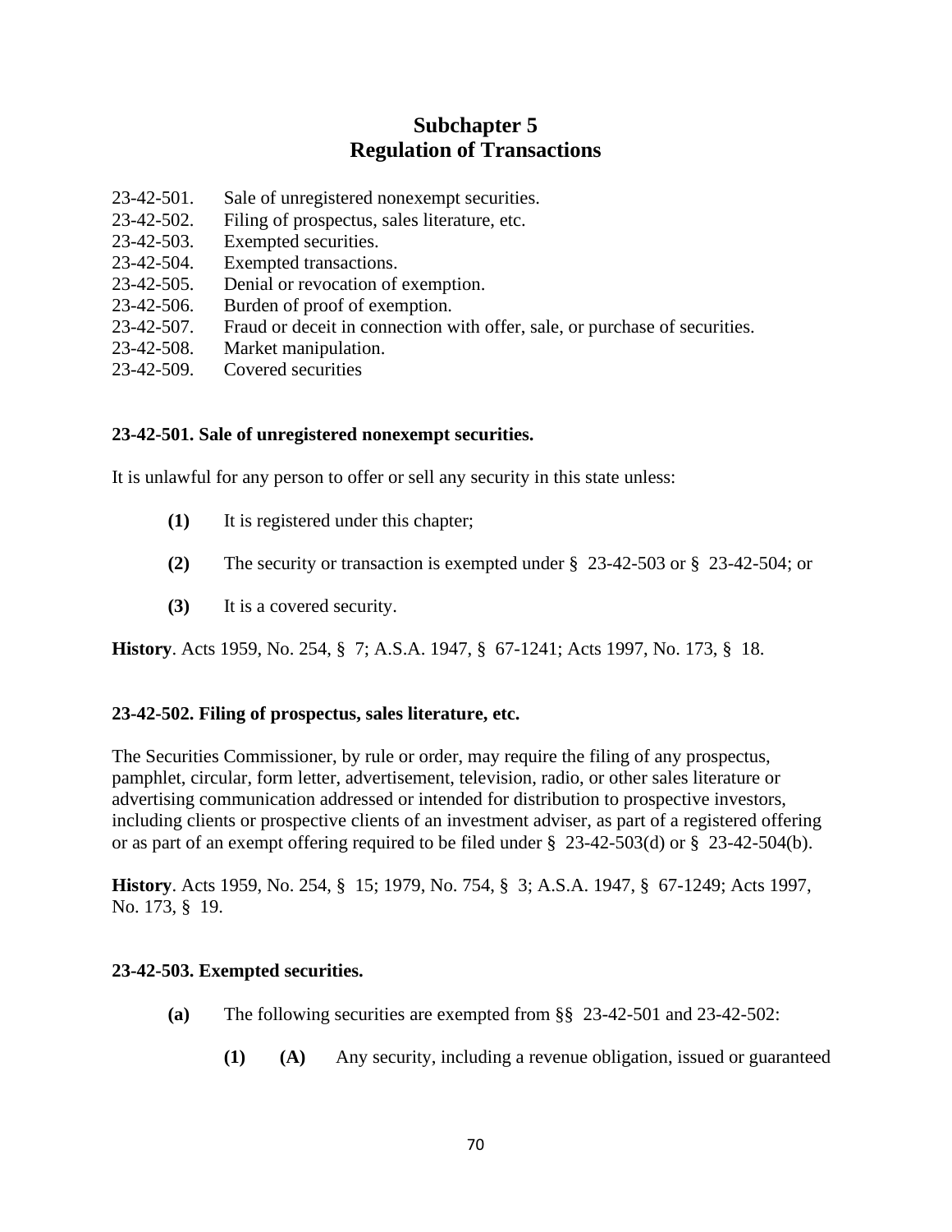# Subchapter 5
# Regulation of Transactions

23-42-501. Sale of unregistered nonexempt securities.
23-42-502. Filing of prospectus, sales literature, etc.
23-42-503. Exempted securities.
23-42-504. Exempted transactions.
23-42-505. Denial or revocation of exemption.
23-42-506. Burden of proof of exemption.
23-42-507. Fraud or deceit in connection with offer, sale, or purchase of securities.
23-42-508. Market manipulation.
23-42-509. Covered securities

### 23-42-501. Sale of unregistered nonexempt securities.

It is unlawful for any person to offer or sell any security in this state unless:

**(1)** It is registered under this chapter;

**(2)** The security or transaction is exempted under § 23-42-503 or § 23-42-504; or

**(3)** It is a covered security.

**History**. Acts 1959, No. 254, § 7; A.S.A. 1947, § 67-1241; Acts 1997, No. 173, § 18.

### 23-42-502. Filing of prospectus, sales literature, etc.

The Securities Commissioner, by rule or order, may require the filing of any prospectus, pamphlet, circular, form letter, advertisement, television, radio, or other sales literature or advertising communication addressed or intended for distribution to prospective investors, including clients or prospective clients of an investment adviser, as part of a registered offering or as part of an exempt offering required to be filed under § 23-42-503(d) or § 23-42-504(b).

**History**. Acts 1959, No. 254, § 15; 1979, No. 754, § 3; A.S.A. 1947, § 67-1249; Acts 1997, No. 173, § 19.

### 23-42-503. Exempted securities.

**(a)** The following securities are exempted from §§ 23-42-501 and 23-42-502:

**(1)** **(A)** Any security, including a revenue obligation, issued or guaranteed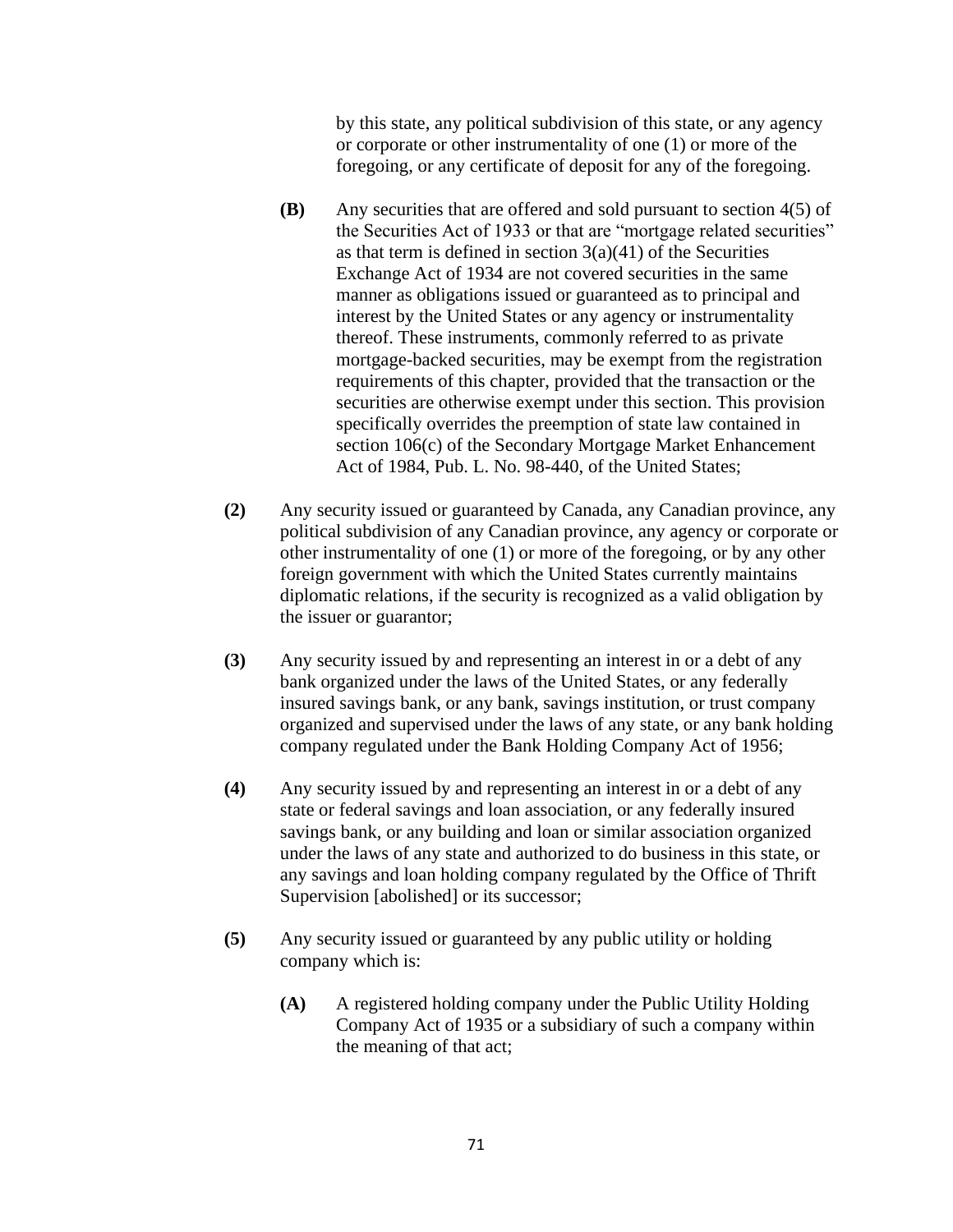by this state, any political subdivision of this state, or any agency or corporate or other instrumentality of one (1) or more of the foregoing, or any certificate of deposit for any of the foregoing.

**(B)** Any securities that are offered and sold pursuant to section 4(5) of the Securities Act of 1933 or that are "mortgage related securities" as that term is defined in section 3(a)(41) of the Securities Exchange Act of 1934 are not covered securities in the same manner as obligations issued or guaranteed as to principal and interest by the United States or any agency or instrumentality thereof. These instruments, commonly referred to as private mortgage-backed securities, may be exempt from the registration requirements of this chapter, provided that the transaction or the securities are otherwise exempt under this section. This provision specifically overrides the preemption of state law contained in section 106(c) of the Secondary Mortgage Market Enhancement Act of 1984, Pub. L. No. 98-440, of the United States;

**(2)** Any security issued or guaranteed by Canada, any Canadian province, any political subdivision of any Canadian province, any agency or corporate or other instrumentality of one (1) or more of the foregoing, or by any other foreign government with which the United States currently maintains diplomatic relations, if the security is recognized as a valid obligation by the issuer or guarantor;

**(3)** Any security issued by and representing an interest in or a debt of any bank organized under the laws of the United States, or any federally insured savings bank, or any bank, savings institution, or trust company organized and supervised under the laws of any state, or any bank holding company regulated under the Bank Holding Company Act of 1956;

**(4)** Any security issued by and representing an interest in or a debt of any state or federal savings and loan association, or any federally insured savings bank, or any building and loan or similar association organized under the laws of any state and authorized to do business in this state, or any savings and loan holding company regulated by the Office of Thrift Supervision [abolished] or its successor;

**(5)** Any security issued or guaranteed by any public utility or holding company which is:

**(A)** A registered holding company under the Public Utility Holding Company Act of 1935 or a subsidiary of such a company within the meaning of that act;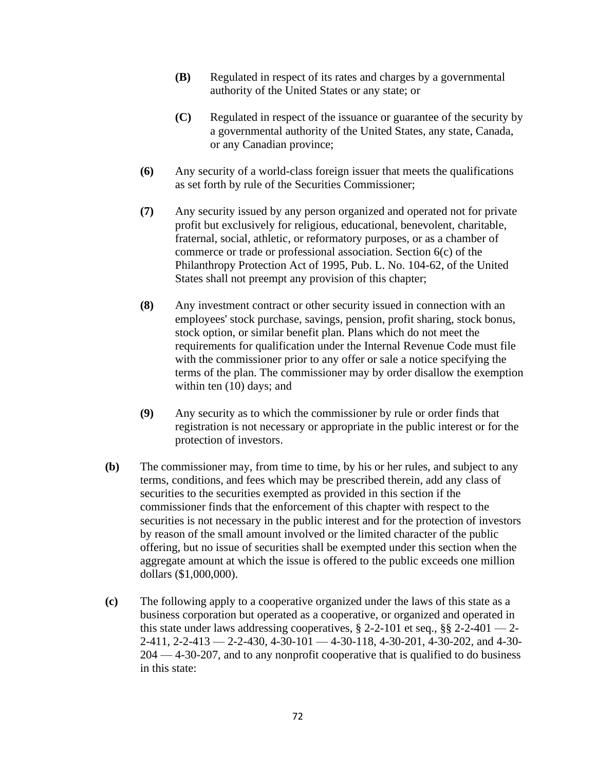**(B)** Regulated in respect of its rates and charges by a governmental authority of the United States or any state; or

**(C)** Regulated in respect of the issuance or guarantee of the security by a governmental authority of the United States, any state, Canada, or any Canadian province;

**(6)** Any security of a world-class foreign issuer that meets the qualifications as set forth by rule of the Securities Commissioner;

**(7)** Any security issued by any person organized and operated not for private profit but exclusively for religious, educational, benevolent, charitable, fraternal, social, athletic, or reformatory purposes, or as a chamber of commerce or trade or professional association. Section 6(c) of the Philanthropy Protection Act of 1995, Pub. L. No. 104-62, of the United States shall not preempt any provision of this chapter;

**(8)** Any investment contract or other security issued in connection with an employees' stock purchase, savings, pension, profit sharing, stock bonus, stock option, or similar benefit plan. Plans which do not meet the requirements for qualification under the Internal Revenue Code must file with the commissioner prior to any offer or sale a notice specifying the terms of the plan. The commissioner may by order disallow the exemption within ten (10) days; and

**(9)** Any security as to which the commissioner by rule or order finds that registration is not necessary or appropriate in the public interest or for the protection of investors.

**(b)** The commissioner may, from time to time, by his or her rules, and subject to any terms, conditions, and fees which may be prescribed therein, add any class of securities to the securities exempted as provided in this section if the commissioner finds that the enforcement of this chapter with respect to the securities is not necessary in the public interest and for the protection of investors by reason of the small amount involved or the limited character of the public offering, but no issue of securities shall be exempted under this section when the aggregate amount at which the issue is offered to the public exceeds one million dollars ($1,000,000).

**(c)** The following apply to a cooperative organized under the laws of this state as a business corporation but operated as a cooperative, or organized and operated in this state under laws addressing cooperatives, § 2-2-101 et seq., §§ 2-2-401 — 2-2-411, 2-2-413 — 2-2-430, 4-30-101 — 4-30-118, 4-30-201, 4-30-202, and 4-30-204 — 4-30-207, and to any nonprofit cooperative that is qualified to do business in this state: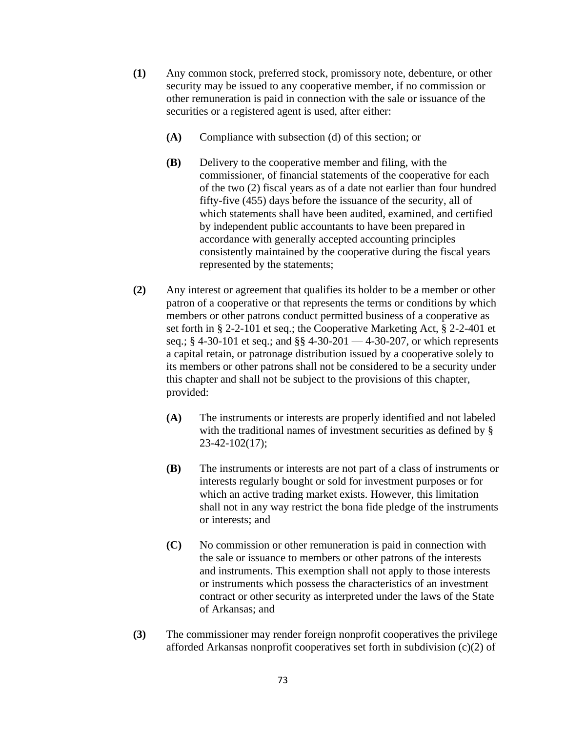**(1)** Any common stock, preferred stock, promissory note, debenture, or other security may be issued to any cooperative member, if no commission or other remuneration is paid in connection with the sale or issuance of the securities or a registered agent is used, after either:

> **(A)** Compliance with subsection (d) of this section; or
>
> **(B)** Delivery to the cooperative member and filing, with the commissioner, of financial statements of the cooperative for each of the two (2) fiscal years as of a date not earlier than four hundred fifty-five (455) days before the issuance of the security, all of which statements shall have been audited, examined, and certified by independent public accountants to have been prepared in accordance with generally accepted accounting principles consistently maintained by the cooperative during the fiscal years represented by the statements;

**(2)** Any interest or agreement that qualifies its holder to be a member or other patron of a cooperative or that represents the terms or conditions by which members or other patrons conduct permitted business of a cooperative as set forth in § 2-2-101 et seq.; the Cooperative Marketing Act, § 2-2-401 et seq.; § 4-30-101 et seq.; and §§ 4-30-201 — 4-30-207, or which represents a capital retain, or patronage distribution issued by a cooperative solely to its members or other patrons shall not be considered to be a security under this chapter and shall not be subject to the provisions of this chapter, provided:

> **(A)** The instruments or interests are properly identified and not labeled with the traditional names of investment securities as defined by § 23-42-102(17);
>
> **(B)** The instruments or interests are not part of a class of instruments or interests regularly bought or sold for investment purposes or for which an active trading market exists. However, this limitation shall not in any way restrict the bona fide pledge of the instruments or interests; and
>
> **(C)** No commission or other remuneration is paid in connection with the sale or issuance to members or other patrons of the interests and instruments. This exemption shall not apply to those interests or instruments which possess the characteristics of an investment contract or other security as interpreted under the laws of the State of Arkansas; and

**(3)** The commissioner may render foreign nonprofit cooperatives the privilege afforded Arkansas nonprofit cooperatives set forth in subdivision (c)(2) of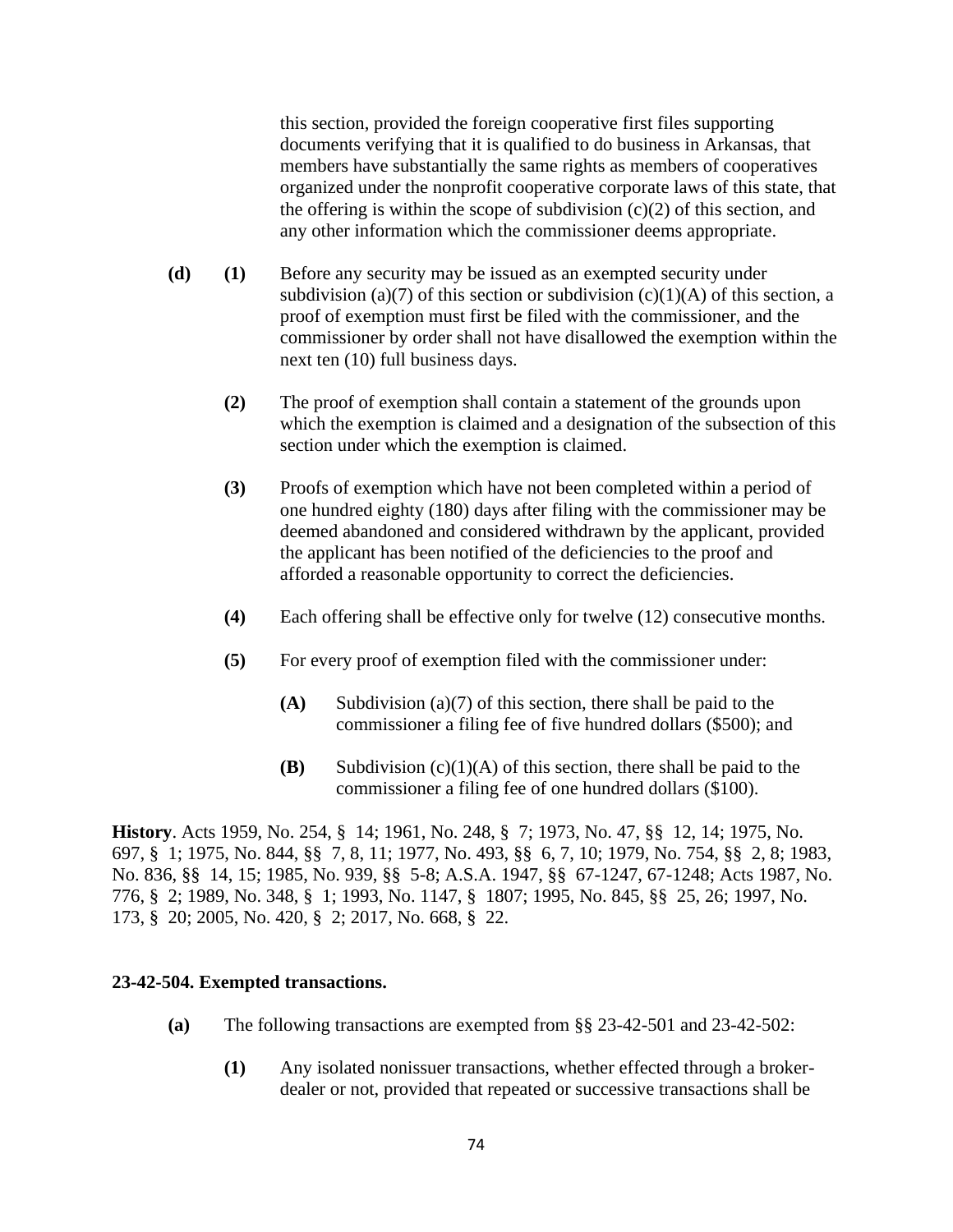this section, provided the foreign cooperative first files supporting documents verifying that it is qualified to do business in Arkansas, that members have substantially the same rights as members of cooperatives organized under the nonprofit cooperative corporate laws of this state, that the offering is within the scope of subdivision (c)(2) of this section, and any other information which the commissioner deems appropriate.

**(d)** **(1)** Before any security may be issued as an exempted security under subdivision (a)(7) of this section or subdivision (c)(1)(A) of this section, a proof of exemption must first be filed with the commissioner, and the commissioner by order shall not have disallowed the exemption within the next ten (10) full business days.

**(2)** The proof of exemption shall contain a statement of the grounds upon which the exemption is claimed and a designation of the subsection of this section under which the exemption is claimed.

**(3)** Proofs of exemption which have not been completed within a period of one hundred eighty (180) days after filing with the commissioner may be deemed abandoned and considered withdrawn by the applicant, provided the applicant has been notified of the deficiencies to the proof and afforded a reasonable opportunity to correct the deficiencies.

**(4)** Each offering shall be effective only for twelve (12) consecutive months.

**(5)** For every proof of exemption filed with the commissioner under:

**(A)** Subdivision (a)(7) of this section, there shall be paid to the commissioner a filing fee of five hundred dollars ($500); and

**(B)** Subdivision (c)(1)(A) of this section, there shall be paid to the commissioner a filing fee of one hundred dollars ($100).

**History**. Acts 1959, No. 254, § 14; 1961, No. 248, § 7; 1973, No. 47, §§ 12, 14; 1975, No. 697, § 1; 1975, No. 844, §§ 7, 8, 11; 1977, No. 493, §§ 6, 7, 10; 1979, No. 754, §§ 2, 8; 1983, No. 836, §§ 14, 15; 1985, No. 939, §§ 5-8; A.S.A. 1947, §§ 67-1247, 67-1248; Acts 1987, No. 776, § 2; 1989, No. 348, § 1; 1993, No. 1147, § 1807; 1995, No. 845, §§ 25, 26; 1997, No. 173, § 20; 2005, No. 420, § 2; 2017, No. 668, § 22.

**23-42-504. Exempted transactions.**

**(a)** The following transactions are exempted from §§ 23-42-501 and 23-42-502:

**(1)** Any isolated nonissuer transactions, whether effected through a broker-dealer or not, provided that repeated or successive transactions shall be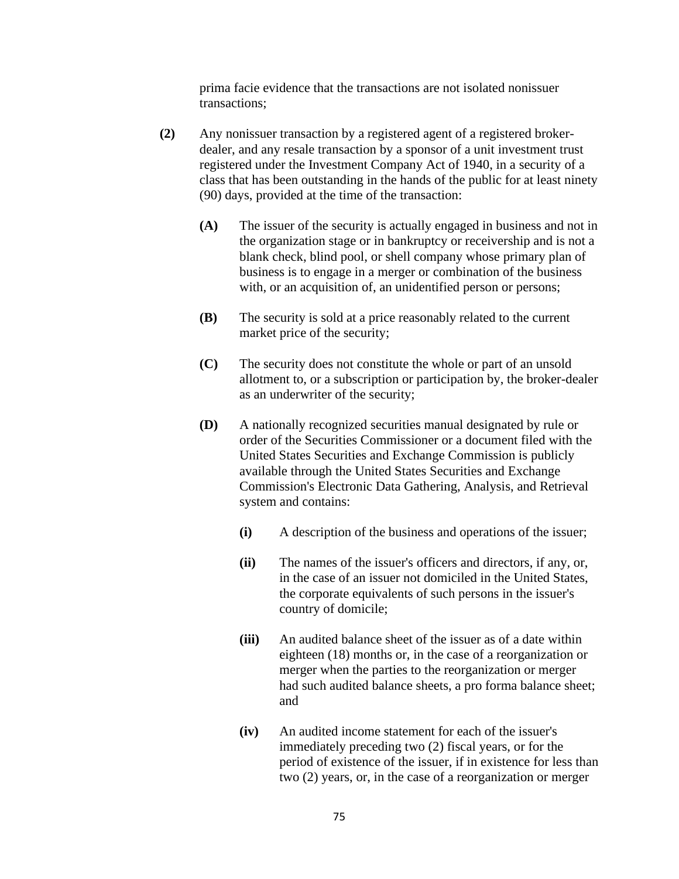prima facie evidence that the transactions are not isolated nonissuer transactions;

**(2)** Any nonissuer transaction by a registered agent of a registered broker-dealer, and any resale transaction by a sponsor of a unit investment trust registered under the Investment Company Act of 1940, in a security of a class that has been outstanding in the hands of the public for at least ninety (90) days, provided at the time of the transaction:

- **(A)** The issuer of the security is actually engaged in business and not in the organization stage or in bankruptcy or receivership and is not a blank check, blind pool, or shell company whose primary plan of business is to engage in a merger or combination of the business with, or an acquisition of, an unidentified person or persons;

- **(B)** The security is sold at a price reasonably related to the current market price of the security;

- **(C)** The security does not constitute the whole or part of an unsold allotment to, or a subscription or participation by, the broker-dealer as an underwriter of the security;

- **(D)** A nationally recognized securities manual designated by rule or order of the Securities Commissioner or a document filed with the United States Securities and Exchange Commission is publicly available through the United States Securities and Exchange Commission's Electronic Data Gathering, Analysis, and Retrieval system and contains:

  - **(i)** A description of the business and operations of the issuer;

  - **(ii)** The names of the issuer's officers and directors, if any, or, in the case of an issuer not domiciled in the United States, the corporate equivalents of such persons in the issuer's country of domicile;

  - **(iii)** An audited balance sheet of the issuer as of a date within eighteen (18) months or, in the case of a reorganization or merger when the parties to the reorganization or merger had such audited balance sheets, a pro forma balance sheet; and

  - **(iv)** An audited income statement for each of the issuer's immediately preceding two (2) fiscal years, or for the period of existence of the issuer, if in existence for less than two (2) years, or, in the case of a reorganization or merger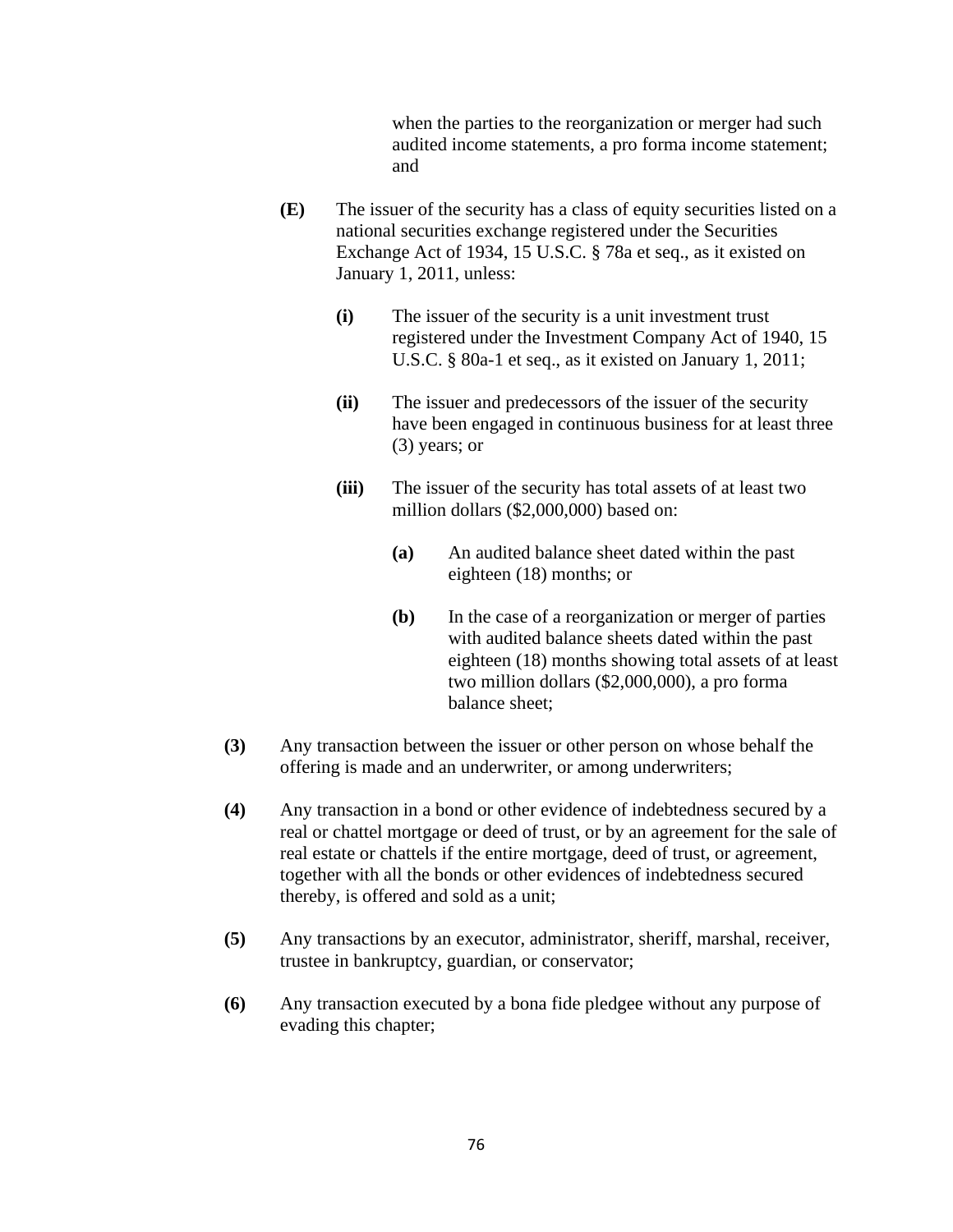when the parties to the reorganization or merger had such audited income statements, a pro forma income statement; and

**(E)** The issuer of the security has a class of equity securities listed on a national securities exchange registered under the Securities Exchange Act of 1934, 15 U.S.C. § 78a et seq., as it existed on January 1, 2011, unless:

**(i)** The issuer of the security is a unit investment trust registered under the Investment Company Act of 1940, 15 U.S.C. § 80a-1 et seq., as it existed on January 1, 2011;

**(ii)** The issuer and predecessors of the issuer of the security have been engaged in continuous business for at least three (3) years; or

**(iii)** The issuer of the security has total assets of at least two million dollars ($2,000,000) based on:

**(a)** An audited balance sheet dated within the past eighteen (18) months; or

**(b)** In the case of a reorganization or merger of parties with audited balance sheets dated within the past eighteen (18) months showing total assets of at least two million dollars ($2,000,000), a pro forma balance sheet;

**(3)** Any transaction between the issuer or other person on whose behalf the offering is made and an underwriter, or among underwriters;

**(4)** Any transaction in a bond or other evidence of indebtedness secured by a real or chattel mortgage or deed of trust, or by an agreement for the sale of real estate or chattels if the entire mortgage, deed of trust, or agreement, together with all the bonds or other evidences of indebtedness secured thereby, is offered and sold as a unit;

**(5)** Any transactions by an executor, administrator, sheriff, marshal, receiver, trustee in bankruptcy, guardian, or conservator;

**(6)** Any transaction executed by a bona fide pledgee without any purpose of evading this chapter;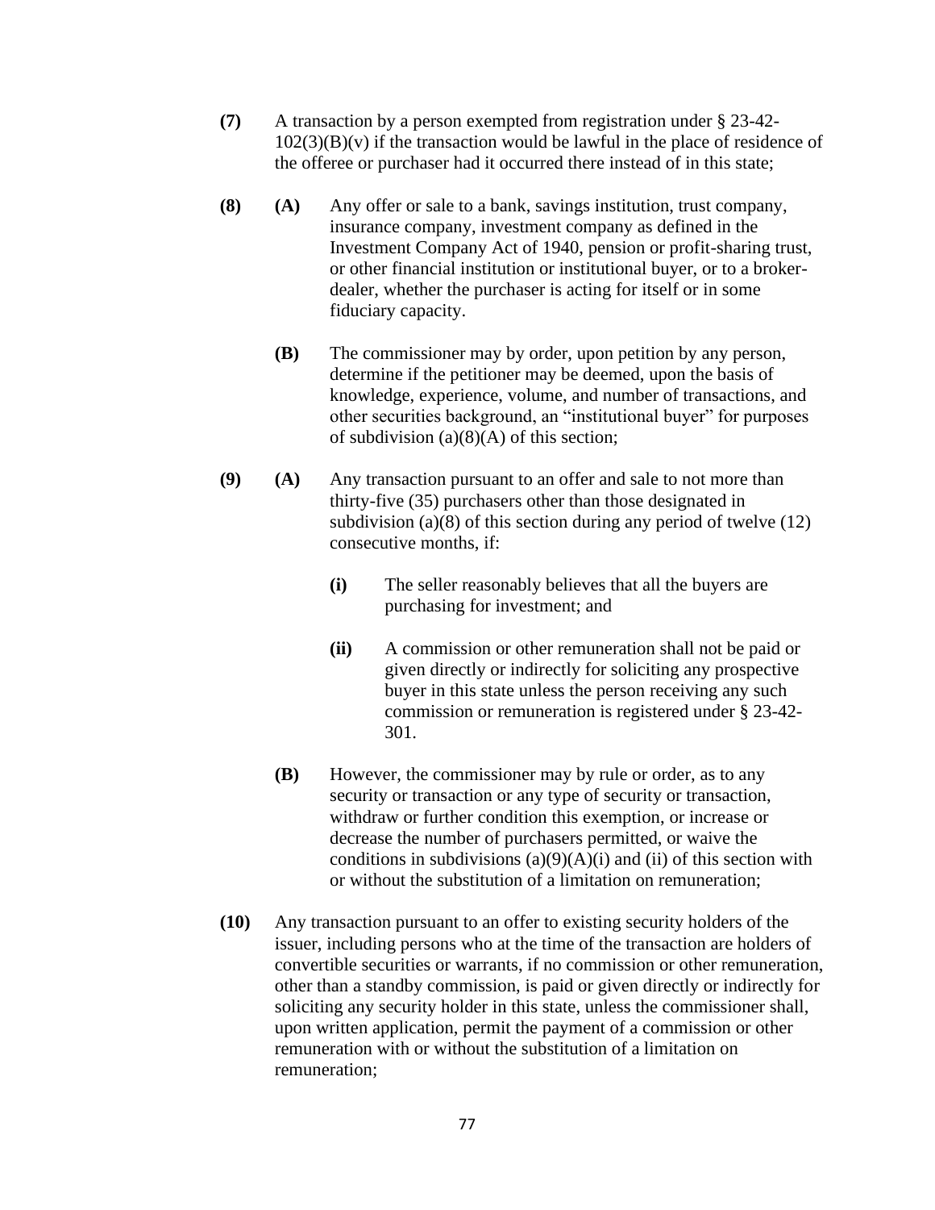**(7)** A transaction by a person exempted from registration under § 23-42-102(3)(B)(v) if the transaction would be lawful in the place of residence of the offeree or purchaser had it occurred there instead of in this state;

**(8)** **(A)** Any offer or sale to a bank, savings institution, trust company, insurance company, investment company as defined in the Investment Company Act of 1940, pension or profit-sharing trust, or other financial institution or institutional buyer, or to a broker-dealer, whether the purchaser is acting for itself or in some fiduciary capacity.

**(B)** The commissioner may by order, upon petition by any person, determine if the petitioner may be deemed, upon the basis of knowledge, experience, volume, and number of transactions, and other securities background, an "institutional buyer" for purposes of subdivision (a)(8)(A) of this section;

**(9)** **(A)** Any transaction pursuant to an offer and sale to not more than thirty-five (35) purchasers other than those designated in subdivision (a)(8) of this section during any period of twelve (12) consecutive months, if:

**(i)** The seller reasonably believes that all the buyers are purchasing for investment; and

**(ii)** A commission or other remuneration shall not be paid or given directly or indirectly for soliciting any prospective buyer in this state unless the person receiving any such commission or remuneration is registered under § 23-42-301.

**(B)** However, the commissioner may by rule or order, as to any security or transaction or any type of security or transaction, withdraw or further condition this exemption, or increase or decrease the number of purchasers permitted, or waive the conditions in subdivisions (a)(9)(A)(i) and (ii) of this section with or without the substitution of a limitation on remuneration;

**(10)** Any transaction pursuant to an offer to existing security holders of the issuer, including persons who at the time of the transaction are holders of convertible securities or warrants, if no commission or other remuneration, other than a standby commission, is paid or given directly or indirectly for soliciting any security holder in this state, unless the commissioner shall, upon written application, permit the payment of a commission or other remuneration with or without the substitution of a limitation on remuneration;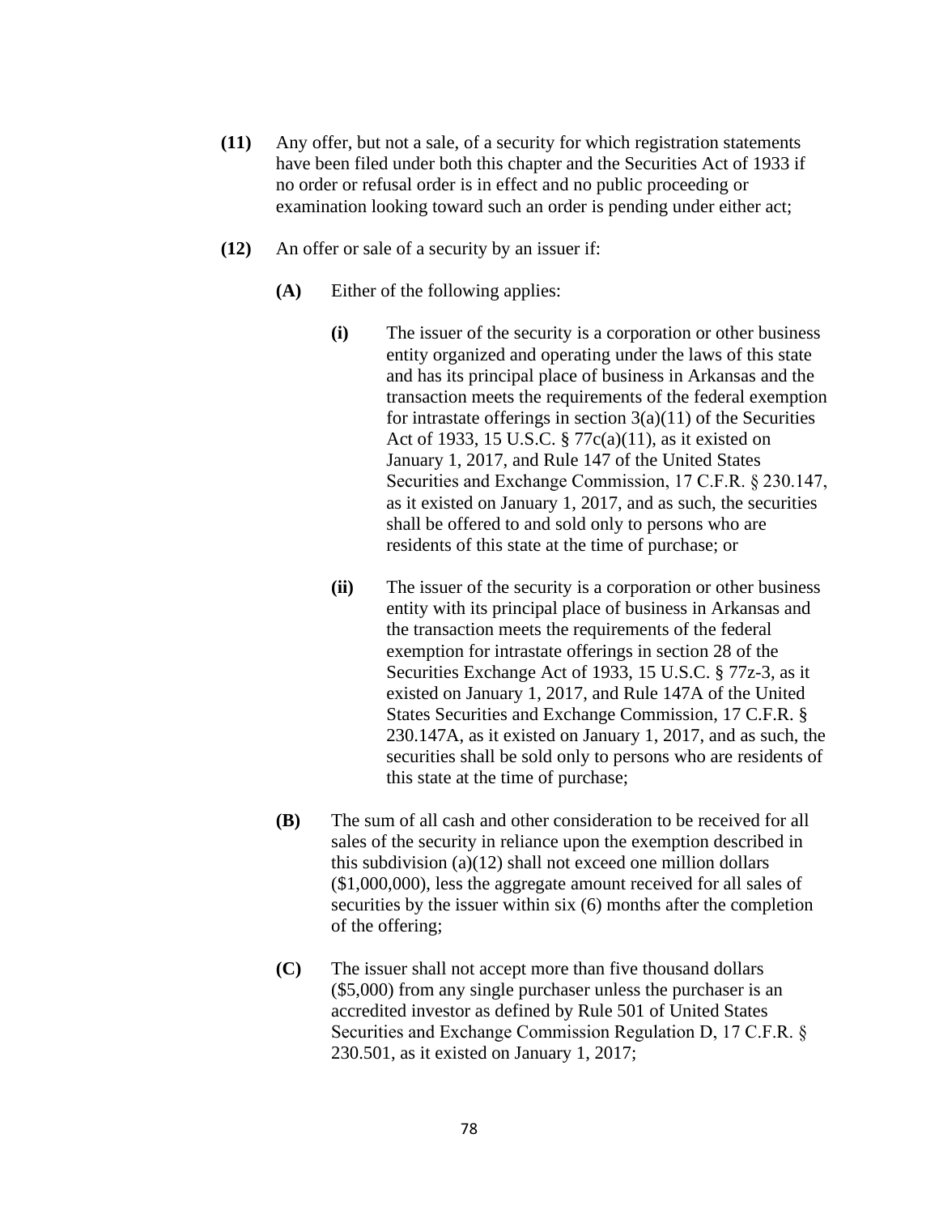**(11)** Any offer, but not a sale, of a security for which registration statements have been filed under both this chapter and the Securities Act of 1933 if no order or refusal order is in effect and no public proceeding or examination looking toward such an order is pending under either act;

**(12)** An offer or sale of a security by an issuer if:

**(A)** Either of the following applies:

**(i)** The issuer of the security is a corporation or other business entity organized and operating under the laws of this state and has its principal place of business in Arkansas and the transaction meets the requirements of the federal exemption for intrastate offerings in section 3(a)(11) of the Securities Act of 1933, 15 U.S.C. § 77c(a)(11), as it existed on January 1, 2017, and Rule 147 of the United States Securities and Exchange Commission, 17 C.F.R. § 230.147, as it existed on January 1, 2017, and as such, the securities shall be offered to and sold only to persons who are residents of this state at the time of purchase; or

**(ii)** The issuer of the security is a corporation or other business entity with its principal place of business in Arkansas and the transaction meets the requirements of the federal exemption for intrastate offerings in section 28 of the Securities Exchange Act of 1933, 15 U.S.C. § 77z-3, as it existed on January 1, 2017, and Rule 147A of the United States Securities and Exchange Commission, 17 C.F.R. § 230.147A, as it existed on January 1, 2017, and as such, the securities shall be sold only to persons who are residents of this state at the time of purchase;

**(B)** The sum of all cash and other consideration to be received for all sales of the security in reliance upon the exemption described in this subdivision (a)(12) shall not exceed one million dollars ($1,000,000), less the aggregate amount received for all sales of securities by the issuer within six (6) months after the completion of the offering;

**(C)** The issuer shall not accept more than five thousand dollars ($5,000) from any single purchaser unless the purchaser is an accredited investor as defined by Rule 501 of United States Securities and Exchange Commission Regulation D, 17 C.F.R. § 230.501, as it existed on January 1, 2017;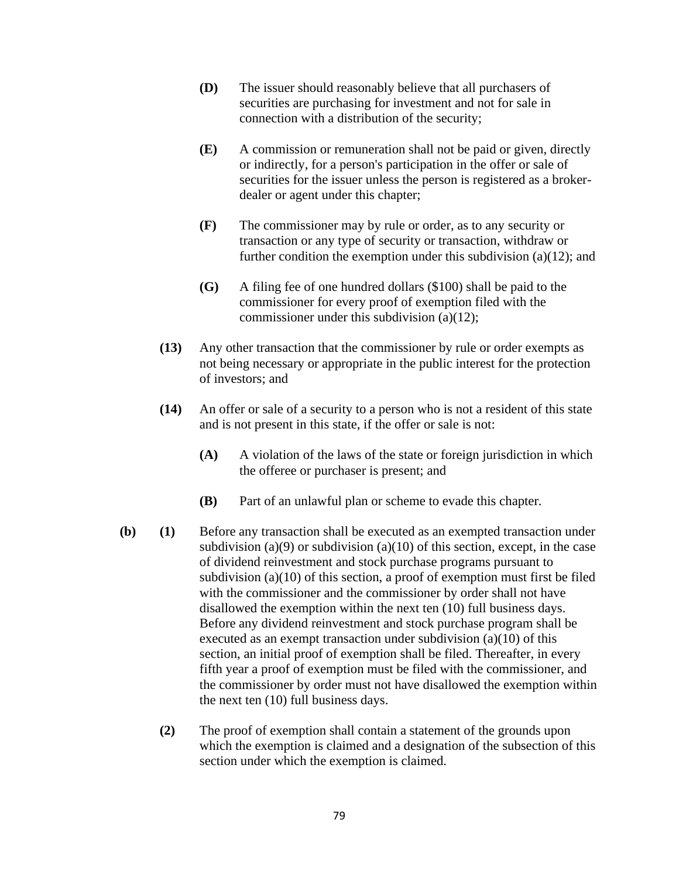**(D)** The issuer should reasonably believe that all purchasers of securities are purchasing for investment and not for sale in connection with a distribution of the security;

**(E)** A commission or remuneration shall not be paid or given, directly or indirectly, for a person's participation in the offer or sale of securities for the issuer unless the person is registered as a broker-dealer or agent under this chapter;

**(F)** The commissioner may by rule or order, as to any security or transaction or any type of security or transaction, withdraw or further condition the exemption under this subdivision (a)(12); and

**(G)** A filing fee of one hundred dollars ($100) shall be paid to the commissioner for every proof of exemption filed with the commissioner under this subdivision (a)(12);

**(13)** Any other transaction that the commissioner by rule or order exempts as not being necessary or appropriate in the public interest for the protection of investors; and

**(14)** An offer or sale of a security to a person who is not a resident of this state and is not present in this state, if the offer or sale is not:

**(A)** A violation of the laws of the state or foreign jurisdiction in which the offeree or purchaser is present; and

**(B)** Part of an unlawful plan or scheme to evade this chapter.

**(b)** **(1)** Before any transaction shall be executed as an exempted transaction under subdivision (a)(9) or subdivision (a)(10) of this section, except, in the case of dividend reinvestment and stock purchase programs pursuant to subdivision (a)(10) of this section, a proof of exemption must first be filed with the commissioner and the commissioner by order shall not have disallowed the exemption within the next ten (10) full business days. Before any dividend reinvestment and stock purchase program shall be executed as an exempt transaction under subdivision (a)(10) of this section, an initial proof of exemption shall be filed. Thereafter, in every fifth year a proof of exemption must be filed with the commissioner, and the commissioner by order must not have disallowed the exemption within the next ten (10) full business days.

**(2)** The proof of exemption shall contain a statement of the grounds upon which the exemption is claimed and a designation of the subsection of this section under which the exemption is claimed.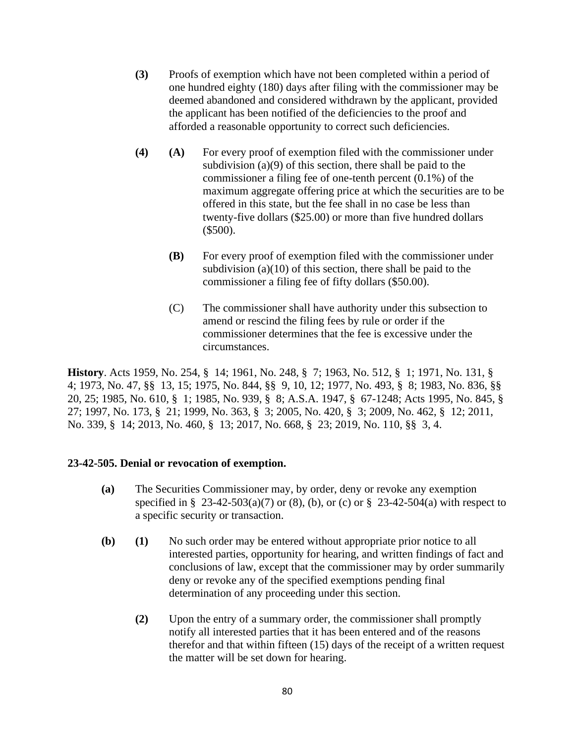**(3)** Proofs of exemption which have not been completed within a period of one hundred eighty (180) days after filing with the commissioner may be deemed abandoned and considered withdrawn by the applicant, provided the applicant has been notified of the deficiencies to the proof and afforded a reasonable opportunity to correct such deficiencies.

**(4)** **(A)** For every proof of exemption filed with the commissioner under subdivision (a)(9) of this section, there shall be paid to the commissioner a filing fee of one-tenth percent (0.1%) of the maximum aggregate offering price at which the securities are to be offered in this state, but the fee shall in no case be less than twenty-five dollars ($25.00) or more than five hundred dollars ($500).

**(B)** For every proof of exemption filed with the commissioner under subdivision (a)(10) of this section, there shall be paid to the commissioner a filing fee of fifty dollars ($50.00).

(C) The commissioner shall have authority under this subsection to amend or rescind the filing fees by rule or order if the commissioner determines that the fee is excessive under the circumstances.

**History**. Acts 1959, No. 254, § 14; 1961, No. 248, § 7; 1963, No. 512, § 1; 1971, No. 131, § 4; 1973, No. 47, §§ 13, 15; 1975, No. 844, §§ 9, 10, 12; 1977, No. 493, § 8; 1983, No. 836, §§ 20, 25; 1985, No. 610, § 1; 1985, No. 939, § 8; A.S.A. 1947, § 67-1248; Acts 1995, No. 845, § 27; 1997, No. 173, § 21; 1999, No. 363, § 3; 2005, No. 420, § 3; 2009, No. 462, § 12; 2011, No. 339, § 14; 2013, No. 460, § 13; 2017, No. 668, § 23; 2019, No. 110, §§ 3, 4.

**23-42-505. Denial or revocation of exemption.**

**(a)** The Securities Commissioner may, by order, deny or revoke any exemption specified in § 23-42-503(a)(7) or (8), (b), or (c) or § 23-42-504(a) with respect to a specific security or transaction.

**(b)** **(1)** No such order may be entered without appropriate prior notice to all interested parties, opportunity for hearing, and written findings of fact and conclusions of law, except that the commissioner may by order summarily deny or revoke any of the specified exemptions pending final determination of any proceeding under this section.

**(2)** Upon the entry of a summary order, the commissioner shall promptly notify all interested parties that it has been entered and of the reasons therefor and that within fifteen (15) days of the receipt of a written request the matter will be set down for hearing.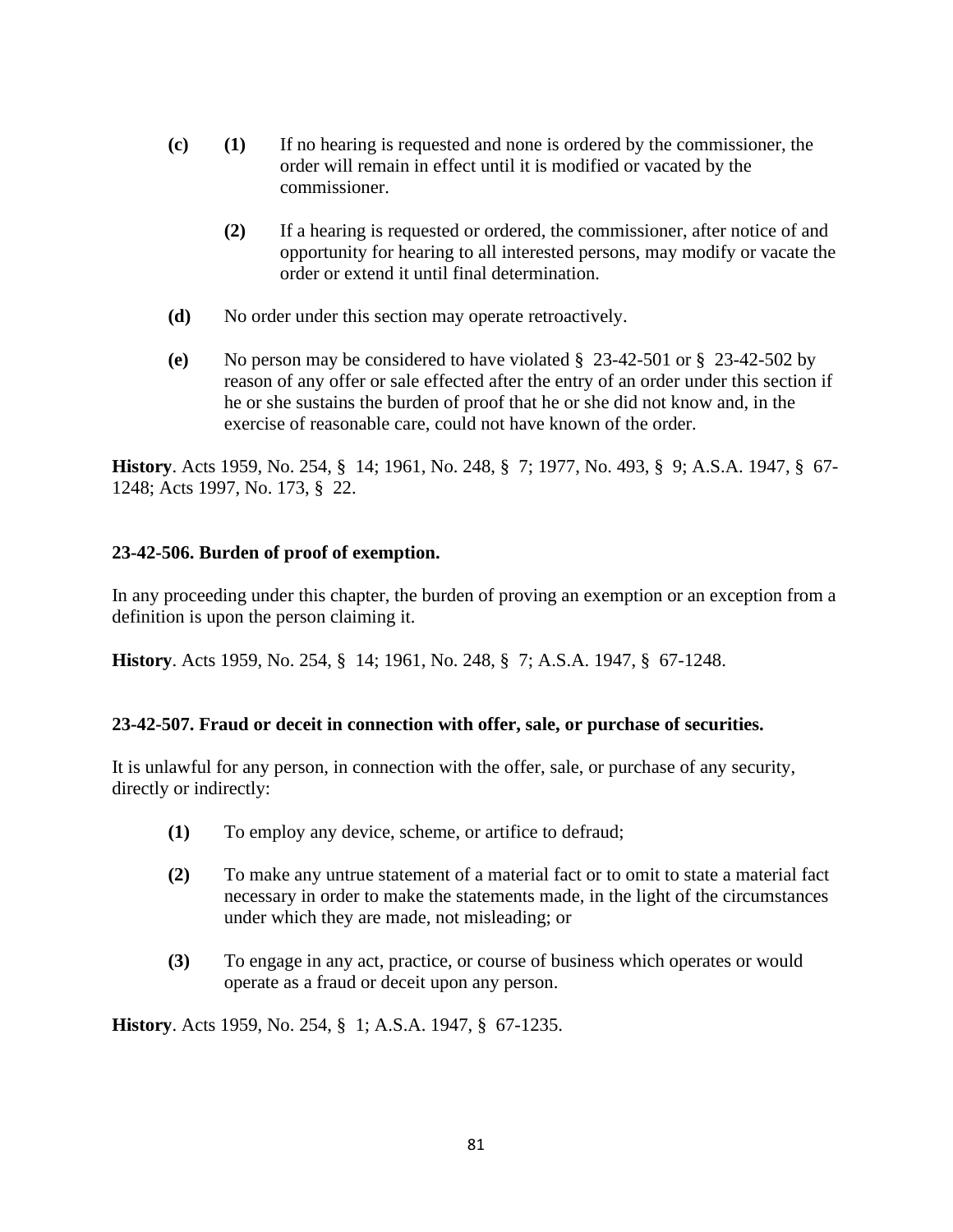**(c)** **(1)** If no hearing is requested and none is ordered by the commissioner, the order will remain in effect until it is modified or vacated by the commissioner.

**(2)** If a hearing is requested or ordered, the commissioner, after notice of and opportunity for hearing to all interested persons, may modify or vacate the order or extend it until final determination.

**(d)** No order under this section may operate retroactively.

**(e)** No person may be considered to have violated § 23-42-501 or § 23-42-502 by reason of any offer or sale effected after the entry of an order under this section if he or she sustains the burden of proof that he or she did not know and, in the exercise of reasonable care, could not have known of the order.

**History**. Acts 1959, No. 254, § 14; 1961, No. 248, § 7; 1977, No. 493, § 9; A.S.A. 1947, § 67-1248; Acts 1997, No. 173, § 22.

### 23-42-506. Burden of proof of exemption.

In any proceeding under this chapter, the burden of proving an exemption or an exception from a definition is upon the person claiming it.

**History**. Acts 1959, No. 254, § 14; 1961, No. 248, § 7; A.S.A. 1947, § 67-1248.

### 23-42-507. Fraud or deceit in connection with offer, sale, or purchase of securities.

It is unlawful for any person, in connection with the offer, sale, or purchase of any security, directly or indirectly:

**(1)** To employ any device, scheme, or artifice to defraud;

**(2)** To make any untrue statement of a material fact or to omit to state a material fact necessary in order to make the statements made, in the light of the circumstances under which they are made, not misleading; or

**(3)** To engage in any act, practice, or course of business which operates or would operate as a fraud or deceit upon any person.

**History**. Acts 1959, No. 254, § 1; A.S.A. 1947, § 67-1235.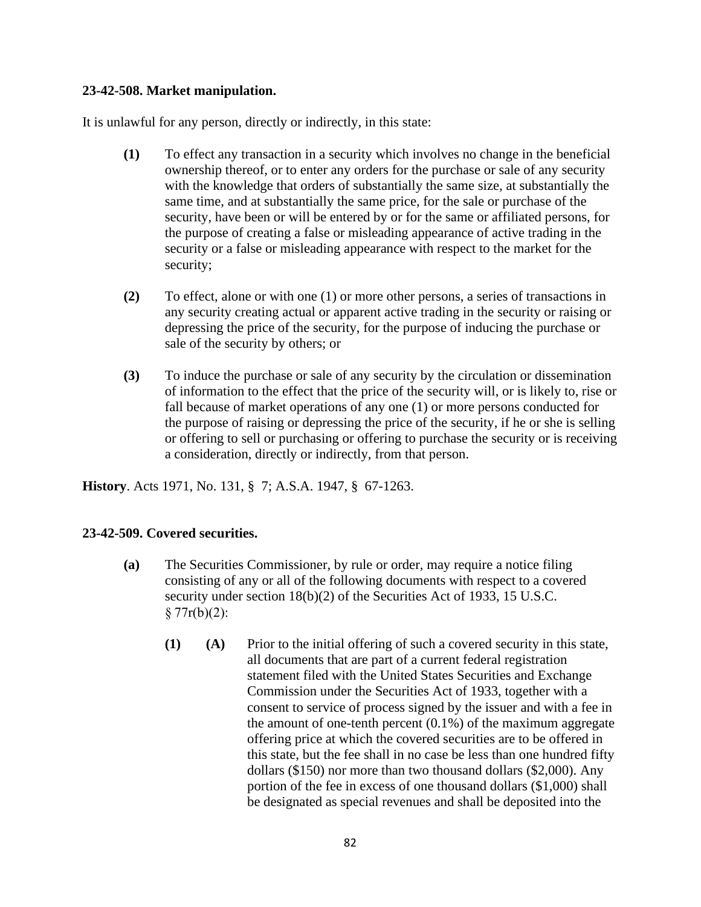**23-42-508. Market manipulation.**

It is unlawful for any person, directly or indirectly, in this state:

**(1)** To effect any transaction in a security which involves no change in the beneficial ownership thereof, or to enter any orders for the purchase or sale of any security with the knowledge that orders of substantially the same size, at substantially the same time, and at substantially the same price, for the sale or purchase of the security, have been or will be entered by or for the same or affiliated persons, for the purpose of creating a false or misleading appearance of active trading in the security or a false or misleading appearance with respect to the market for the security;

**(2)** To effect, alone or with one (1) or more other persons, a series of transactions in any security creating actual or apparent active trading in the security or raising or depressing the price of the security, for the purpose of inducing the purchase or sale of the security by others; or

**(3)** To induce the purchase or sale of any security by the circulation or dissemination of information to the effect that the price of the security will, or is likely to, rise or fall because of market operations of any one (1) or more persons conducted for the purpose of raising or depressing the price of the security, if he or she is selling or offering to sell or purchasing or offering to purchase the security or is receiving a consideration, directly or indirectly, from that person.

**History**. Acts 1971, No. 131, § 7; A.S.A. 1947, § 67-1263.

**23-42-509. Covered securities.**

**(a)** The Securities Commissioner, by rule or order, may require a notice filing consisting of any or all of the following documents with respect to a covered security under section 18(b)(2) of the Securities Act of 1933, 15 U.S.C. § 77r(b)(2):

**(1)** **(A)** Prior to the initial offering of such a covered security in this state, all documents that are part of a current federal registration statement filed with the United States Securities and Exchange Commission under the Securities Act of 1933, together with a consent to service of process signed by the issuer and with a fee in the amount of one-tenth percent (0.1%) of the maximum aggregate offering price at which the covered securities are to be offered in this state, but the fee shall in no case be less than one hundred fifty dollars ($150) nor more than two thousand dollars ($2,000). Any portion of the fee in excess of one thousand dollars ($1,000) shall be designated as special revenues and shall be deposited into the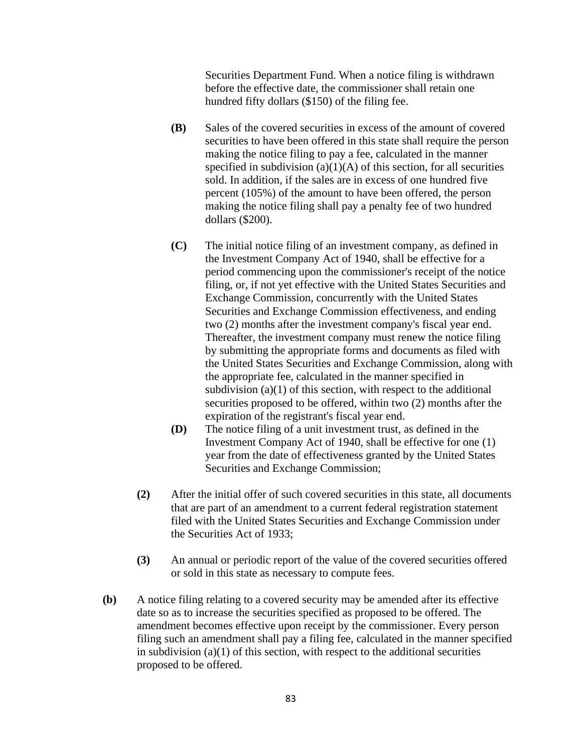Securities Department Fund. When a notice filing is withdrawn before the effective date, the commissioner shall retain one hundred fifty dollars ($150) of the filing fee.

**(B)** Sales of the covered securities in excess of the amount of covered securities to have been offered in this state shall require the person making the notice filing to pay a fee, calculated in the manner specified in subdivision (a)(1)(A) of this section, for all securities sold. In addition, if the sales are in excess of one hundred five percent (105%) of the amount to have been offered, the person making the notice filing shall pay a penalty fee of two hundred dollars ($200).

**(C)** The initial notice filing of an investment company, as defined in the Investment Company Act of 1940, shall be effective for a period commencing upon the commissioner's receipt of the notice filing, or, if not yet effective with the United States Securities and Exchange Commission, concurrently with the United States Securities and Exchange Commission effectiveness, and ending two (2) months after the investment company's fiscal year end. Thereafter, the investment company must renew the notice filing by submitting the appropriate forms and documents as filed with the United States Securities and Exchange Commission, along with the appropriate fee, calculated in the manner specified in subdivision (a)(1) of this section, with respect to the additional securities proposed to be offered, within two (2) months after the expiration of the registrant's fiscal year end.

**(D)** The notice filing of a unit investment trust, as defined in the Investment Company Act of 1940, shall be effective for one (1) year from the date of effectiveness granted by the United States Securities and Exchange Commission;

**(2)** After the initial offer of such covered securities in this state, all documents that are part of an amendment to a current federal registration statement filed with the United States Securities and Exchange Commission under the Securities Act of 1933;

**(3)** An annual or periodic report of the value of the covered securities offered or sold in this state as necessary to compute fees.

**(b)** A notice filing relating to a covered security may be amended after its effective date so as to increase the securities specified as proposed to be offered. The amendment becomes effective upon receipt by the commissioner. Every person filing such an amendment shall pay a filing fee, calculated in the manner specified in subdivision (a)(1) of this section, with respect to the additional securities proposed to be offered.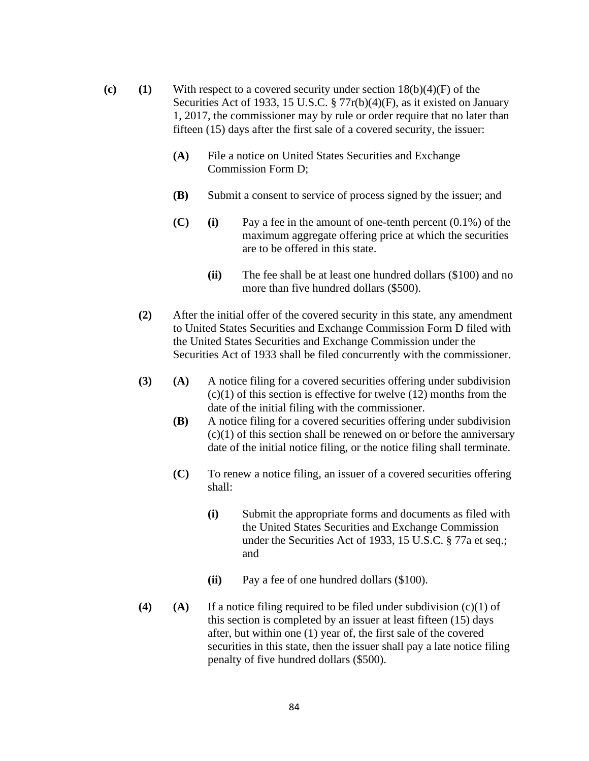**(c)** **(1)** With respect to a covered security under section 18(b)(4)(F) of the Securities Act of 1933, 15 U.S.C. § 77r(b)(4)(F), as it existed on January 1, 2017, the commissioner may by rule or order require that no later than fifteen (15) days after the first sale of a covered security, the issuer:

**(A)** File a notice on United States Securities and Exchange Commission Form D;

**(B)** Submit a consent to service of process signed by the issuer; and

**(C)** **(i)** Pay a fee in the amount of one-tenth percent (0.1%) of the maximum aggregate offering price at which the securities are to be offered in this state.

**(ii)** The fee shall be at least one hundred dollars ($100) and no more than five hundred dollars ($500).

**(2)** After the initial offer of the covered security in this state, any amendment to United States Securities and Exchange Commission Form D filed with the United States Securities and Exchange Commission under the Securities Act of 1933 shall be filed concurrently with the commissioner.

**(3)** **(A)** A notice filing for a covered securities offering under subdivision (c)(1) of this section is effective for twelve (12) months from the date of the initial filing with the commissioner.

**(B)** A notice filing for a covered securities offering under subdivision (c)(1) of this section shall be renewed on or before the anniversary date of the initial notice filing, or the notice filing shall terminate.

**(C)** To renew a notice filing, an issuer of a covered securities offering shall:

**(i)** Submit the appropriate forms and documents as filed with the United States Securities and Exchange Commission under the Securities Act of 1933, 15 U.S.C. § 77a et seq.; and

**(ii)** Pay a fee of one hundred dollars ($100).

**(4)** **(A)** If a notice filing required to be filed under subdivision (c)(1) of this section is completed by an issuer at least fifteen (15) days after, but within one (1) year of, the first sale of the covered securities in this state, then the issuer shall pay a late notice filing penalty of five hundred dollars ($500).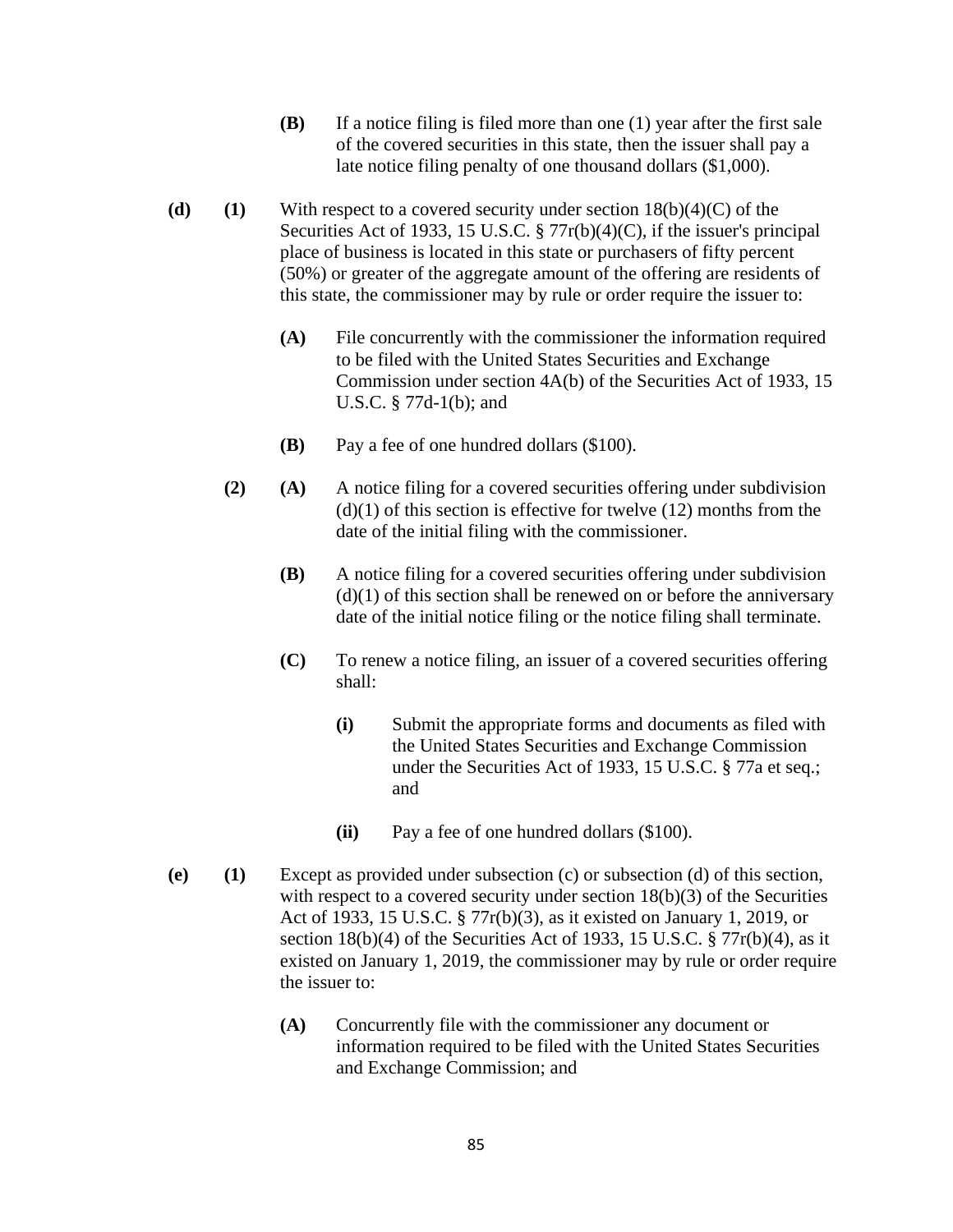**(B)** If a notice filing is filed more than one (1) year after the first sale of the covered securities in this state, then the issuer shall pay a late notice filing penalty of one thousand dollars ($1,000).

**(d)** **(1)** With respect to a covered security under section 18(b)(4)(C) of the Securities Act of 1933, 15 U.S.C. § 77r(b)(4)(C), if the issuer's principal place of business is located in this state or purchasers of fifty percent (50%) or greater of the aggregate amount of the offering are residents of this state, the commissioner may by rule or order require the issuer to:

**(A)** File concurrently with the commissioner the information required to be filed with the United States Securities and Exchange Commission under section 4A(b) of the Securities Act of 1933, 15 U.S.C. § 77d-1(b); and

**(B)** Pay a fee of one hundred dollars ($100).

**(2)** **(A)** A notice filing for a covered securities offering under subdivision (d)(1) of this section is effective for twelve (12) months from the date of the initial filing with the commissioner.

**(B)** A notice filing for a covered securities offering under subdivision (d)(1) of this section shall be renewed on or before the anniversary date of the initial notice filing or the notice filing shall terminate.

**(C)** To renew a notice filing, an issuer of a covered securities offering shall:

**(i)** Submit the appropriate forms and documents as filed with the United States Securities and Exchange Commission under the Securities Act of 1933, 15 U.S.C. § 77a et seq.; and

**(ii)** Pay a fee of one hundred dollars ($100).

**(e)** **(1)** Except as provided under subsection (c) or subsection (d) of this section, with respect to a covered security under section 18(b)(3) of the Securities Act of 1933, 15 U.S.C. § 77r(b)(3), as it existed on January 1, 2019, or section 18(b)(4) of the Securities Act of 1933, 15 U.S.C. § 77r(b)(4), as it existed on January 1, 2019, the commissioner may by rule or order require the issuer to:

**(A)** Concurrently file with the commissioner any document or information required to be filed with the United States Securities and Exchange Commission; and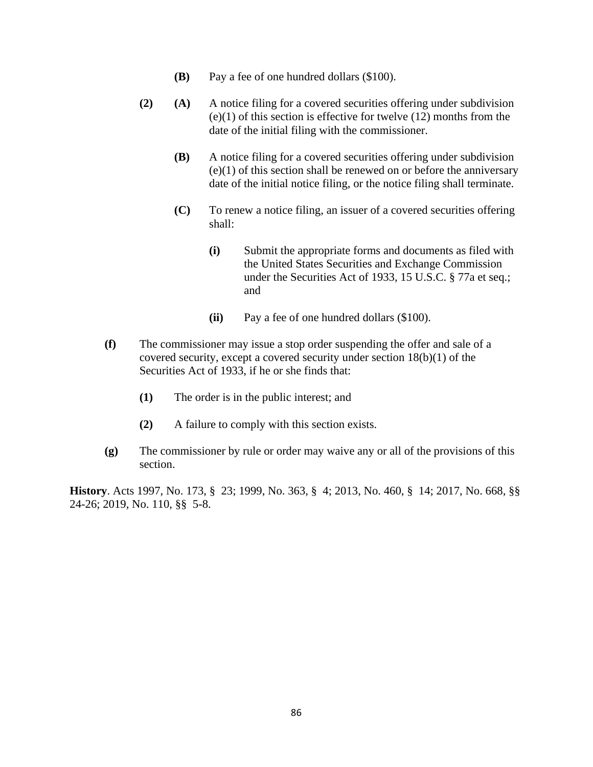**(B)** Pay a fee of one hundred dollars ($100).

**(2)** **(A)** A notice filing for a covered securities offering under subdivision (e)(1) of this section is effective for twelve (12) months from the date of the initial filing with the commissioner.

**(B)** A notice filing for a covered securities offering under subdivision (e)(1) of this section shall be renewed on or before the anniversary date of the initial notice filing, or the notice filing shall terminate.

**(C)** To renew a notice filing, an issuer of a covered securities offering shall:

**(i)** Submit the appropriate forms and documents as filed with the United States Securities and Exchange Commission under the Securities Act of 1933, 15 U.S.C. § 77a et seq.; and

**(ii)** Pay a fee of one hundred dollars ($100).

**(f)** The commissioner may issue a stop order suspending the offer and sale of a covered security, except a covered security under section 18(b)(1) of the Securities Act of 1933, if he or she finds that:

**(1)** The order is in the public interest; and

**(2)** A failure to comply with this section exists.

**(g)** The commissioner by rule or order may waive any or all of the provisions of this section.

**History**. Acts 1997, No. 173, § 23; 1999, No. 363, § 4; 2013, No. 460, § 14; 2017, No. 668, §§ 24-26; 2019, No. 110, §§ 5-8.